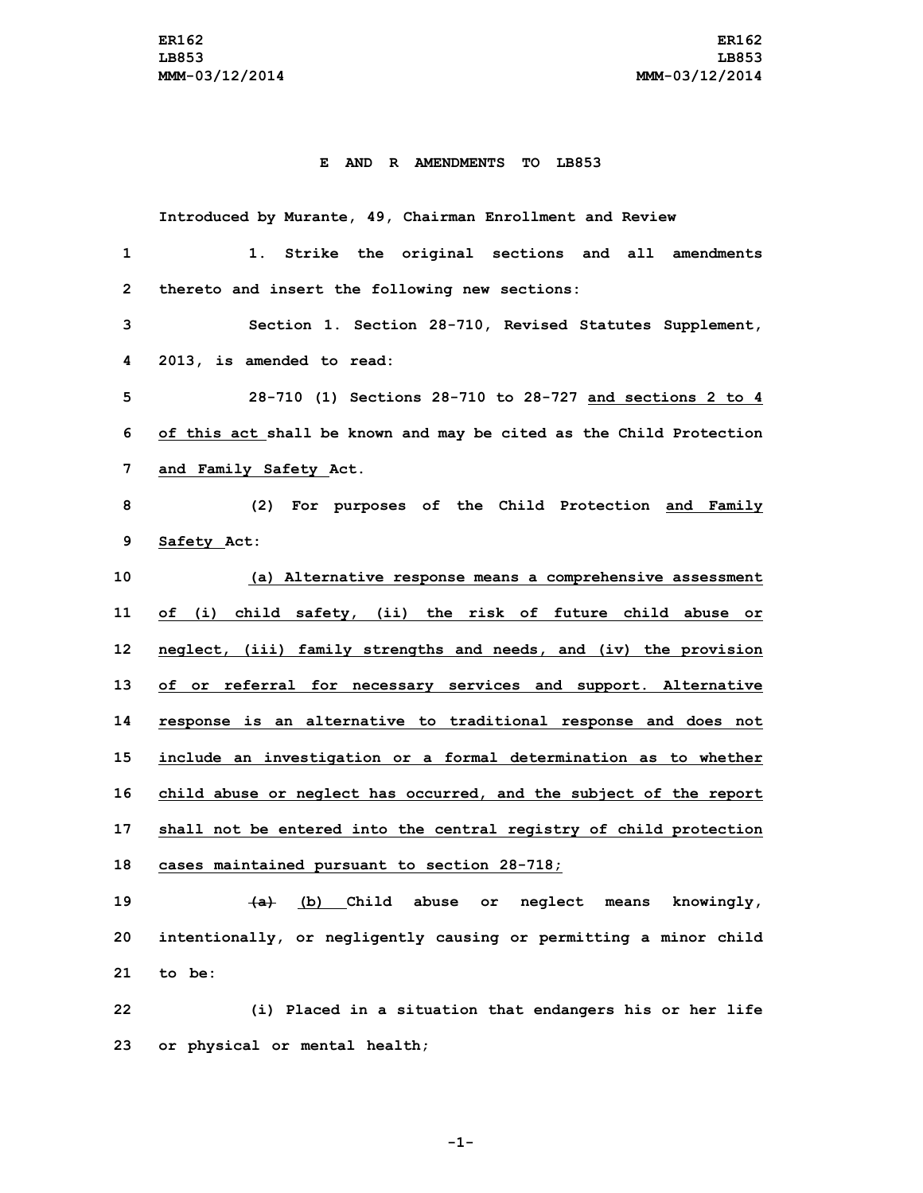ER162
LB853
MMM-03/12/2014

**E AND R AMENDMENTS TO LB853**

Introduced by Murante, 49, Chairman Enrollment and Review

1 1. Strike the original sections and all amendments
2 thereto and insert the following new sections:

3 Section 1. Section 28-710, Revised Statutes Supplement,
4 2013, is amended to read:

5 28-710 (1) Sections 28-710 to 28-727 <u>and sections 2 to 4</u>
6 <u>of this act</u> shall be known and may be cited as the Child Protection
7 <u>and Family Safety</u> Act.

8 (2) For purposes of the Child Protection <u>and Family</u>
9 <u>Safety</u> Act:

10 <u>(a) Alternative response means a comprehensive assessment</u>
11 <u>of (i) child safety, (ii) the risk of future child abuse or</u>
12 <u>neglect, (iii) family strengths and needs, and (iv) the provision</u>
13 <u>of or referral for necessary services and support. Alternative</u>
14 <u>response is an alternative to traditional response and does not</u>
15 <u>include an investigation or a formal determination as to whether</u>
16 <u>child abuse or neglect has occurred, and the subject of the report</u>
17 <u>shall not be entered into the central registry of child protection</u>
18 <u>cases maintained pursuant to section 28-718;</u>

19 ~~(a)~~ <u>(b)</u> Child abuse or neglect means knowingly,
20 intentionally, or negligently causing or permitting a minor child
21 to be:

22 (i) Placed in a situation that endangers his or her life
23 or physical or mental health;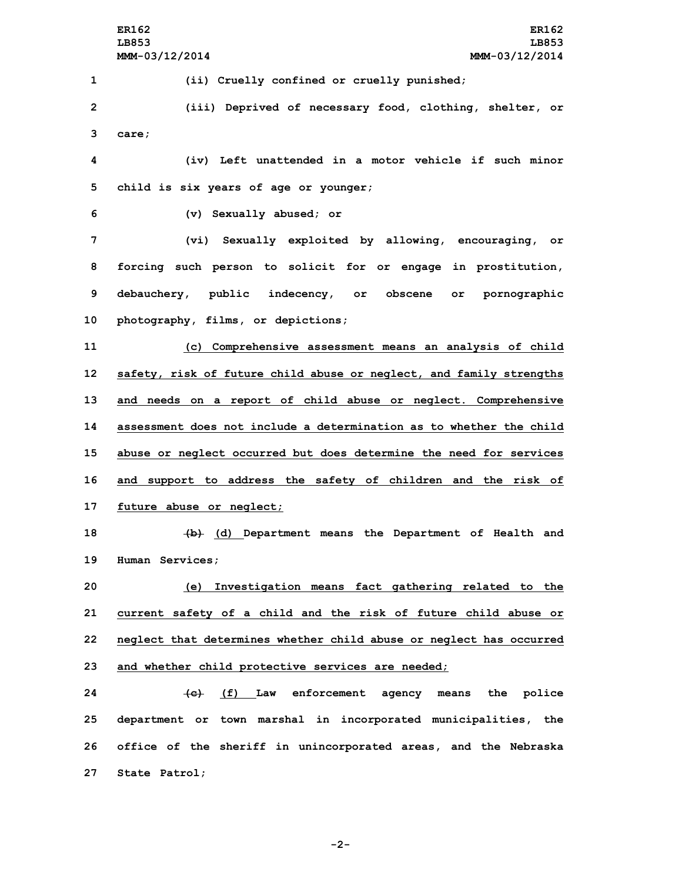(ii) Cruelly confined or cruelly punished;

(iii) Deprived of necessary food, clothing, shelter, or care;

(iv) Left unattended in a motor vehicle if such minor child is six years of age or younger;

(v) Sexually abused; or

(vi) Sexually exploited by allowing, encouraging, or forcing such person to solicit for or engage in prostitution, debauchery, public indecency, or obscene or pornographic photography, films, or depictions;

(c) Comprehensive assessment means an analysis of child safety, risk of future child abuse or neglect, and family strengths and needs on a report of child abuse or neglect. Comprehensive assessment does not include a determination as to whether the child abuse or neglect occurred but does determine the need for services and support to address the safety of children and the risk of future abuse or neglect;

~~(b)~~ (d) Department means the Department of Health and Human Services;

(e) Investigation means fact gathering related to the current safety of a child and the risk of future child abuse or neglect that determines whether child abuse or neglect has occurred and whether child protective services are needed;

~~(c)~~ (f) Law enforcement agency means the police department or town marshal in incorporated municipalities, the office of the sheriff in unincorporated areas, and the Nebraska State Patrol;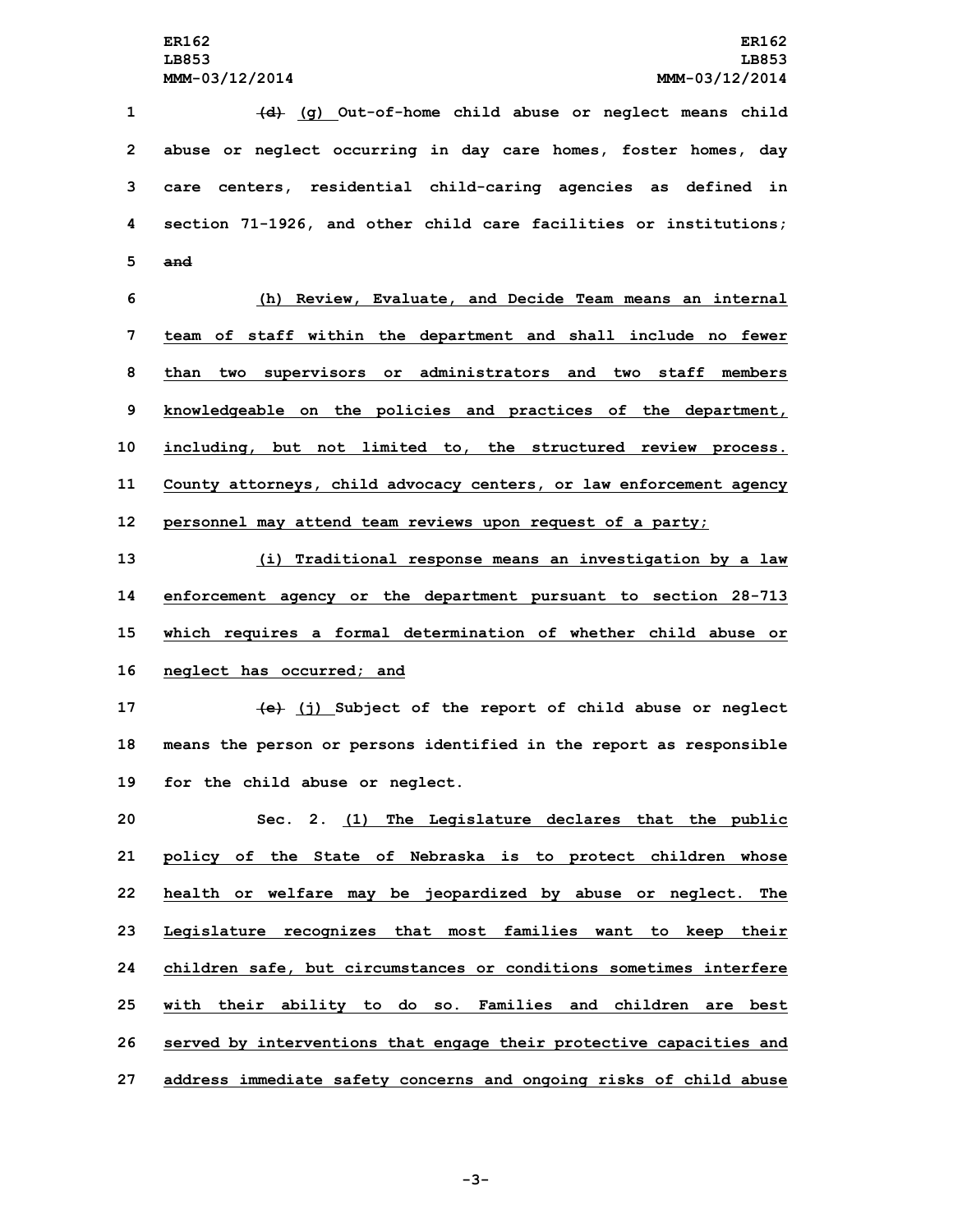~~(d)~~ (g) Out-of-home child abuse or neglect means child abuse or neglect occurring in day care homes, foster homes, day care centers, residential child-caring agencies as defined in section 71-1926, and other child care facilities or institutions; ~~and~~

(h) Review, Evaluate, and Decide Team means an internal team of staff within the department and shall include no fewer than two supervisors or administrators and two staff members knowledgeable on the policies and practices of the department, including, but not limited to, the structured review process. County attorneys, child advocacy centers, or law enforcement agency personnel may attend team reviews upon request of a party;

(i) Traditional response means an investigation by a law enforcement agency or the department pursuant to section 28-713 which requires a formal determination of whether child abuse or neglect has occurred; and

~~(e)~~ (j) Subject of the report of child abuse or neglect means the person or persons identified in the report as responsible for the child abuse or neglect.

Sec. 2. (1) The Legislature declares that the public policy of the State of Nebraska is to protect children whose health or welfare may be jeopardized by abuse or neglect. The Legislature recognizes that most families want to keep their children safe, but circumstances or conditions sometimes interfere with their ability to do so. Families and children are best served by interventions that engage their protective capacities and address immediate safety concerns and ongoing risks of child abuse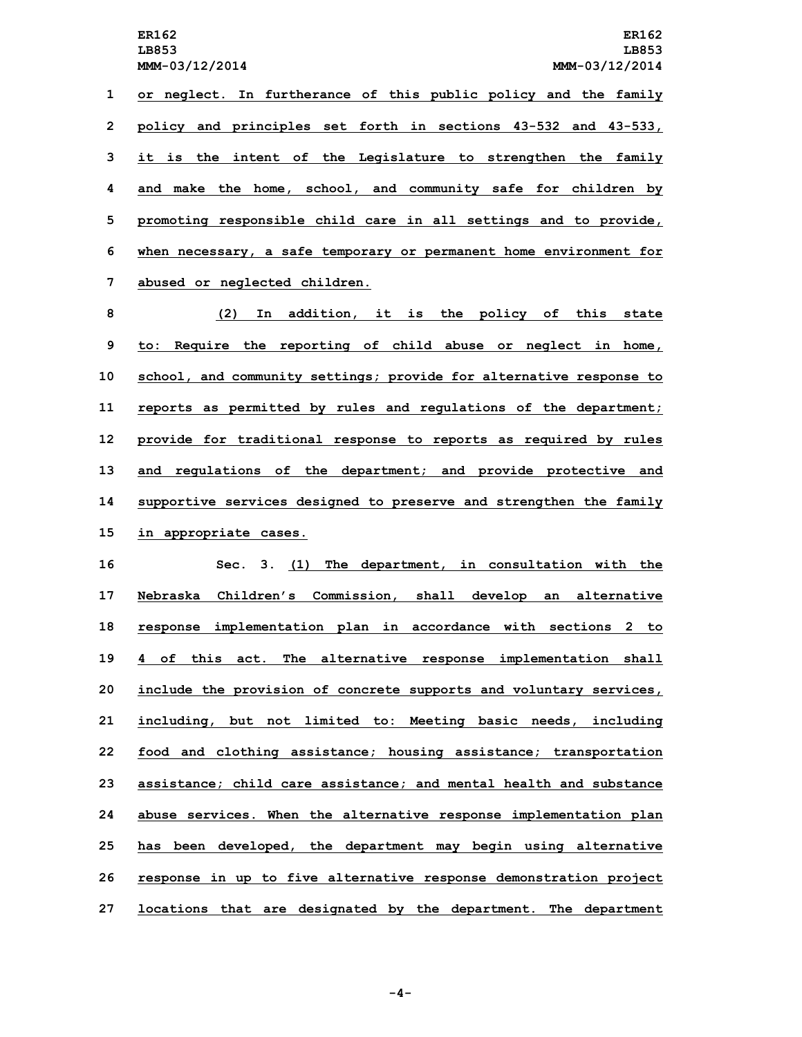or neglect. In furtherance of this public policy and the family policy and principles set forth in sections 43-532 and 43-533, it is the intent of the Legislature to strengthen the family and make the home, school, and community safe for children by promoting responsible child care in all settings and to provide, when necessary, a safe temporary or permanent home environment for abused or neglected children.

(2) In addition, it is the policy of this state to: Require the reporting of child abuse or neglect in home, school, and community settings; provide for alternative response to reports as permitted by rules and regulations of the department; provide for traditional response to reports as required by rules and regulations of the department; and provide protective and supportive services designed to preserve and strengthen the family in appropriate cases.

Sec. 3. (1) The department, in consultation with the Nebraska Children's Commission, shall develop an alternative response implementation plan in accordance with sections 2 to 4 of this act. The alternative response implementation shall include the provision of concrete supports and voluntary services, including, but not limited to: Meeting basic needs, including food and clothing assistance; housing assistance; transportation assistance; child care assistance; and mental health and substance abuse services. When the alternative response implementation plan has been developed, the department may begin using alternative response in up to five alternative response demonstration project locations that are designated by the department. The department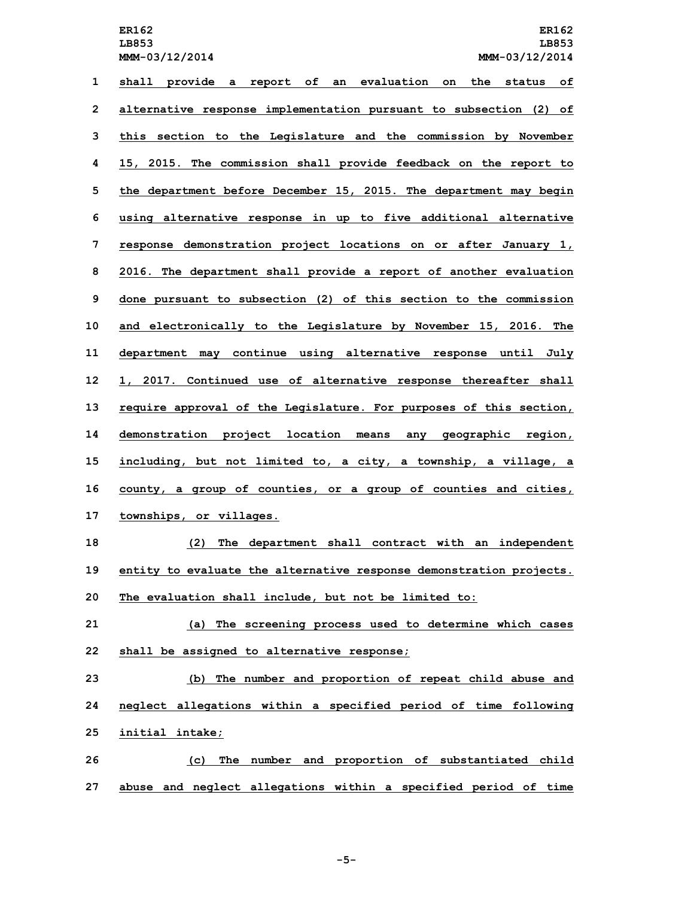shall provide a report of an evaluation on the status of alternative response implementation pursuant to subsection (2) of this section to the Legislature and the commission by November 15, 2015. The commission shall provide feedback on the report to the department before December 15, 2015. The department may begin using alternative response in up to five additional alternative response demonstration project locations on or after January 1, 2016. The department shall provide a report of another evaluation done pursuant to subsection (2) of this section to the commission and electronically to the Legislature by November 15, 2016. The department may continue using alternative response until July 1, 2017. Continued use of alternative response thereafter shall require approval of the Legislature. For purposes of this section, demonstration project location means any geographic region, including, but not limited to, a city, a township, a village, a county, a group of counties, or a group of counties and cities, townships, or villages.

(2) The department shall contract with an independent entity to evaluate the alternative response demonstration projects. The evaluation shall include, but not be limited to:

(a) The screening process used to determine which cases shall be assigned to alternative response;

(b) The number and proportion of repeat child abuse and neglect allegations within a specified period of time following initial intake;

(c) The number and proportion of substantiated child abuse and neglect allegations within a specified period of time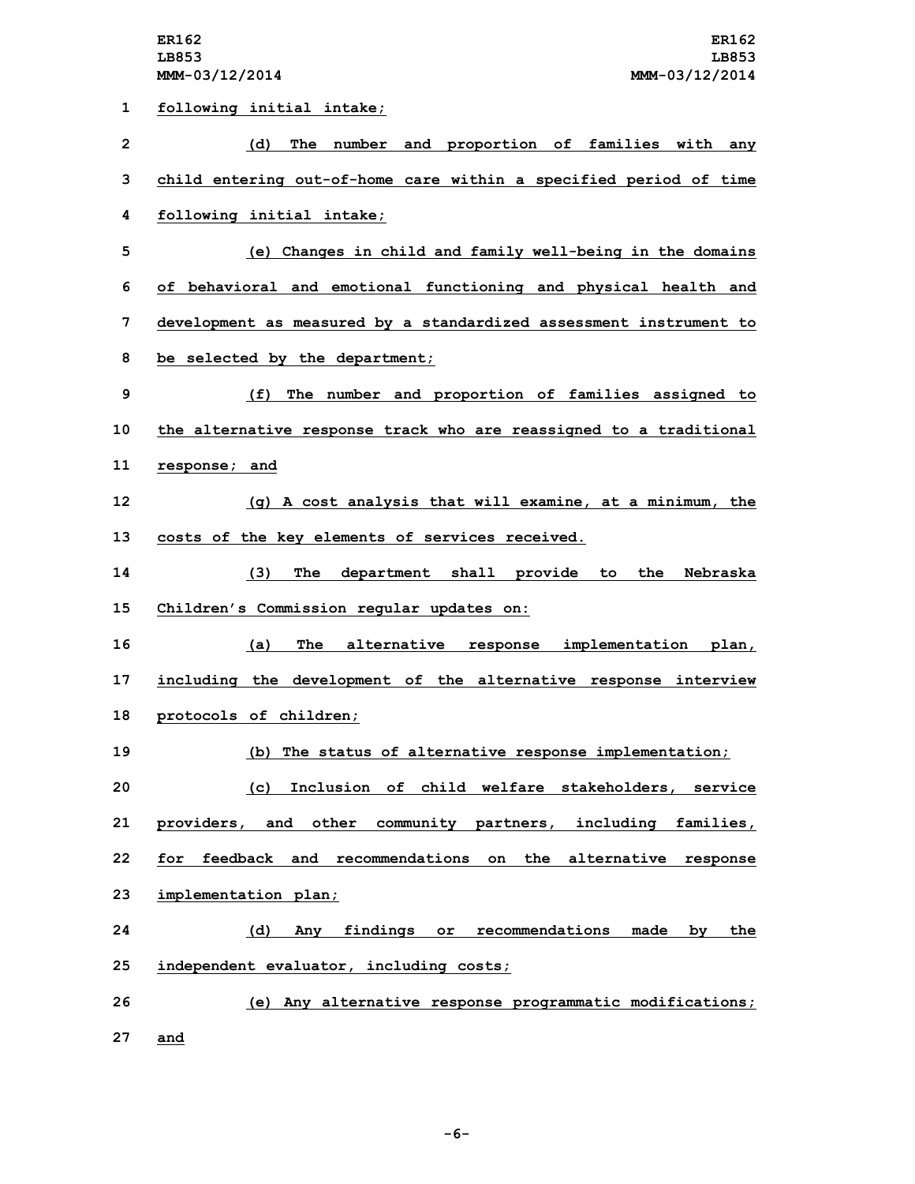following initial intake;

(d) The number and proportion of families with any child entering out-of-home care within a specified period of time following initial intake;

(e) Changes in child and family well-being in the domains of behavioral and emotional functioning and physical health and development as measured by a standardized assessment instrument to be selected by the department;

(f) The number and proportion of families assigned to the alternative response track who are reassigned to a traditional response; and

(g) A cost analysis that will examine, at a minimum, the costs of the key elements of services received.

(3) The department shall provide to the Nebraska Children's Commission regular updates on:

(a) The alternative response implementation plan, including the development of the alternative response interview protocols of children;

(b) The status of alternative response implementation;

(c) Inclusion of child welfare stakeholders, service providers, and other community partners, including families, for feedback and recommendations on the alternative response implementation plan;

(d) Any findings or recommendations made by the independent evaluator, including costs;

(e) Any alternative response programmatic modifications; and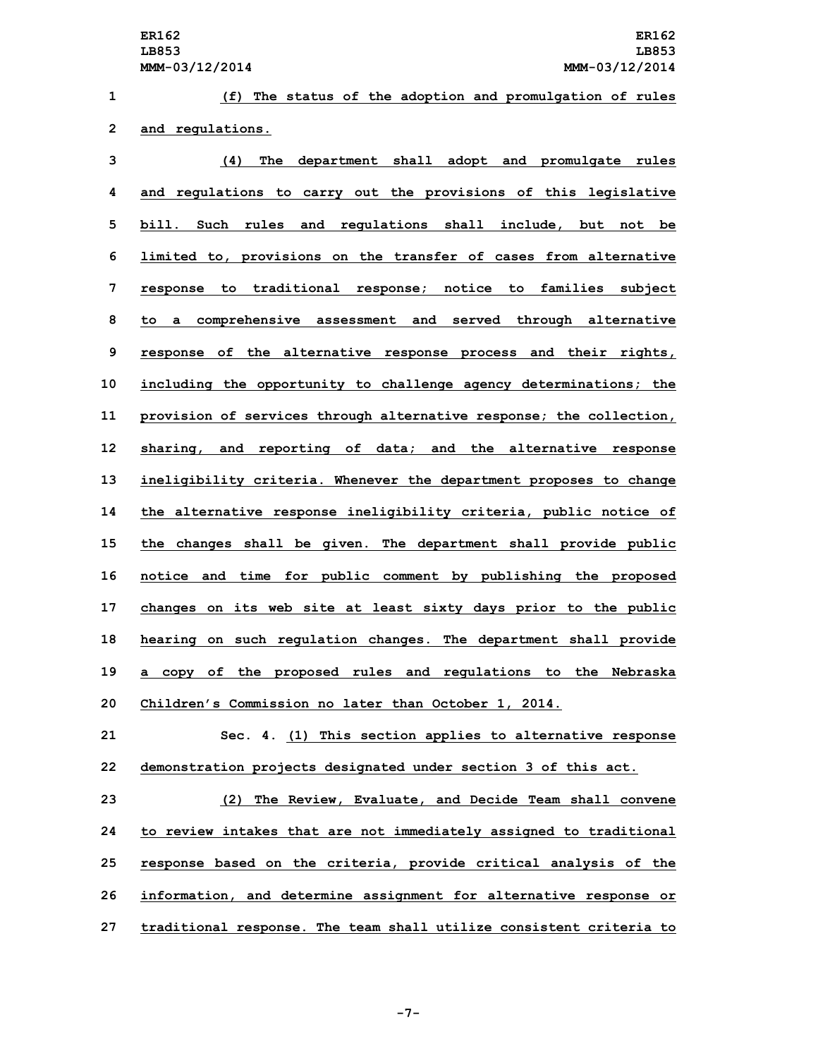(f) The status of the adoption and promulgation of rules and regulations.

(4) The department shall adopt and promulgate rules and regulations to carry out the provisions of this legislative bill. Such rules and regulations shall include, but not be limited to, provisions on the transfer of cases from alternative response to traditional response; notice to families subject to a comprehensive assessment and served through alternative response of the alternative response process and their rights, including the opportunity to challenge agency determinations; the provision of services through alternative response; the collection, sharing, and reporting of data; and the alternative response ineligibility criteria. Whenever the department proposes to change the alternative response ineligibility criteria, public notice of the changes shall be given. The department shall provide public notice and time for public comment by publishing the proposed changes on its web site at least sixty days prior to the public hearing on such regulation changes. The department shall provide a copy of the proposed rules and regulations to the Nebraska Children's Commission no later than October 1, 2014.

Sec. 4. (1) This section applies to alternative response demonstration projects designated under section 3 of this act.

(2) The Review, Evaluate, and Decide Team shall convene to review intakes that are not immediately assigned to traditional response based on the criteria, provide critical analysis of the information, and determine assignment for alternative response or traditional response. The team shall utilize consistent criteria to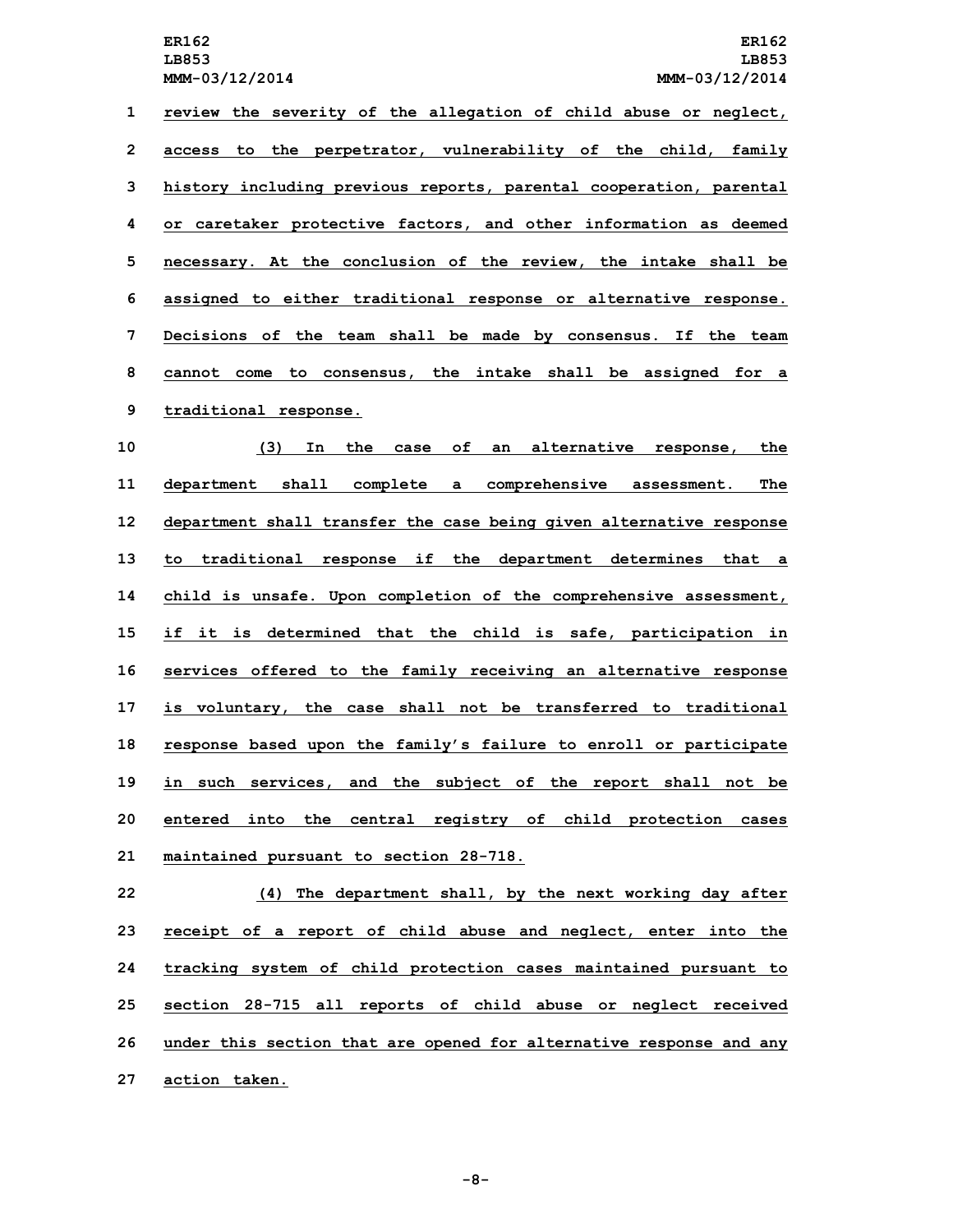review the severity of the allegation of child abuse or neglect, access to the perpetrator, vulnerability of the child, family history including previous reports, parental cooperation, parental or caretaker protective factors, and other information as deemed necessary. At the conclusion of the review, the intake shall be assigned to either traditional response or alternative response. Decisions of the team shall be made by consensus. If the team cannot come to consensus, the intake shall be assigned for a traditional response.

(3) In the case of an alternative response, the department shall complete a comprehensive assessment. The department shall transfer the case being given alternative response to traditional response if the department determines that a child is unsafe. Upon completion of the comprehensive assessment, if it is determined that the child is safe, participation in services offered to the family receiving an alternative response is voluntary, the case shall not be transferred to traditional response based upon the family's failure to enroll or participate in such services, and the subject of the report shall not be entered into the central registry of child protection cases maintained pursuant to section 28-718.

(4) The department shall, by the next working day after receipt of a report of child abuse and neglect, enter into the tracking system of child protection cases maintained pursuant to section 28-715 all reports of child abuse or neglect received under this section that are opened for alternative response and any action taken.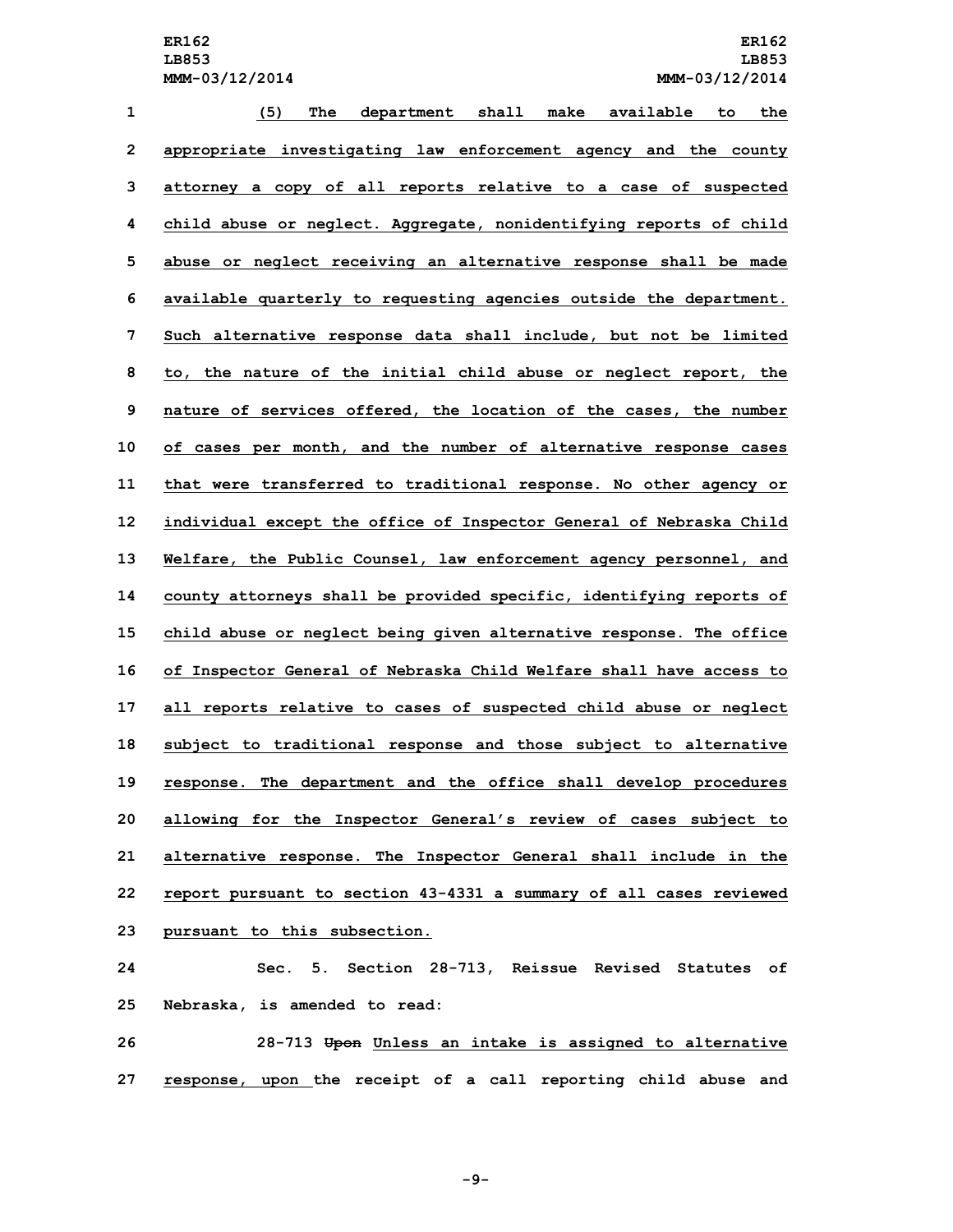(5) The department shall make available to the appropriate investigating law enforcement agency and the county attorney a copy of all reports relative to a case of suspected child abuse or neglect. Aggregate, nonidentifying reports of child abuse or neglect receiving an alternative response shall be made available quarterly to requesting agencies outside the department. Such alternative response data shall include, but not be limited to, the nature of the initial child abuse or neglect report, the nature of services offered, the location of the cases, the number of cases per month, and the number of alternative response cases that were transferred to traditional response. No other agency or individual except the office of Inspector General of Nebraska Child Welfare, the Public Counsel, law enforcement agency personnel, and county attorneys shall be provided specific, identifying reports of child abuse or neglect being given alternative response. The office of Inspector General of Nebraska Child Welfare shall have access to all reports relative to cases of suspected child abuse or neglect subject to traditional response and those subject to alternative response. The department and the office shall develop procedures allowing for the Inspector General's review of cases subject to alternative response. The Inspector General shall include in the report pursuant to section 43-4331 a summary of all cases reviewed pursuant to this subsection.

Sec. 5. Section 28-713, Reissue Revised Statutes of Nebraska, is amended to read:

28-713 ~~Upon~~ Unless an intake is assigned to alternative response, upon the receipt of a call reporting child abuse and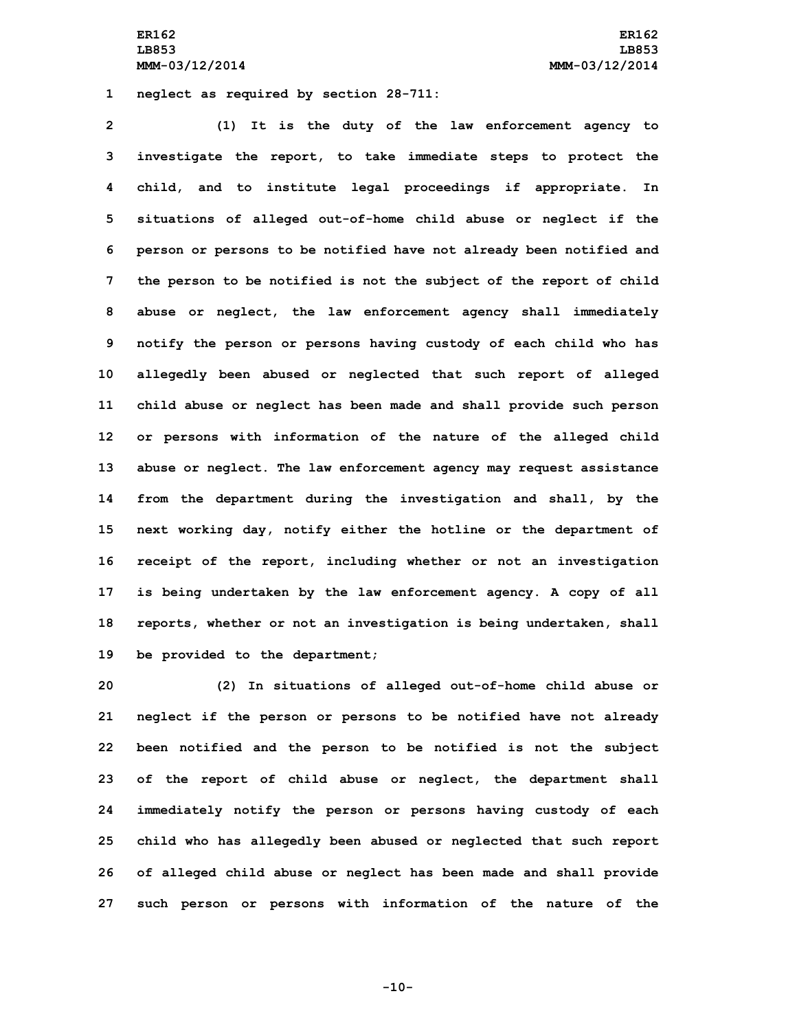neglect as required by section 28-711:

(1) It is the duty of the law enforcement agency to investigate the report, to take immediate steps to protect the child, and to institute legal proceedings if appropriate. In situations of alleged out-of-home child abuse or neglect if the person or persons to be notified have not already been notified and the person to be notified is not the subject of the report of child abuse or neglect, the law enforcement agency shall immediately notify the person or persons having custody of each child who has allegedly been abused or neglected that such report of alleged child abuse or neglect has been made and shall provide such person or persons with information of the nature of the alleged child abuse or neglect. The law enforcement agency may request assistance from the department during the investigation and shall, by the next working day, notify either the hotline or the department of receipt of the report, including whether or not an investigation is being undertaken by the law enforcement agency. A copy of all reports, whether or not an investigation is being undertaken, shall be provided to the department;

(2) In situations of alleged out-of-home child abuse or neglect if the person or persons to be notified have not already been notified and the person to be notified is not the subject of the report of child abuse or neglect, the department shall immediately notify the person or persons having custody of each child who has allegedly been abused or neglected that such report of alleged child abuse or neglect has been made and shall provide such person or persons with information of the nature of the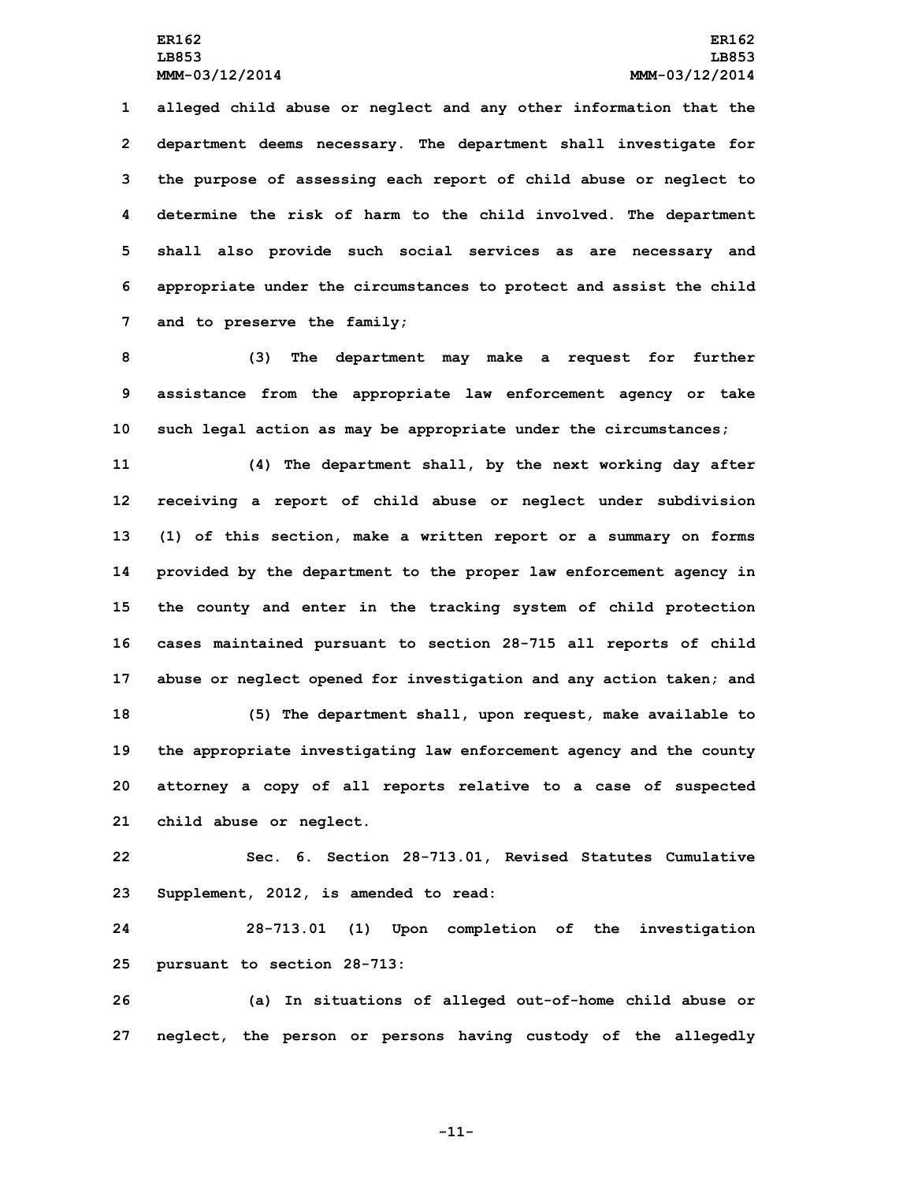alleged child abuse or neglect and any other information that the department deems necessary. The department shall investigate for the purpose of assessing each report of child abuse or neglect to determine the risk of harm to the child involved. The department shall also provide such social services as are necessary and appropriate under the circumstances to protect and assist the child and to preserve the family;

(3) The department may make a request for further assistance from the appropriate law enforcement agency or take such legal action as may be appropriate under the circumstances;

(4) The department shall, by the next working day after receiving a report of child abuse or neglect under subdivision (1) of this section, make a written report or a summary on forms provided by the department to the proper law enforcement agency in the county and enter in the tracking system of child protection cases maintained pursuant to section 28-715 all reports of child abuse or neglect opened for investigation and any action taken; and

(5) The department shall, upon request, make available to the appropriate investigating law enforcement agency and the county attorney a copy of all reports relative to a case of suspected child abuse or neglect.

Sec. 6. Section 28-713.01, Revised Statutes Cumulative Supplement, 2012, is amended to read:

28-713.01 (1) Upon completion of the investigation pursuant to section 28-713:

(a) In situations of alleged out-of-home child abuse or neglect, the person or persons having custody of the allegedly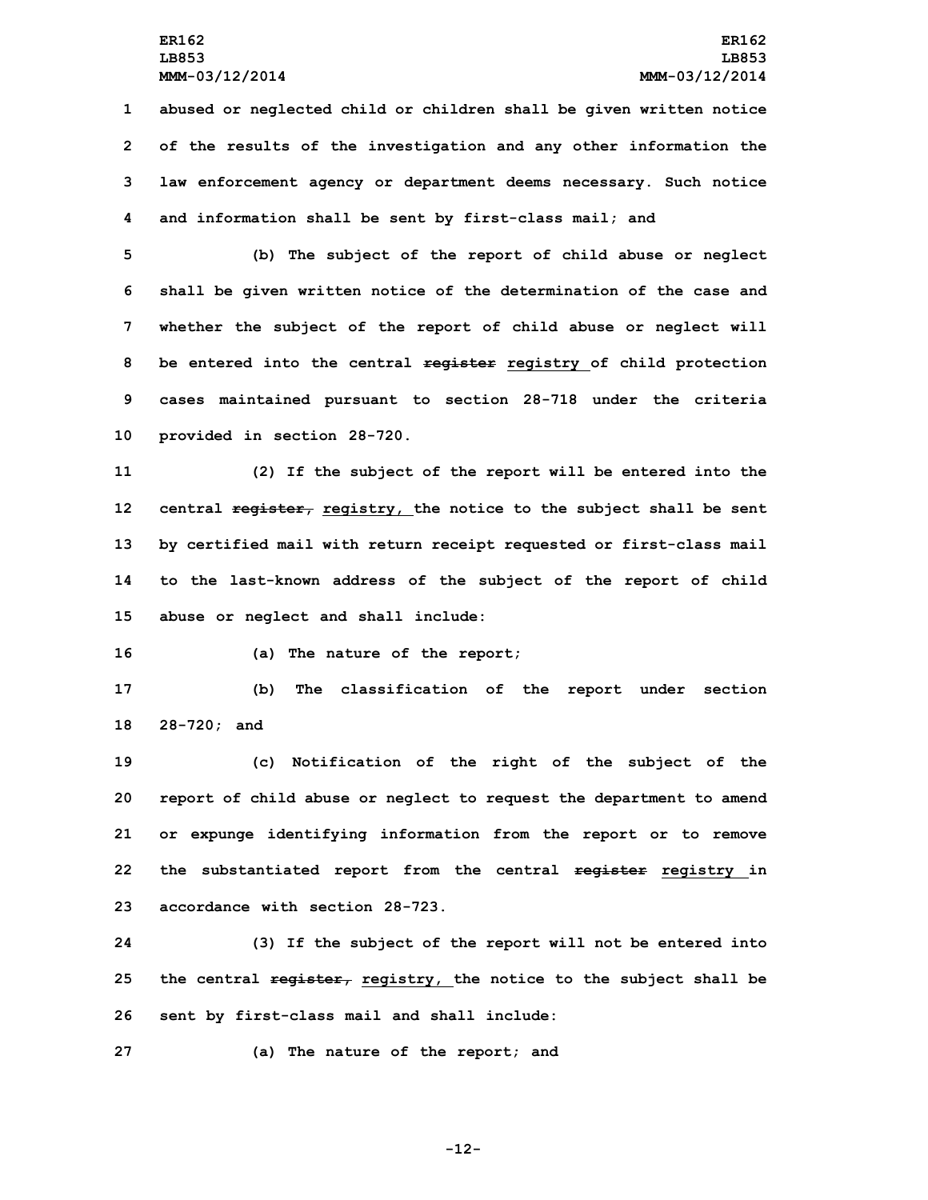abused or neglected child or children shall be given written notice of the results of the investigation and any other information the law enforcement agency or department deems necessary. Such notice and information shall be sent by first-class mail; and

(b) The subject of the report of child abuse or neglect shall be given written notice of the determination of the case and whether the subject of the report of child abuse or neglect will be entered into the central ~~register~~ registry of child protection cases maintained pursuant to section 28-718 under the criteria provided in section 28-720.

(2) If the subject of the report will be entered into the central ~~register,~~ registry, the notice to the subject shall be sent by certified mail with return receipt requested or first-class mail to the last-known address of the subject of the report of child abuse or neglect and shall include:

(a) The nature of the report;

(b) The classification of the report under section 28-720; and

(c) Notification of the right of the subject of the report of child abuse or neglect to request the department to amend or expunge identifying information from the report or to remove the substantiated report from the central ~~register~~ registry in accordance with section 28-723.

(3) If the subject of the report will not be entered into the central ~~register,~~ registry, the notice to the subject shall be sent by first-class mail and shall include:

(a) The nature of the report; and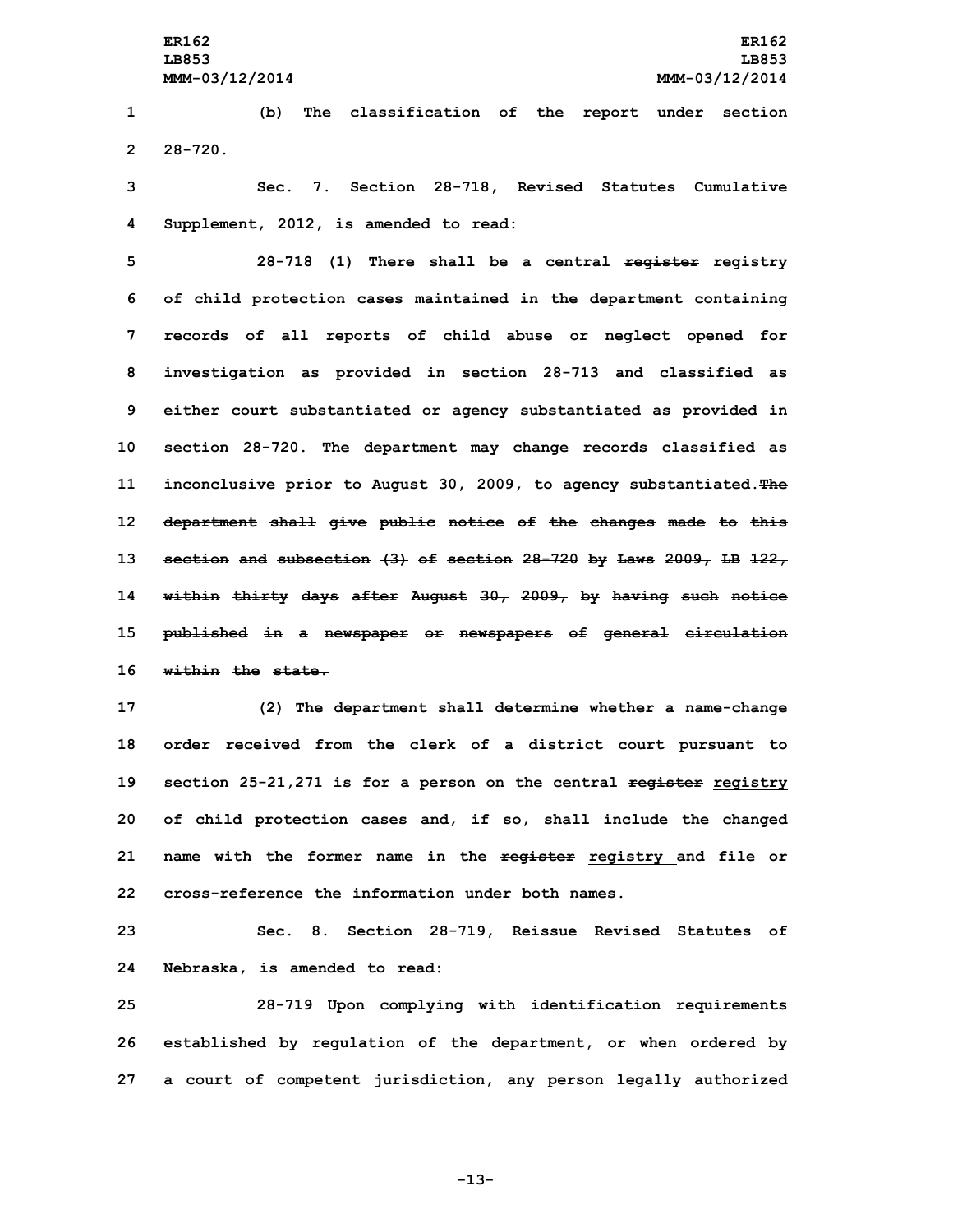(b) The classification of the report under section 28-720.

Sec. 7. Section 28-718, Revised Statutes Cumulative Supplement, 2012, is amended to read:

28-718 (1) There shall be a central ~~register~~ registry of child protection cases maintained in the department containing records of all reports of child abuse or neglect opened for investigation as provided in section 28-713 and classified as either court substantiated or agency substantiated as provided in section 28-720. The department may change records classified as inconclusive prior to August 30, 2009, to agency substantiated. ~~The department shall give public notice of the changes made to this section and subsection (3) of section 28-720 by Laws 2009, LB 122, within thirty days after August 30, 2009, by having such notice published in a newspaper or newspapers of general circulation within the state.~~

(2) The department shall determine whether a name-change order received from the clerk of a district court pursuant to section 25-21,271 is for a person on the central ~~register~~ registry of child protection cases and, if so, shall include the changed name with the former name in the ~~register~~ registry and file or cross-reference the information under both names.

Sec. 8. Section 28-719, Reissue Revised Statutes of Nebraska, is amended to read:

28-719 Upon complying with identification requirements established by regulation of the department, or when ordered by a court of competent jurisdiction, any person legally authorized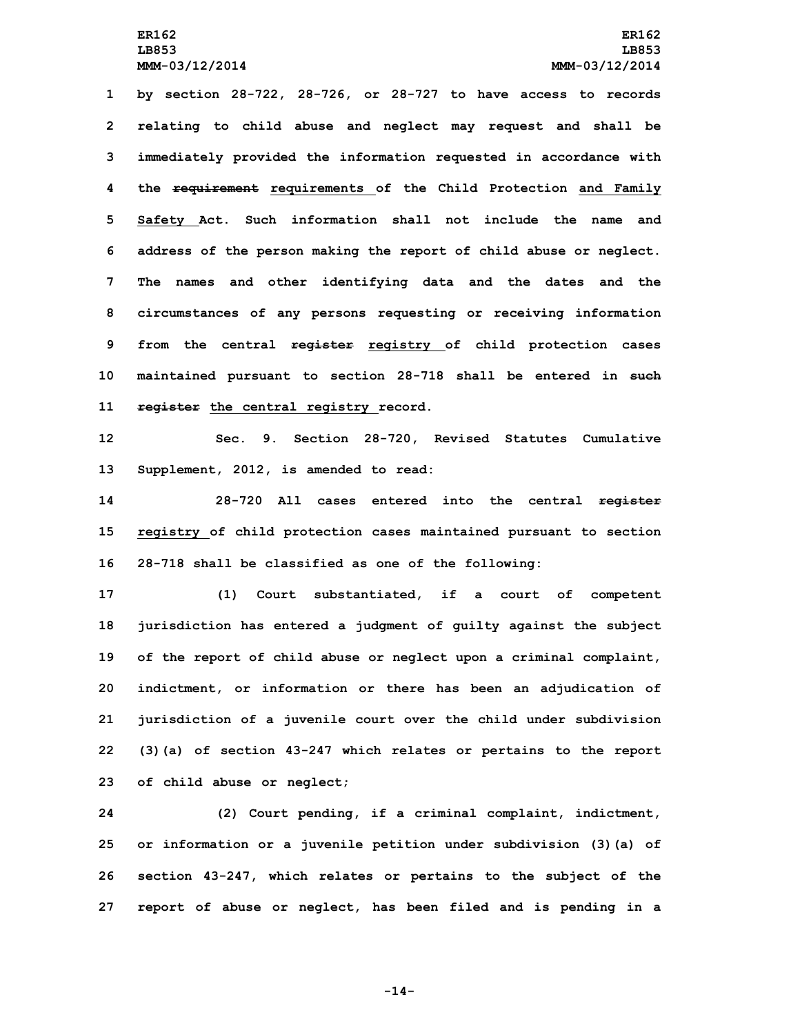by section 28-722, 28-726, or 28-727 to have access to records relating to child abuse and neglect may request and shall be immediately provided the information requested in accordance with the ~~requirement~~ requirements of the Child Protection and Family Safety Act. Such information shall not include the name and address of the person making the report of child abuse or neglect. The names and other identifying data and the dates and the circumstances of any persons requesting or receiving information from the central ~~register~~ registry of child protection cases maintained pursuant to section 28-718 shall be entered in ~~such register~~ the central registry record.

Sec. 9. Section 28-720, Revised Statutes Cumulative Supplement, 2012, is amended to read:

28-720 All cases entered into the central ~~register~~ registry of child protection cases maintained pursuant to section 28-718 shall be classified as one of the following:

(1) Court substantiated, if a court of competent jurisdiction has entered a judgment of guilty against the subject of the report of child abuse or neglect upon a criminal complaint, indictment, or information or there has been an adjudication of jurisdiction of a juvenile court over the child under subdivision (3)(a) of section 43-247 which relates or pertains to the report of child abuse or neglect;

(2) Court pending, if a criminal complaint, indictment, or information or a juvenile petition under subdivision (3)(a) of section 43-247, which relates or pertains to the subject of the report of abuse or neglect, has been filed and is pending in a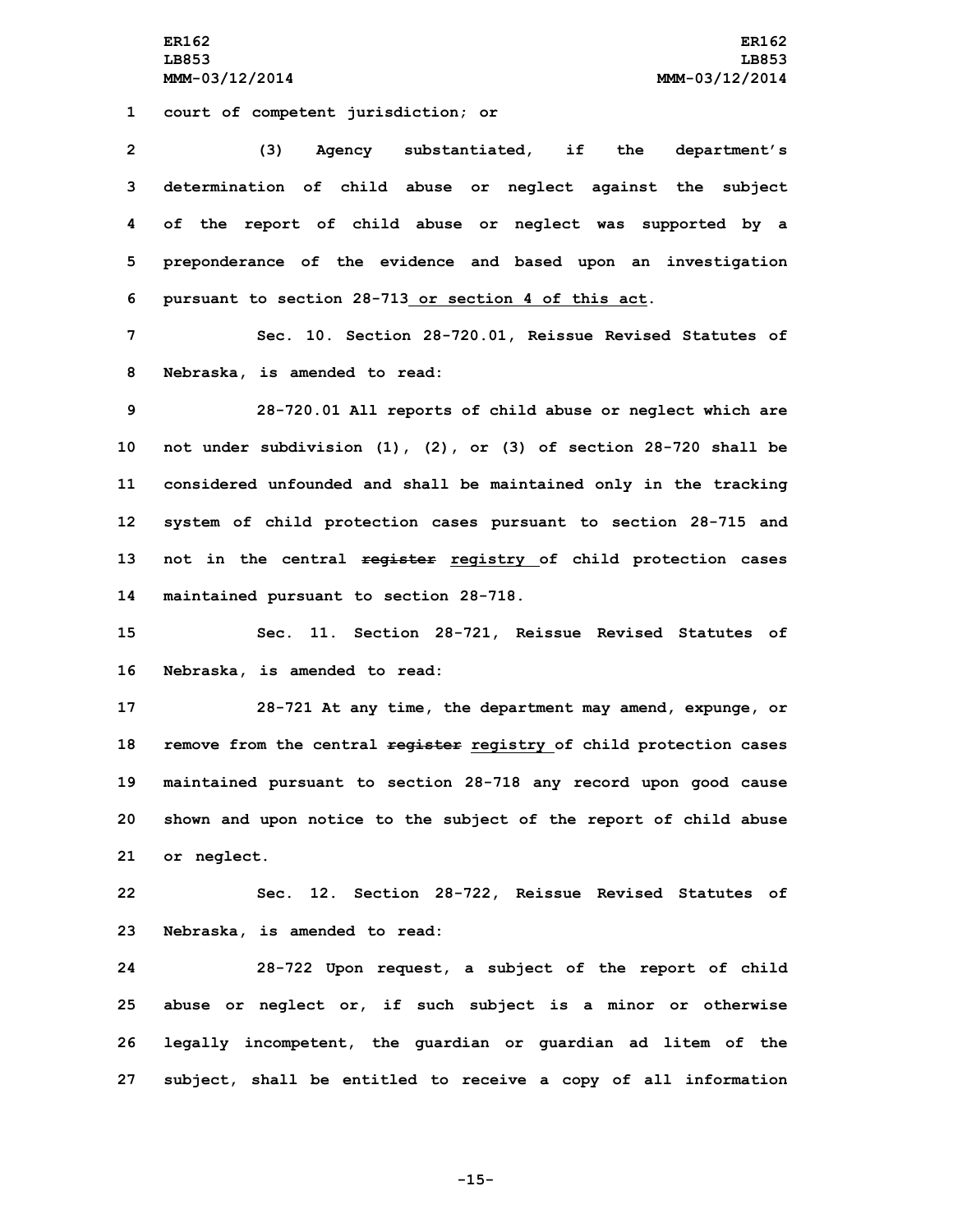court of competent jurisdiction; or

(3) Agency substantiated, if the department's determination of child abuse or neglect against the subject of the report of child abuse or neglect was supported by a preponderance of the evidence and based upon an investigation pursuant to section 28-713 or section 4 of this act.

Sec. 10. Section 28-720.01, Reissue Revised Statutes of Nebraska, is amended to read:

28-720.01 All reports of child abuse or neglect which are not under subdivision (1), (2), or (3) of section 28-720 shall be considered unfounded and shall be maintained only in the tracking system of child protection cases pursuant to section 28-715 and not in the central ~~register~~ registry of child protection cases maintained pursuant to section 28-718.

Sec. 11. Section 28-721, Reissue Revised Statutes of Nebraska, is amended to read:

28-721 At any time, the department may amend, expunge, or remove from the central ~~register~~ registry of child protection cases maintained pursuant to section 28-718 any record upon good cause shown and upon notice to the subject of the report of child abuse or neglect.

Sec. 12. Section 28-722, Reissue Revised Statutes of Nebraska, is amended to read:

28-722 Upon request, a subject of the report of child abuse or neglect or, if such subject is a minor or otherwise legally incompetent, the guardian or guardian ad litem of the subject, shall be entitled to receive a copy of all information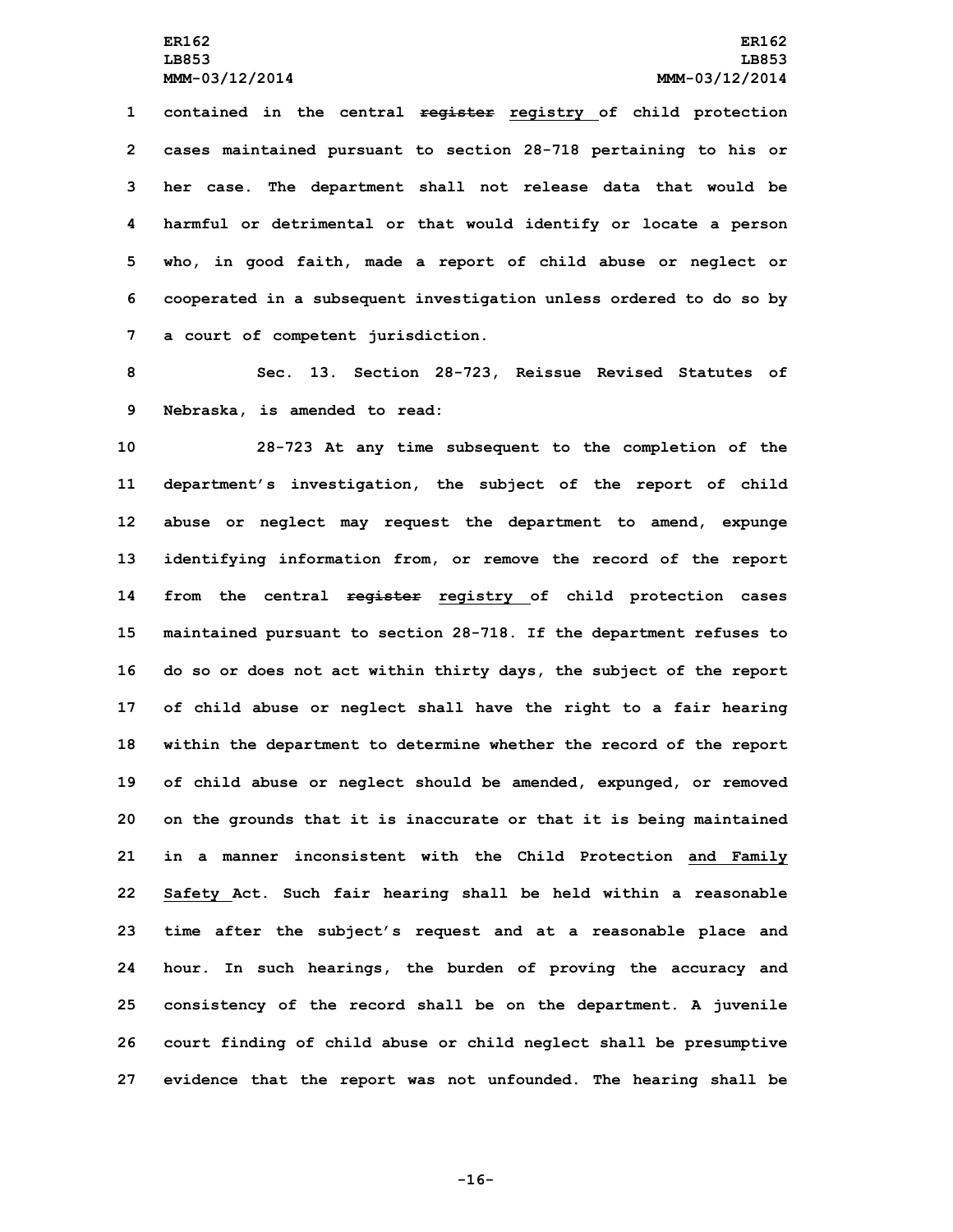contained in the central ~~register~~ registry of child protection cases maintained pursuant to section 28-718 pertaining to his or her case. The department shall not release data that would be harmful or detrimental or that would identify or locate a person who, in good faith, made a report of child abuse or neglect or cooperated in a subsequent investigation unless ordered to do so by a court of competent jurisdiction.

Sec. 13. Section 28-723, Reissue Revised Statutes of Nebraska, is amended to read:

28-723 At any time subsequent to the completion of the department's investigation, the subject of the report of child abuse or neglect may request the department to amend, expunge identifying information from, or remove the record of the report from the central ~~register~~ registry of child protection cases maintained pursuant to section 28-718. If the department refuses to do so or does not act within thirty days, the subject of the report of child abuse or neglect shall have the right to a fair hearing within the department to determine whether the record of the report of child abuse or neglect should be amended, expunged, or removed on the grounds that it is inaccurate or that it is being maintained in a manner inconsistent with the Child Protection and Family Safety Act. Such fair hearing shall be held within a reasonable time after the subject's request and at a reasonable place and hour. In such hearings, the burden of proving the accuracy and consistency of the record shall be on the department. A juvenile court finding of child abuse or child neglect shall be presumptive evidence that the report was not unfounded. The hearing shall be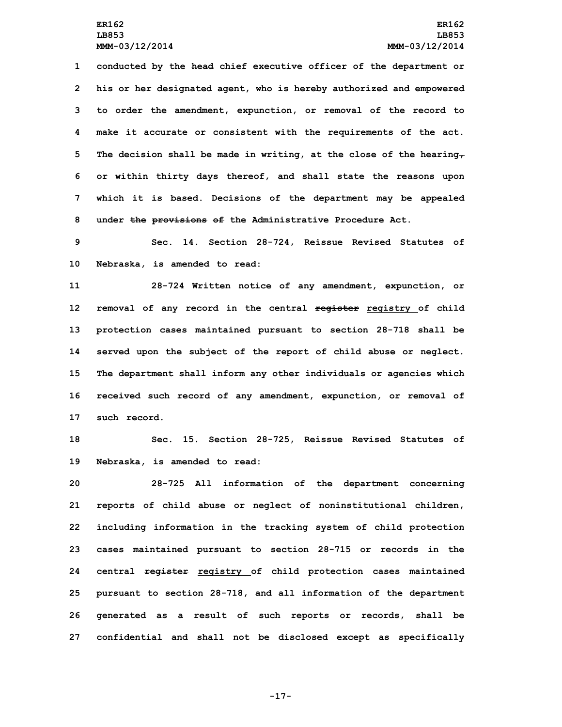conducted by the ~~head~~ chief executive officer of the department or his or her designated agent, who is hereby authorized and empowered to order the amendment, expunction, or removal of the record to make it accurate or consistent with the requirements of the act. The decision shall be made in writing, at the close of the hearing~~,~~ or within thirty days thereof, and shall state the reasons upon which it is based. Decisions of the department may be appealed under ~~the provisions of~~ the Administrative Procedure Act.

Sec. 14. Section 28-724, Reissue Revised Statutes of Nebraska, is amended to read:

28-724 Written notice of any amendment, expunction, or removal of any record in the central ~~register~~ registry of child protection cases maintained pursuant to section 28-718 shall be served upon the subject of the report of child abuse or neglect. The department shall inform any other individuals or agencies which received such record of any amendment, expunction, or removal of such record.

Sec. 15. Section 28-725, Reissue Revised Statutes of Nebraska, is amended to read:

28-725 All information of the department concerning reports of child abuse or neglect of noninstitutional children, including information in the tracking system of child protection cases maintained pursuant to section 28-715 or records in the central ~~register~~ registry of child protection cases maintained pursuant to section 28-718, and all information of the department generated as a result of such reports or records, shall be confidential and shall not be disclosed except as specifically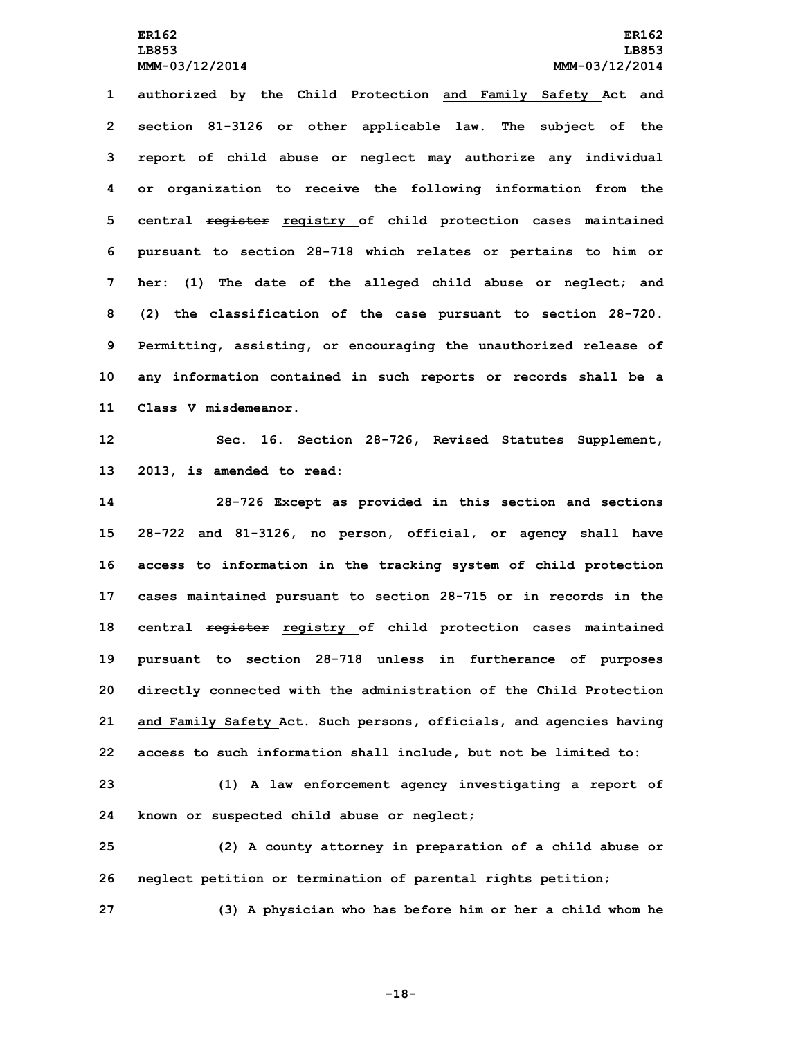authorized by the Child Protection and Family Safety Act and section 81-3126 or other applicable law. The subject of the report of child abuse or neglect may authorize any individual or organization to receive the following information from the central ~~register~~ registry of child protection cases maintained pursuant to section 28-718 which relates or pertains to him or her: (1) The date of the alleged child abuse or neglect; and (2) the classification of the case pursuant to section 28-720. Permitting, assisting, or encouraging the unauthorized release of any information contained in such reports or records shall be a Class V misdemeanor.

Sec. 16. Section 28-726, Revised Statutes Supplement, 2013, is amended to read:

28-726 Except as provided in this section and sections 28-722 and 81-3126, no person, official, or agency shall have access to information in the tracking system of child protection cases maintained pursuant to section 28-715 or in records in the central ~~register~~ registry of child protection cases maintained pursuant to section 28-718 unless in furtherance of purposes directly connected with the administration of the Child Protection and Family Safety Act. Such persons, officials, and agencies having access to such information shall include, but not be limited to:

(1) A law enforcement agency investigating a report of known or suspected child abuse or neglect;

(2) A county attorney in preparation of a child abuse or neglect petition or termination of parental rights petition;

(3) A physician who has before him or her a child whom he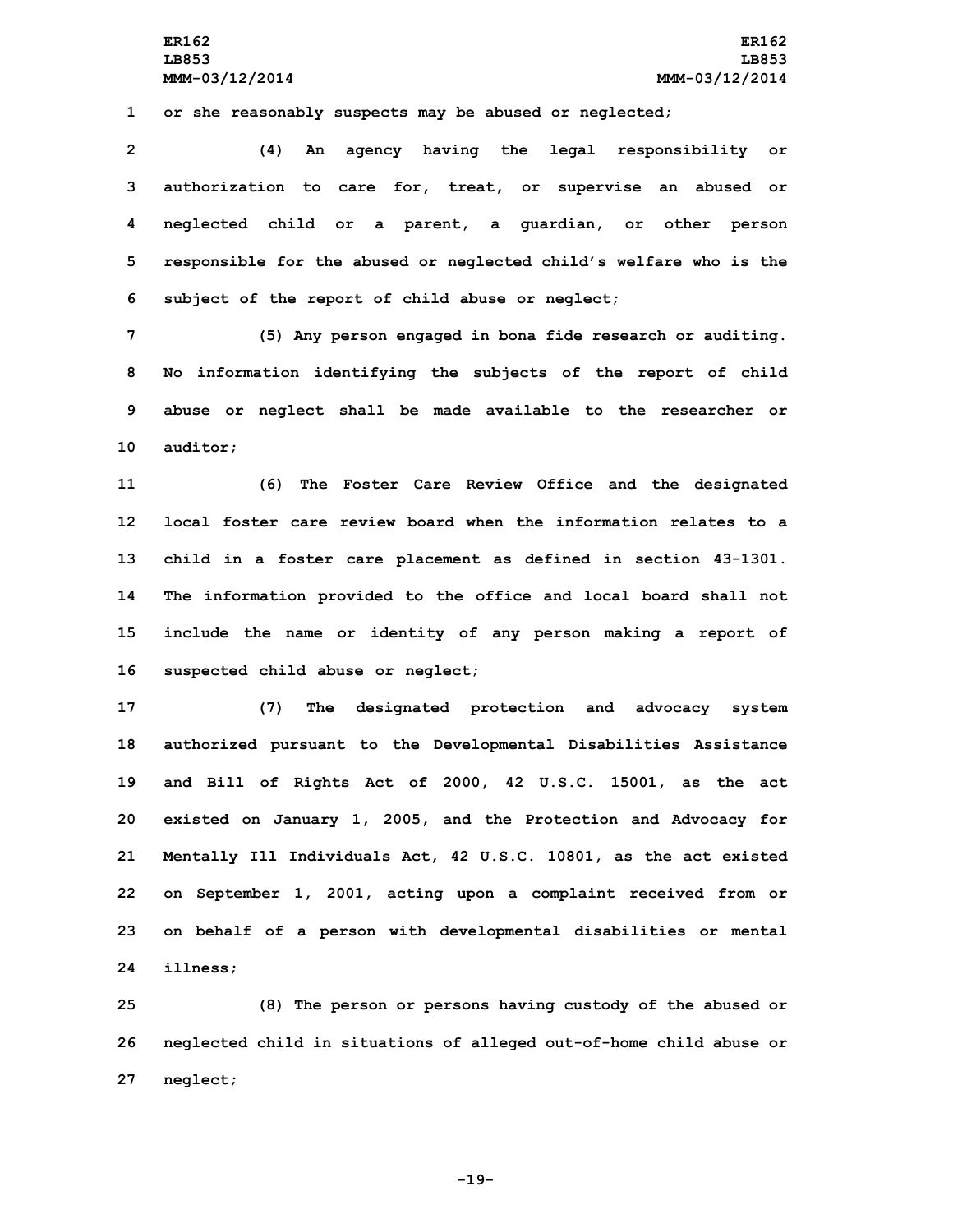or she reasonably suspects may be abused or neglected;

(4) An agency having the legal responsibility or authorization to care for, treat, or supervise an abused or neglected child or a parent, a guardian, or other person responsible for the abused or neglected child's welfare who is the subject of the report of child abuse or neglect;

(5) Any person engaged in bona fide research or auditing. No information identifying the subjects of the report of child abuse or neglect shall be made available to the researcher or auditor;

(6) The Foster Care Review Office and the designated local foster care review board when the information relates to a child in a foster care placement as defined in section 43-1301. The information provided to the office and local board shall not include the name or identity of any person making a report of suspected child abuse or neglect;

(7) The designated protection and advocacy system authorized pursuant to the Developmental Disabilities Assistance and Bill of Rights Act of 2000, 42 U.S.C. 15001, as the act existed on January 1, 2005, and the Protection and Advocacy for Mentally Ill Individuals Act, 42 U.S.C. 10801, as the act existed on September 1, 2001, acting upon a complaint received from or on behalf of a person with developmental disabilities or mental illness;

(8) The person or persons having custody of the abused or neglected child in situations of alleged out-of-home child abuse or neglect;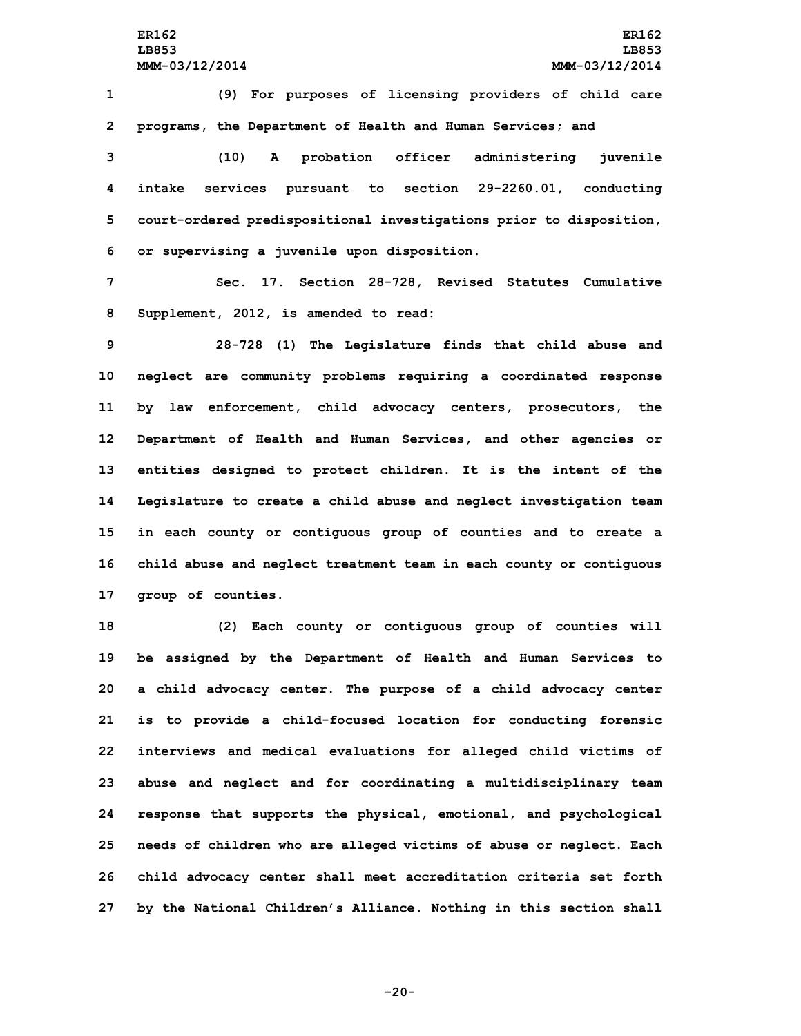(9) For purposes of licensing providers of child care programs, the Department of Health and Human Services; and

(10) A probation officer administering juvenile intake services pursuant to section 29-2260.01, conducting court-ordered predispositional investigations prior to disposition, or supervising a juvenile upon disposition.

Sec. 17. Section 28-728, Revised Statutes Cumulative Supplement, 2012, is amended to read:

28-728 (1) The Legislature finds that child abuse and neglect are community problems requiring a coordinated response by law enforcement, child advocacy centers, prosecutors, the Department of Health and Human Services, and other agencies or entities designed to protect children. It is the intent of the Legislature to create a child abuse and neglect investigation team in each county or contiguous group of counties and to create a child abuse and neglect treatment team in each county or contiguous group of counties.

(2) Each county or contiguous group of counties will be assigned by the Department of Health and Human Services to a child advocacy center. The purpose of a child advocacy center is to provide a child-focused location for conducting forensic interviews and medical evaluations for alleged child victims of abuse and neglect and for coordinating a multidisciplinary team response that supports the physical, emotional, and psychological needs of children who are alleged victims of abuse or neglect. Each child advocacy center shall meet accreditation criteria set forth by the National Children's Alliance. Nothing in this section shall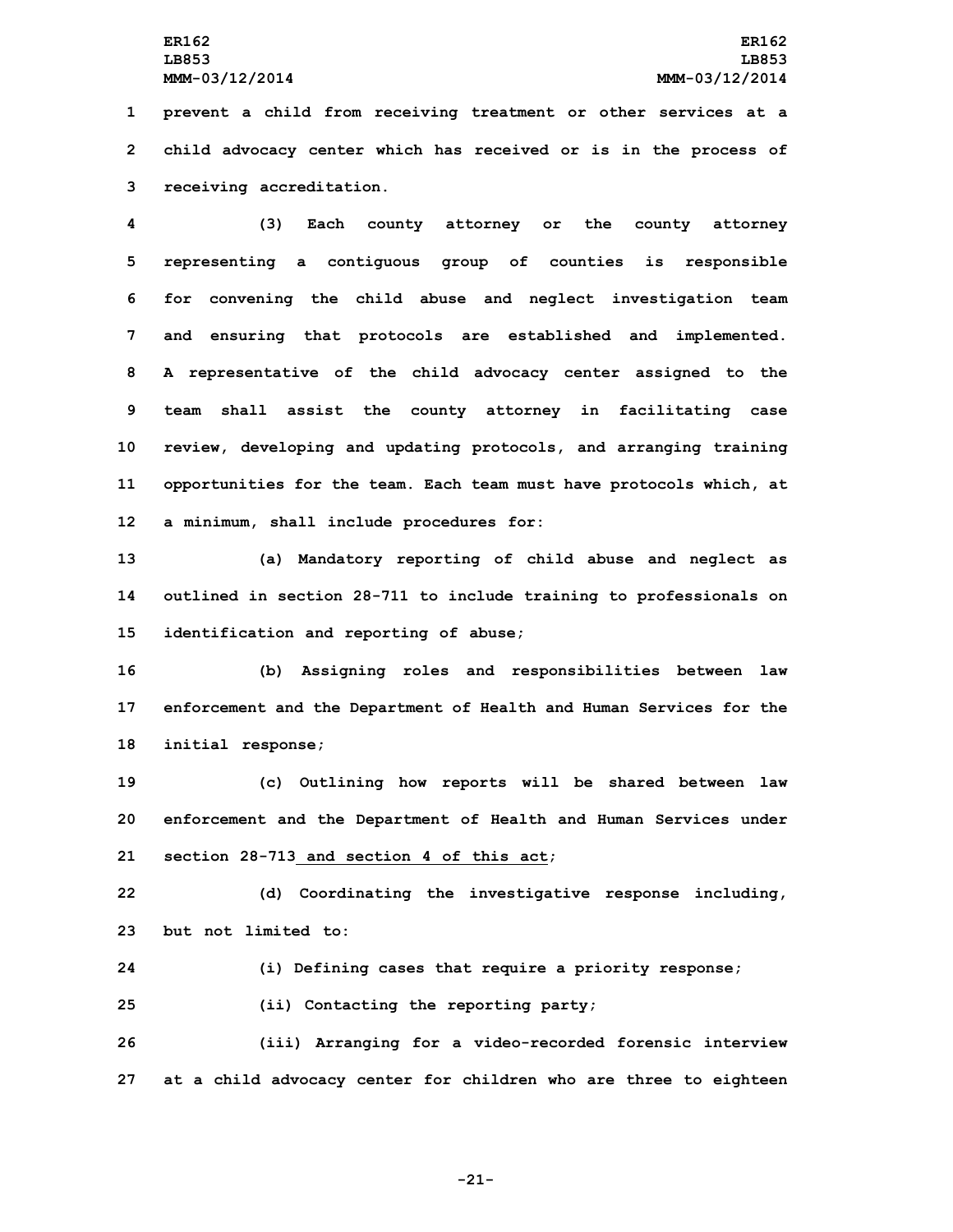prevent a child from receiving treatment or other services at a child advocacy center which has received or is in the process of receiving accreditation.

(3) Each county attorney or the county attorney representing a contiguous group of counties is responsible for convening the child abuse and neglect investigation team and ensuring that protocols are established and implemented. A representative of the child advocacy center assigned to the team shall assist the county attorney in facilitating case review, developing and updating protocols, and arranging training opportunities for the team. Each team must have protocols which, at a minimum, shall include procedures for:

(a) Mandatory reporting of child abuse and neglect as outlined in section 28-711 to include training to professionals on identification and reporting of abuse;

(b) Assigning roles and responsibilities between law enforcement and the Department of Health and Human Services for the initial response;

(c) Outlining how reports will be shared between law enforcement and the Department of Health and Human Services under section 28-713 and section 4 of this act;

(d) Coordinating the investigative response including, but not limited to:

(i) Defining cases that require a priority response;

(ii) Contacting the reporting party;

(iii) Arranging for a video-recorded forensic interview at a child advocacy center for children who are three to eighteen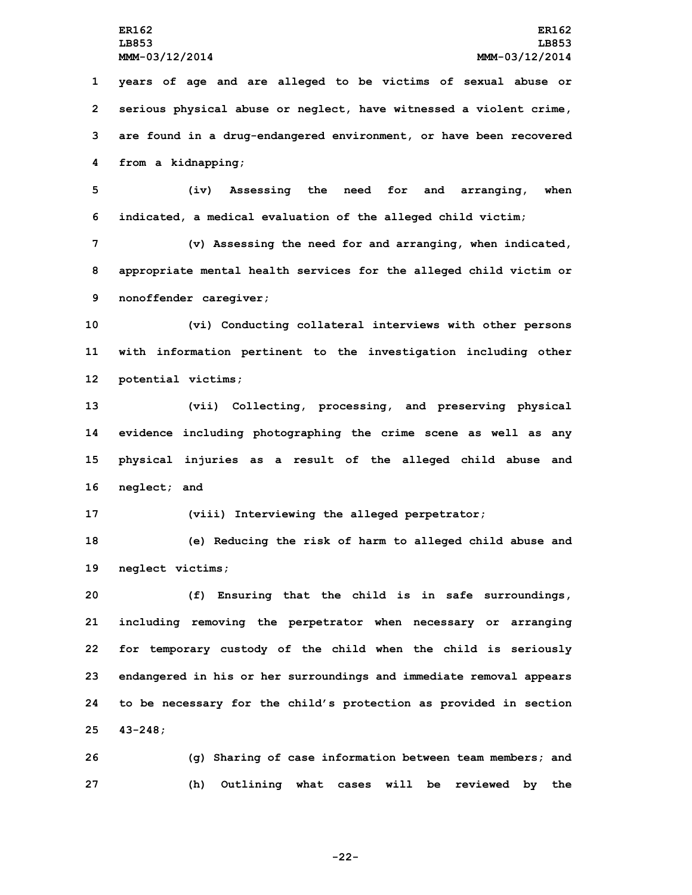years of age and are alleged to be victims of sexual abuse or serious physical abuse or neglect, have witnessed a violent crime, are found in a drug-endangered environment, or have been recovered from a kidnapping;

(iv) Assessing the need for and arranging, when indicated, a medical evaluation of the alleged child victim;

(v) Assessing the need for and arranging, when indicated, appropriate mental health services for the alleged child victim or nonoffender caregiver;

(vi) Conducting collateral interviews with other persons with information pertinent to the investigation including other potential victims;

(vii) Collecting, processing, and preserving physical evidence including photographing the crime scene as well as any physical injuries as a result of the alleged child abuse and neglect; and

(viii) Interviewing the alleged perpetrator;

(e) Reducing the risk of harm to alleged child abuse and neglect victims;

(f) Ensuring that the child is in safe surroundings, including removing the perpetrator when necessary or arranging for temporary custody of the child when the child is seriously endangered in his or her surroundings and immediate removal appears to be necessary for the child's protection as provided in section 43-248;

(g) Sharing of case information between team members; and

(h) Outlining what cases will be reviewed by the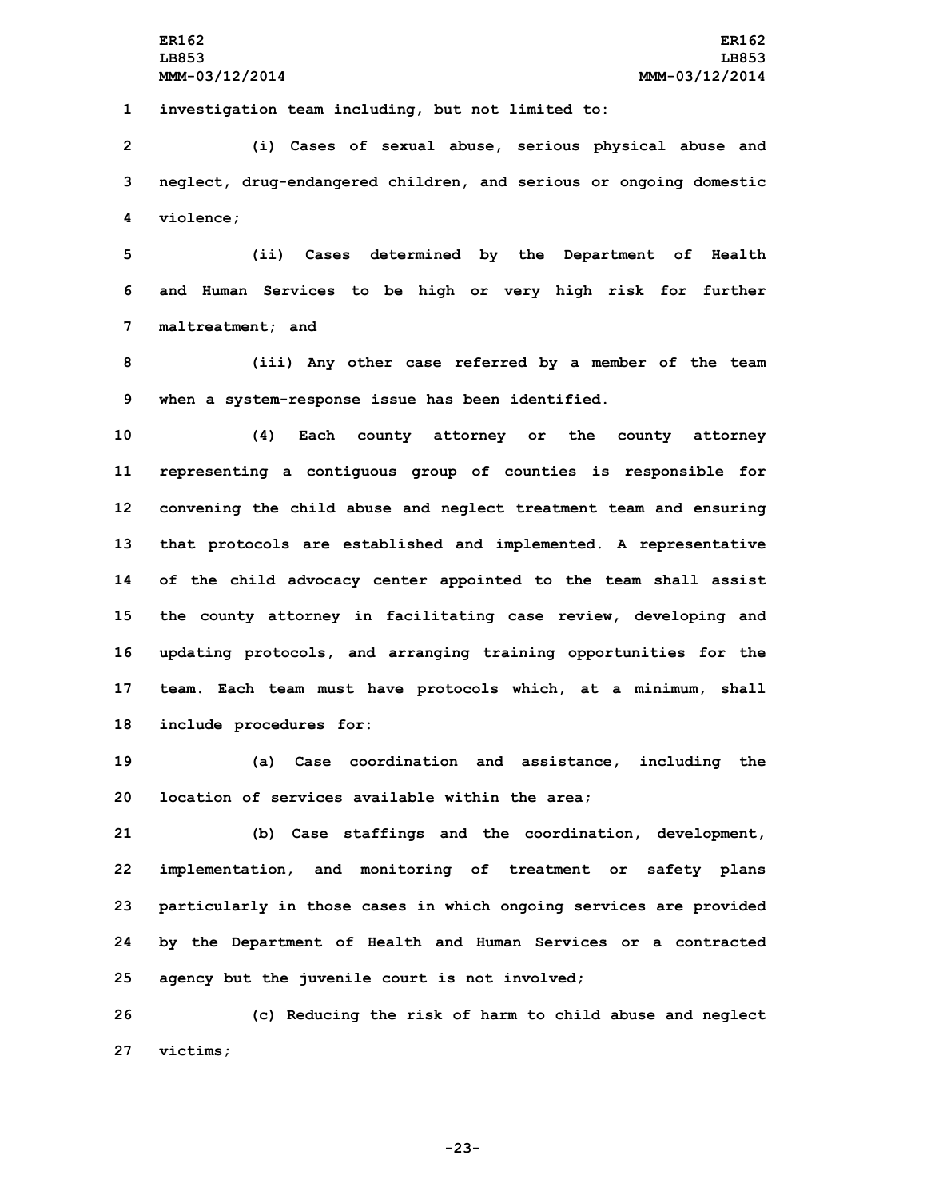investigation team including, but not limited to:

(i) Cases of sexual abuse, serious physical abuse and neglect, drug-endangered children, and serious or ongoing domestic violence;

(ii) Cases determined by the Department of Health and Human Services to be high or very high risk for further maltreatment; and

(iii) Any other case referred by a member of the team when a system-response issue has been identified.

(4) Each county attorney or the county attorney representing a contiguous group of counties is responsible for convening the child abuse and neglect treatment team and ensuring that protocols are established and implemented. A representative of the child advocacy center appointed to the team shall assist the county attorney in facilitating case review, developing and updating protocols, and arranging training opportunities for the team. Each team must have protocols which, at a minimum, shall include procedures for:

(a) Case coordination and assistance, including the location of services available within the area;

(b) Case staffings and the coordination, development, implementation, and monitoring of treatment or safety plans particularly in those cases in which ongoing services are provided by the Department of Health and Human Services or a contracted agency but the juvenile court is not involved;

(c) Reducing the risk of harm to child abuse and neglect victims;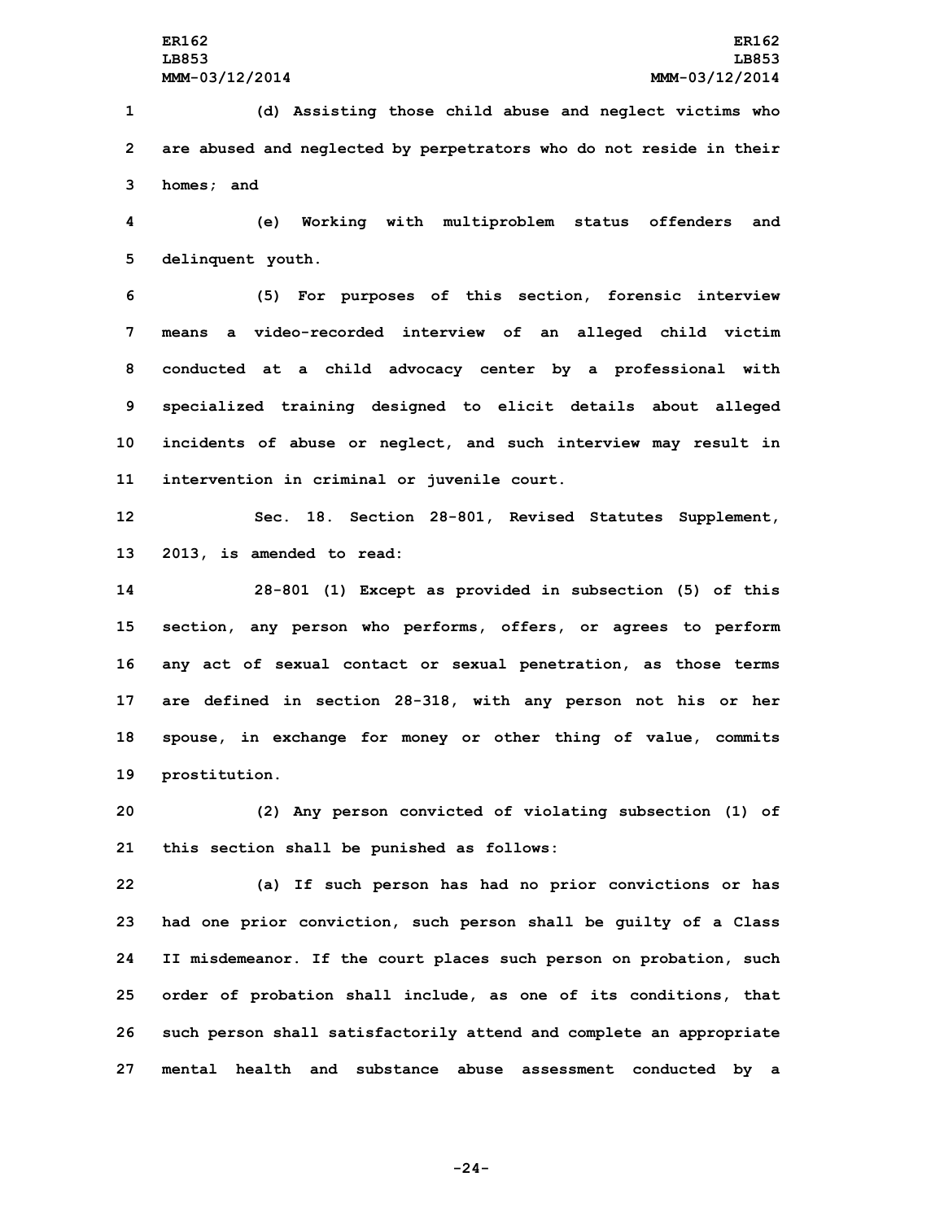(d) Assisting those child abuse and neglect victims who are abused and neglected by perpetrators who do not reside in their homes; and

(e) Working with multiproblem status offenders and delinquent youth.

(5) For purposes of this section, forensic interview means a video-recorded interview of an alleged child victim conducted at a child advocacy center by a professional with specialized training designed to elicit details about alleged incidents of abuse or neglect, and such interview may result in intervention in criminal or juvenile court.

Sec. 18. Section 28-801, Revised Statutes Supplement, 2013, is amended to read:

28-801 (1) Except as provided in subsection (5) of this section, any person who performs, offers, or agrees to perform any act of sexual contact or sexual penetration, as those terms are defined in section 28-318, with any person not his or her spouse, in exchange for money or other thing of value, commits prostitution.

(2) Any person convicted of violating subsection (1) of this section shall be punished as follows:

(a) If such person has had no prior convictions or has had one prior conviction, such person shall be guilty of a Class II misdemeanor. If the court places such person on probation, such order of probation shall include, as one of its conditions, that such person shall satisfactorily attend and complete an appropriate mental health and substance abuse assessment conducted by a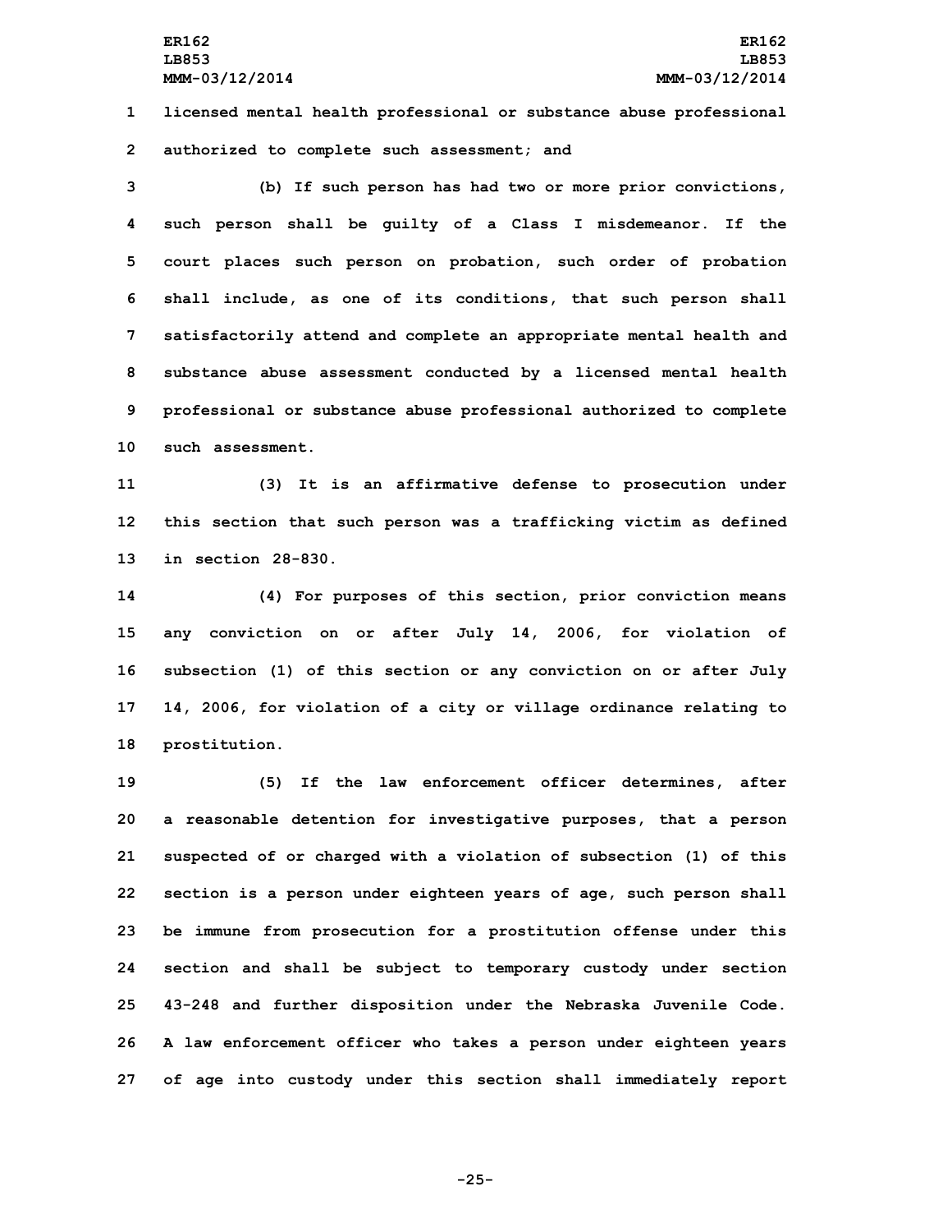licensed mental health professional or substance abuse professional authorized to complete such assessment; and

(b) If such person has had two or more prior convictions, such person shall be guilty of a Class I misdemeanor. If the court places such person on probation, such order of probation shall include, as one of its conditions, that such person shall satisfactorily attend and complete an appropriate mental health and substance abuse assessment conducted by a licensed mental health professional or substance abuse professional authorized to complete such assessment.

(3) It is an affirmative defense to prosecution under this section that such person was a trafficking victim as defined in section 28-830.

(4) For purposes of this section, prior conviction means any conviction on or after July 14, 2006, for violation of subsection (1) of this section or any conviction on or after July 14, 2006, for violation of a city or village ordinance relating to prostitution.

(5) If the law enforcement officer determines, after a reasonable detention for investigative purposes, that a person suspected of or charged with a violation of subsection (1) of this section is a person under eighteen years of age, such person shall be immune from prosecution for a prostitution offense under this section and shall be subject to temporary custody under section 43-248 and further disposition under the Nebraska Juvenile Code. A law enforcement officer who takes a person under eighteen years of age into custody under this section shall immediately report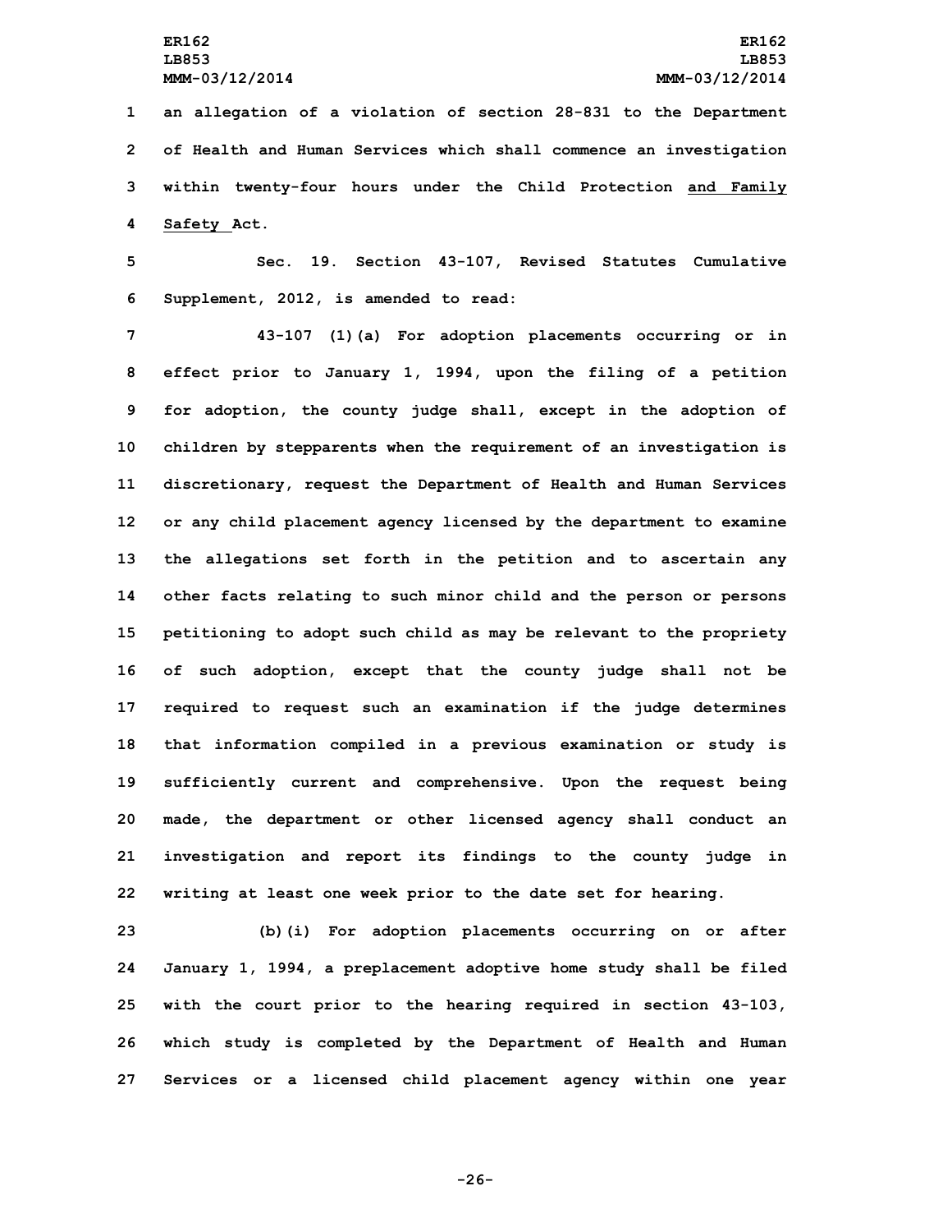an allegation of a violation of section 28-831 to the Department of Health and Human Services which shall commence an investigation within twenty-four hours under the Child Protection and Family Safety Act.

Sec. 19. Section 43-107, Revised Statutes Cumulative Supplement, 2012, is amended to read:

43-107 (1)(a) For adoption placements occurring or in effect prior to January 1, 1994, upon the filing of a petition for adoption, the county judge shall, except in the adoption of children by stepparents when the requirement of an investigation is discretionary, request the Department of Health and Human Services or any child placement agency licensed by the department to examine the allegations set forth in the petition and to ascertain any other facts relating to such minor child and the person or persons petitioning to adopt such child as may be relevant to the propriety of such adoption, except that the county judge shall not be required to request such an examination if the judge determines that information compiled in a previous examination or study is sufficiently current and comprehensive. Upon the request being made, the department or other licensed agency shall conduct an investigation and report its findings to the county judge in writing at least one week prior to the date set for hearing.

(b)(i) For adoption placements occurring on or after January 1, 1994, a preplacement adoptive home study shall be filed with the court prior to the hearing required in section 43-103, which study is completed by the Department of Health and Human Services or a licensed child placement agency within one year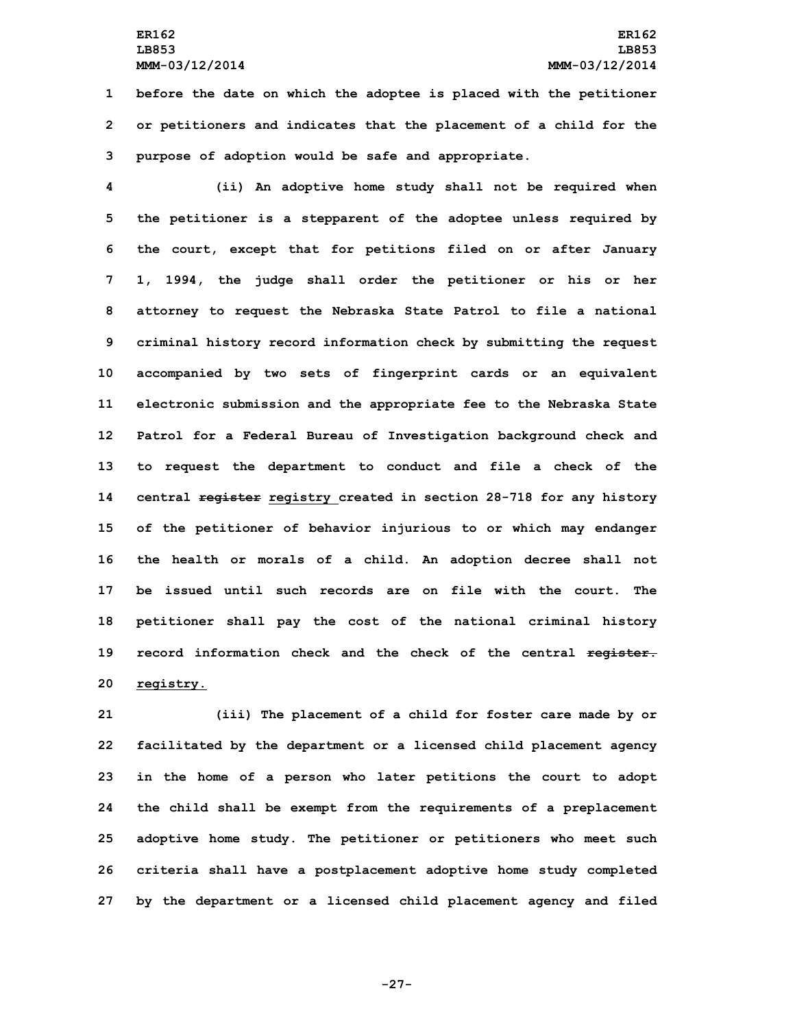before the date on which the adoptee is placed with the petitioner or petitioners and indicates that the placement of a child for the purpose of adoption would be safe and appropriate.

(ii) An adoptive home study shall not be required when the petitioner is a stepparent of the adoptee unless required by the court, except that for petitions filed on or after January 1, 1994, the judge shall order the petitioner or his or her attorney to request the Nebraska State Patrol to file a national criminal history record information check by submitting the request accompanied by two sets of fingerprint cards or an equivalent electronic submission and the appropriate fee to the Nebraska State Patrol for a Federal Bureau of Investigation background check and to request the department to conduct and file a check of the central ~~register~~ registry created in section 28-718 for any history of the petitioner of behavior injurious to or which may endanger the health or morals of a child. An adoption decree shall not be issued until such records are on file with the court. The petitioner shall pay the cost of the national criminal history record information check and the check of the central ~~register.~~ registry.

(iii) The placement of a child for foster care made by or facilitated by the department or a licensed child placement agency in the home of a person who later petitions the court to adopt the child shall be exempt from the requirements of a preplacement adoptive home study. The petitioner or petitioners who meet such criteria shall have a postplacement adoptive home study completed by the department or a licensed child placement agency and filed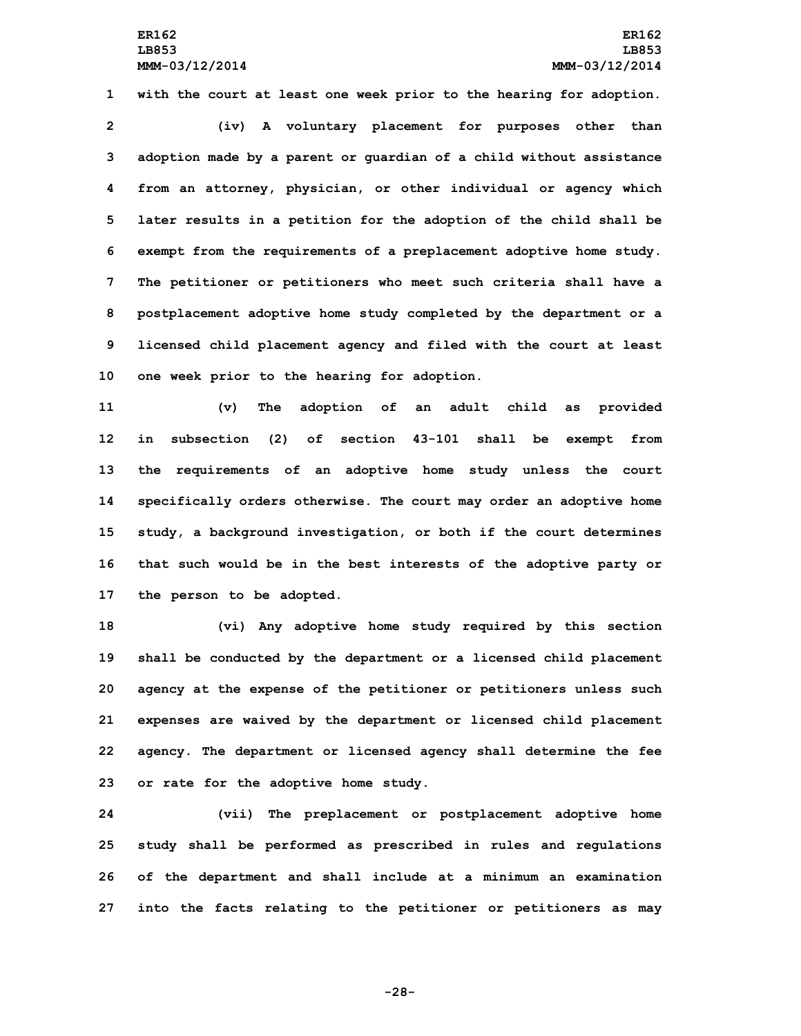with the court at least one week prior to the hearing for adoption.

(iv) A voluntary placement for purposes other than adoption made by a parent or guardian of a child without assistance from an attorney, physician, or other individual or agency which later results in a petition for the adoption of the child shall be exempt from the requirements of a preplacement adoptive home study. The petitioner or petitioners who meet such criteria shall have a postplacement adoptive home study completed by the department or a licensed child placement agency and filed with the court at least one week prior to the hearing for adoption.

(v) The adoption of an adult child as provided in subsection (2) of section 43-101 shall be exempt from the requirements of an adoptive home study unless the court specifically orders otherwise. The court may order an adoptive home study, a background investigation, or both if the court determines that such would be in the best interests of the adoptive party or the person to be adopted.

(vi) Any adoptive home study required by this section shall be conducted by the department or a licensed child placement agency at the expense of the petitioner or petitioners unless such expenses are waived by the department or licensed child placement agency. The department or licensed agency shall determine the fee or rate for the adoptive home study.

(vii) The preplacement or postplacement adoptive home study shall be performed as prescribed in rules and regulations of the department and shall include at a minimum an examination into the facts relating to the petitioner or petitioners as may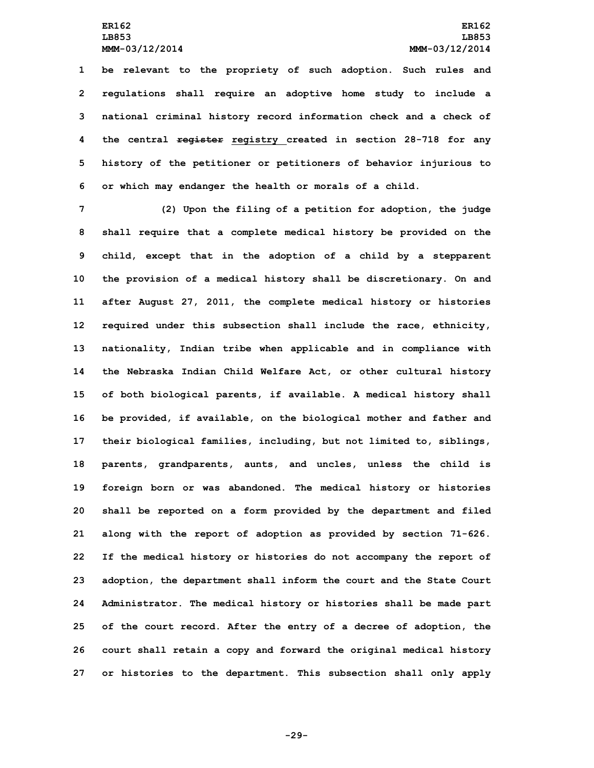be relevant to the propriety of such adoption. Such rules and regulations shall require an adoptive home study to include a national criminal history record information check and a check of the central ~~register~~ registry created in section 28-718 for any history of the petitioner or petitioners of behavior injurious to or which may endanger the health or morals of a child.

(2) Upon the filing of a petition for adoption, the judge shall require that a complete medical history be provided on the child, except that in the adoption of a child by a stepparent the provision of a medical history shall be discretionary. On and after August 27, 2011, the complete medical history or histories required under this subsection shall include the race, ethnicity, nationality, Indian tribe when applicable and in compliance with the Nebraska Indian Child Welfare Act, or other cultural history of both biological parents, if available. A medical history shall be provided, if available, on the biological mother and father and their biological families, including, but not limited to, siblings, parents, grandparents, aunts, and uncles, unless the child is foreign born or was abandoned. The medical history or histories shall be reported on a form provided by the department and filed along with the report of adoption as provided by section 71-626. If the medical history or histories do not accompany the report of adoption, the department shall inform the court and the State Court Administrator. The medical history or histories shall be made part of the court record. After the entry of a decree of adoption, the court shall retain a copy and forward the original medical history or histories to the department. This subsection shall only apply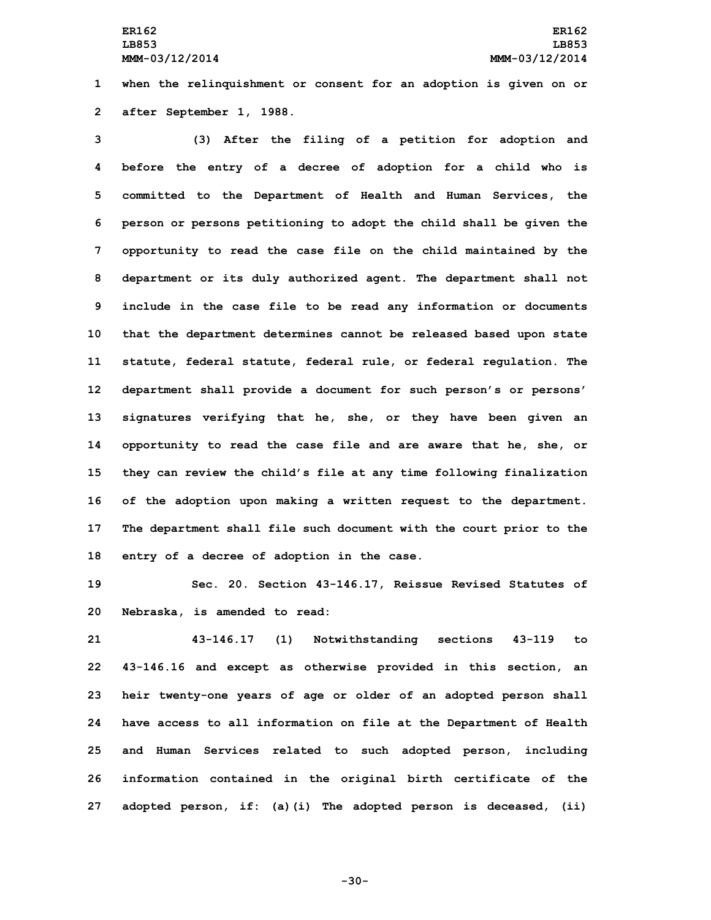when the relinquishment or consent for an adoption is given on or after September 1, 1988.

(3) After the filing of a petition for adoption and before the entry of a decree of adoption for a child who is committed to the Department of Health and Human Services, the person or persons petitioning to adopt the child shall be given the opportunity to read the case file on the child maintained by the department or its duly authorized agent. The department shall not include in the case file to be read any information or documents that the department determines cannot be released based upon state statute, federal statute, federal rule, or federal regulation. The department shall provide a document for such person's or persons' signatures verifying that he, she, or they have been given an opportunity to read the case file and are aware that he, she, or they can review the child's file at any time following finalization of the adoption upon making a written request to the department. The department shall file such document with the court prior to the entry of a decree of adoption in the case.

Sec. 20. Section 43-146.17, Reissue Revised Statutes of Nebraska, is amended to read:

43-146.17 (1) Notwithstanding sections 43-119 to 43-146.16 and except as otherwise provided in this section, an heir twenty-one years of age or older of an adopted person shall have access to all information on file at the Department of Health and Human Services related to such adopted person, including information contained in the original birth certificate of the adopted person, if: (a)(i) The adopted person is deceased, (ii)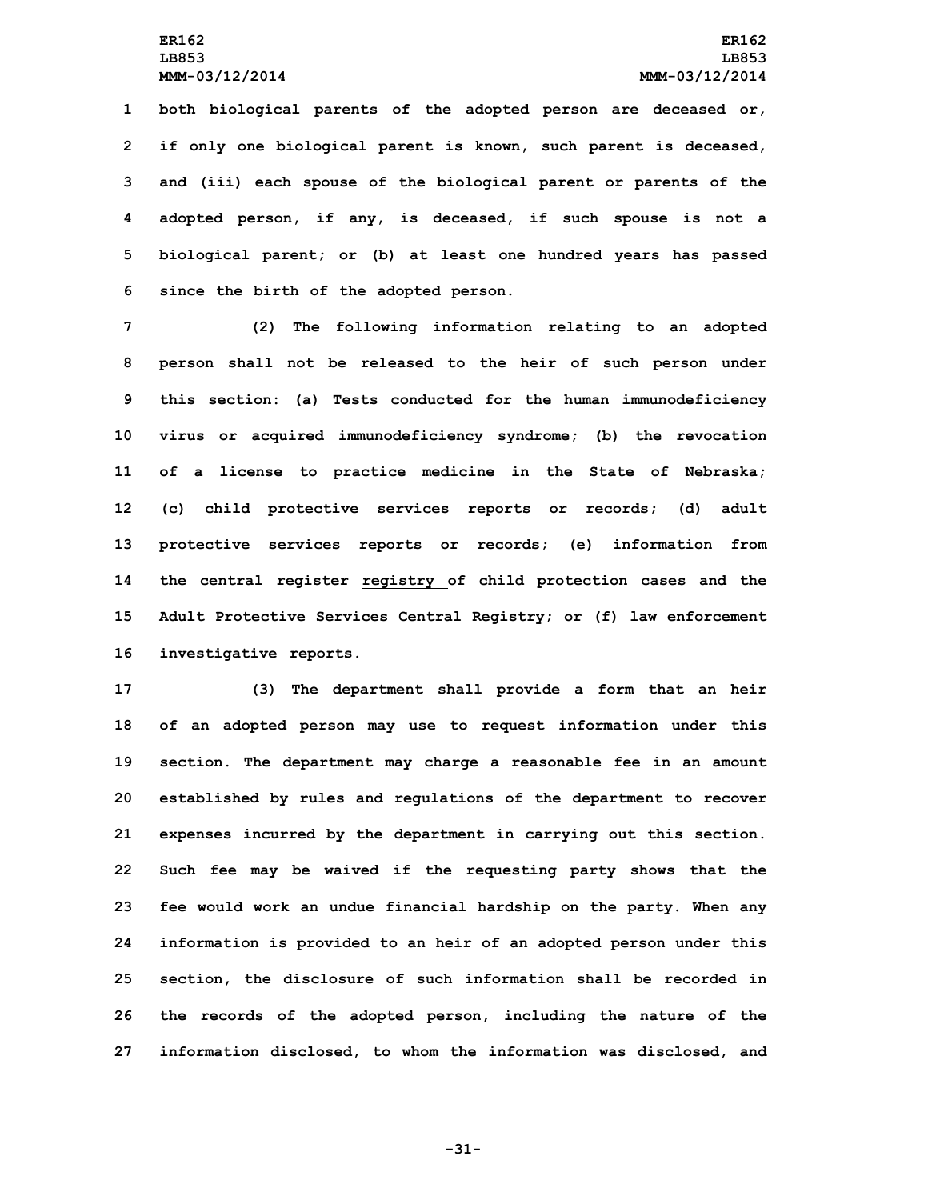both biological parents of the adopted person are deceased or, if only one biological parent is known, such parent is deceased, and (iii) each spouse of the biological parent or parents of the adopted person, if any, is deceased, if such spouse is not a biological parent; or (b) at least one hundred years has passed since the birth of the adopted person.

(2) The following information relating to an adopted person shall not be released to the heir of such person under this section: (a) Tests conducted for the human immunodeficiency virus or acquired immunodeficiency syndrome; (b) the revocation of a license to practice medicine in the State of Nebraska; (c) child protective services reports or records; (d) adult protective services reports or records; (e) information from the central ~~register~~ registry of child protection cases and the Adult Protective Services Central Registry; or (f) law enforcement investigative reports.

(3) The department shall provide a form that an heir of an adopted person may use to request information under this section. The department may charge a reasonable fee in an amount established by rules and regulations of the department to recover expenses incurred by the department in carrying out this section. Such fee may be waived if the requesting party shows that the fee would work an undue financial hardship on the party. When any information is provided to an heir of an adopted person under this section, the disclosure of such information shall be recorded in the records of the adopted person, including the nature of the information disclosed, to whom the information was disclosed, and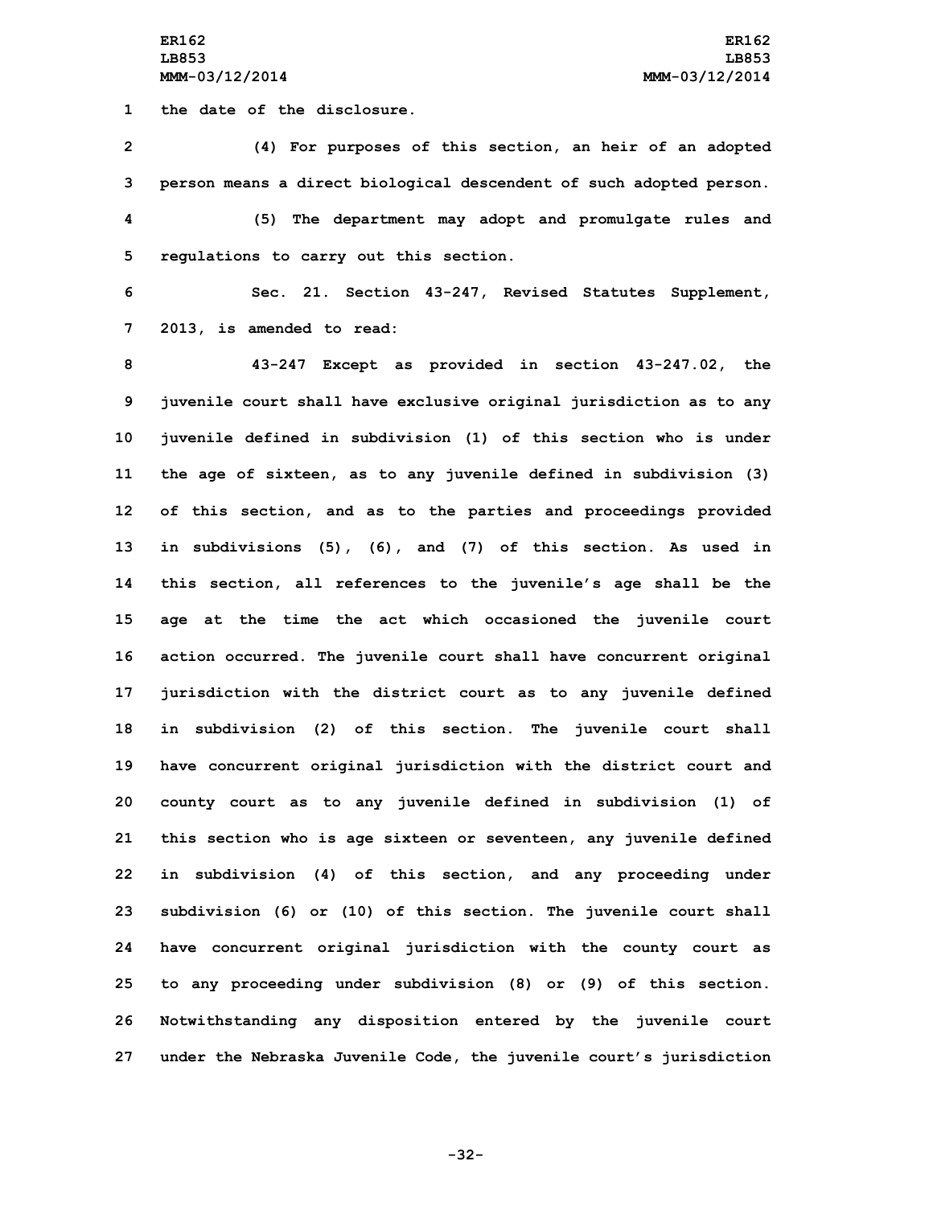the date of the disclosure.

(4) For purposes of this section, an heir of an adopted person means a direct biological descendent of such adopted person.

(5) The department may adopt and promulgate rules and regulations to carry out this section.

Sec. 21. Section 43-247, Revised Statutes Supplement, 2013, is amended to read:

43-247 Except as provided in section 43-247.02, the juvenile court shall have exclusive original jurisdiction as to any juvenile defined in subdivision (1) of this section who is under the age of sixteen, as to any juvenile defined in subdivision (3) of this section, and as to the parties and proceedings provided in subdivisions (5), (6), and (7) of this section. As used in this section, all references to the juvenile's age shall be the age at the time the act which occasioned the juvenile court action occurred. The juvenile court shall have concurrent original jurisdiction with the district court as to any juvenile defined in subdivision (2) of this section. The juvenile court shall have concurrent original jurisdiction with the district court and county court as to any juvenile defined in subdivision (1) of this section who is age sixteen or seventeen, any juvenile defined in subdivision (4) of this section, and any proceeding under subdivision (6) or (10) of this section. The juvenile court shall have concurrent original jurisdiction with the county court as to any proceeding under subdivision (8) or (9) of this section. Notwithstanding any disposition entered by the juvenile court under the Nebraska Juvenile Code, the juvenile court's jurisdiction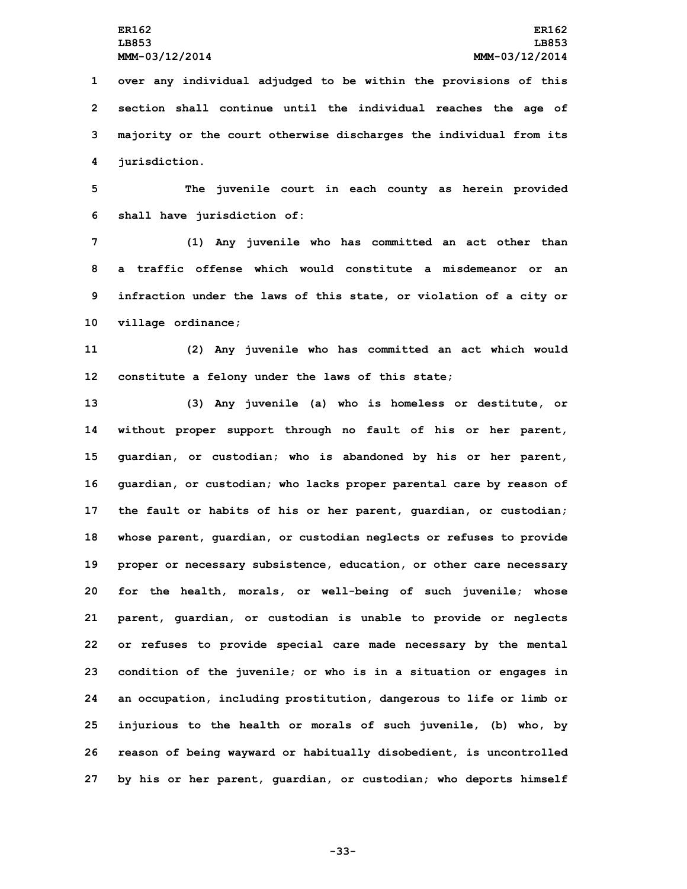over any individual adjudged to be within the provisions of this section shall continue until the individual reaches the age of majority or the court otherwise discharges the individual from its jurisdiction.

The juvenile court in each county as herein provided shall have jurisdiction of:

(1) Any juvenile who has committed an act other than a traffic offense which would constitute a misdemeanor or an infraction under the laws of this state, or violation of a city or village ordinance;

(2) Any juvenile who has committed an act which would constitute a felony under the laws of this state;

(3) Any juvenile (a) who is homeless or destitute, or without proper support through no fault of his or her parent, guardian, or custodian; who is abandoned by his or her parent, guardian, or custodian; who lacks proper parental care by reason of the fault or habits of his or her parent, guardian, or custodian; whose parent, guardian, or custodian neglects or refuses to provide proper or necessary subsistence, education, or other care necessary for the health, morals, or well-being of such juvenile; whose parent, guardian, or custodian is unable to provide or neglects or refuses to provide special care made necessary by the mental condition of the juvenile; or who is in a situation or engages in an occupation, including prostitution, dangerous to life or limb or injurious to the health or morals of such juvenile, (b) who, by reason of being wayward or habitually disobedient, is uncontrolled by his or her parent, guardian, or custodian; who deports himself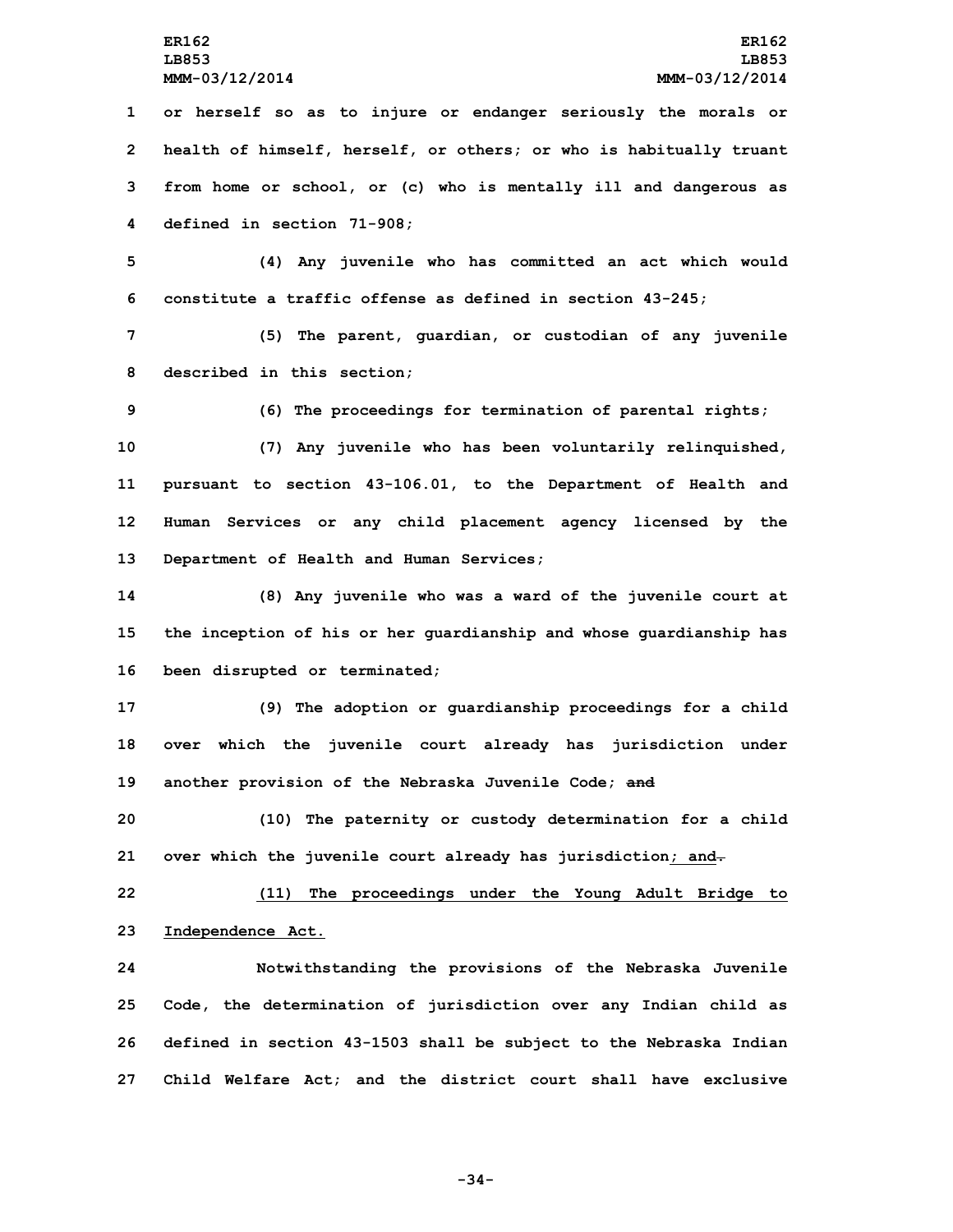or herself so as to injure or endanger seriously the morals or health of himself, herself, or others; or who is habitually truant from home or school, or (c) who is mentally ill and dangerous as defined in section 71-908;

(4) Any juvenile who has committed an act which would constitute a traffic offense as defined in section 43-245;

(5) The parent, guardian, or custodian of any juvenile described in this section;

(6) The proceedings for termination of parental rights;

(7) Any juvenile who has been voluntarily relinquished, pursuant to section 43-106.01, to the Department of Health and Human Services or any child placement agency licensed by the Department of Health and Human Services;

(8) Any juvenile who was a ward of the juvenile court at the inception of his or her guardianship and whose guardianship has been disrupted or terminated;

(9) The adoption or guardianship proceedings for a child over which the juvenile court already has jurisdiction under another provision of the Nebraska Juvenile Code; ~~and~~

(10) The paternity or custody determination for a child over which the juvenile court already has jurisdiction<u>; and</u>~~.~~

<u>(11) The proceedings under the Young Adult Bridge to Independence Act.</u>

Notwithstanding the provisions of the Nebraska Juvenile Code, the determination of jurisdiction over any Indian child as defined in section 43-1503 shall be subject to the Nebraska Indian Child Welfare Act; and the district court shall have exclusive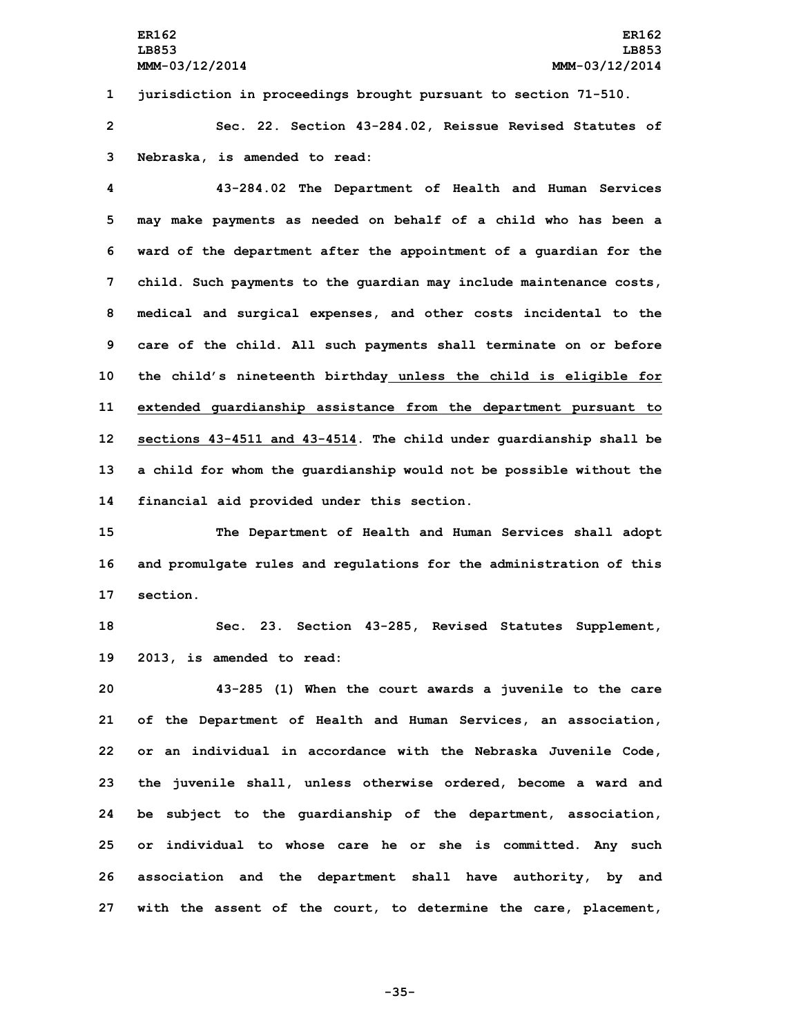jurisdiction in proceedings brought pursuant to section 71-510.

Sec. 22. Section 43-284.02, Reissue Revised Statutes of Nebraska, is amended to read:

43-284.02 The Department of Health and Human Services may make payments as needed on behalf of a child who has been a ward of the department after the appointment of a guardian for the child. Such payments to the guardian may include maintenance costs, medical and surgical expenses, and other costs incidental to the care of the child. All such payments shall terminate on or before the child's nineteenth birthday unless the child is eligible for extended guardianship assistance from the department pursuant to sections 43-4511 and 43-4514. The child under guardianship shall be a child for whom the guardianship would not be possible without the financial aid provided under this section.

The Department of Health and Human Services shall adopt and promulgate rules and regulations for the administration of this section.

Sec. 23. Section 43-285, Revised Statutes Supplement, 2013, is amended to read:

43-285 (1) When the court awards a juvenile to the care of the Department of Health and Human Services, an association, or an individual in accordance with the Nebraska Juvenile Code, the juvenile shall, unless otherwise ordered, become a ward and be subject to the guardianship of the department, association, or individual to whose care he or she is committed. Any such association and the department shall have authority, by and with the assent of the court, to determine the care, placement,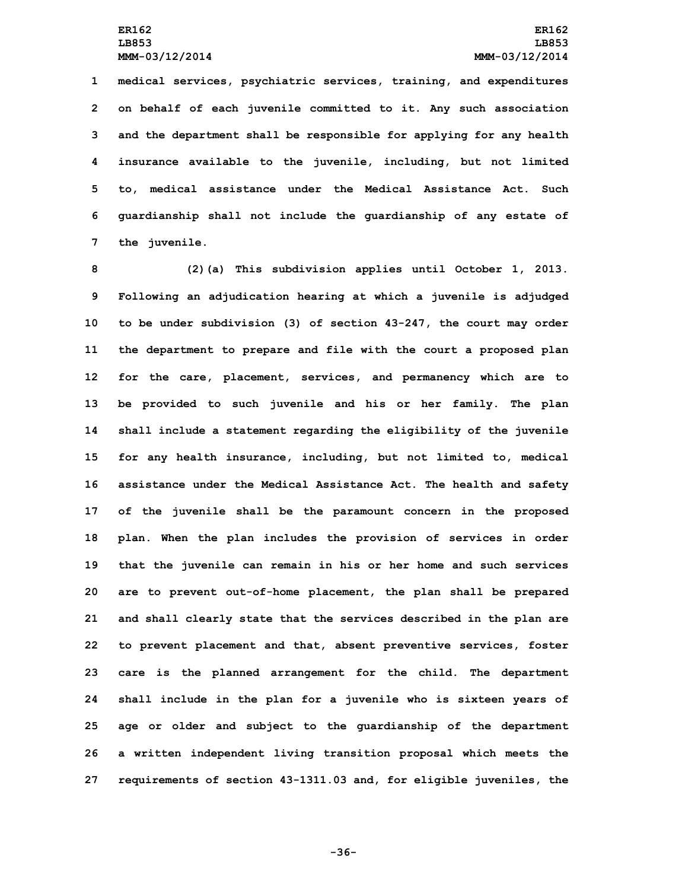medical services, psychiatric services, training, and expenditures on behalf of each juvenile committed to it. Any such association and the department shall be responsible for applying for any health insurance available to the juvenile, including, but not limited to, medical assistance under the Medical Assistance Act. Such guardianship shall not include the guardianship of any estate of the juvenile.

(2)(a) This subdivision applies until October 1, 2013. Following an adjudication hearing at which a juvenile is adjudged to be under subdivision (3) of section 43-247, the court may order the department to prepare and file with the court a proposed plan for the care, placement, services, and permanency which are to be provided to such juvenile and his or her family. The plan shall include a statement regarding the eligibility of the juvenile for any health insurance, including, but not limited to, medical assistance under the Medical Assistance Act. The health and safety of the juvenile shall be the paramount concern in the proposed plan. When the plan includes the provision of services in order that the juvenile can remain in his or her home and such services are to prevent out-of-home placement, the plan shall be prepared and shall clearly state that the services described in the plan are to prevent placement and that, absent preventive services, foster care is the planned arrangement for the child. The department shall include in the plan for a juvenile who is sixteen years of age or older and subject to the guardianship of the department a written independent living transition proposal which meets the requirements of section 43-1311.03 and, for eligible juveniles, the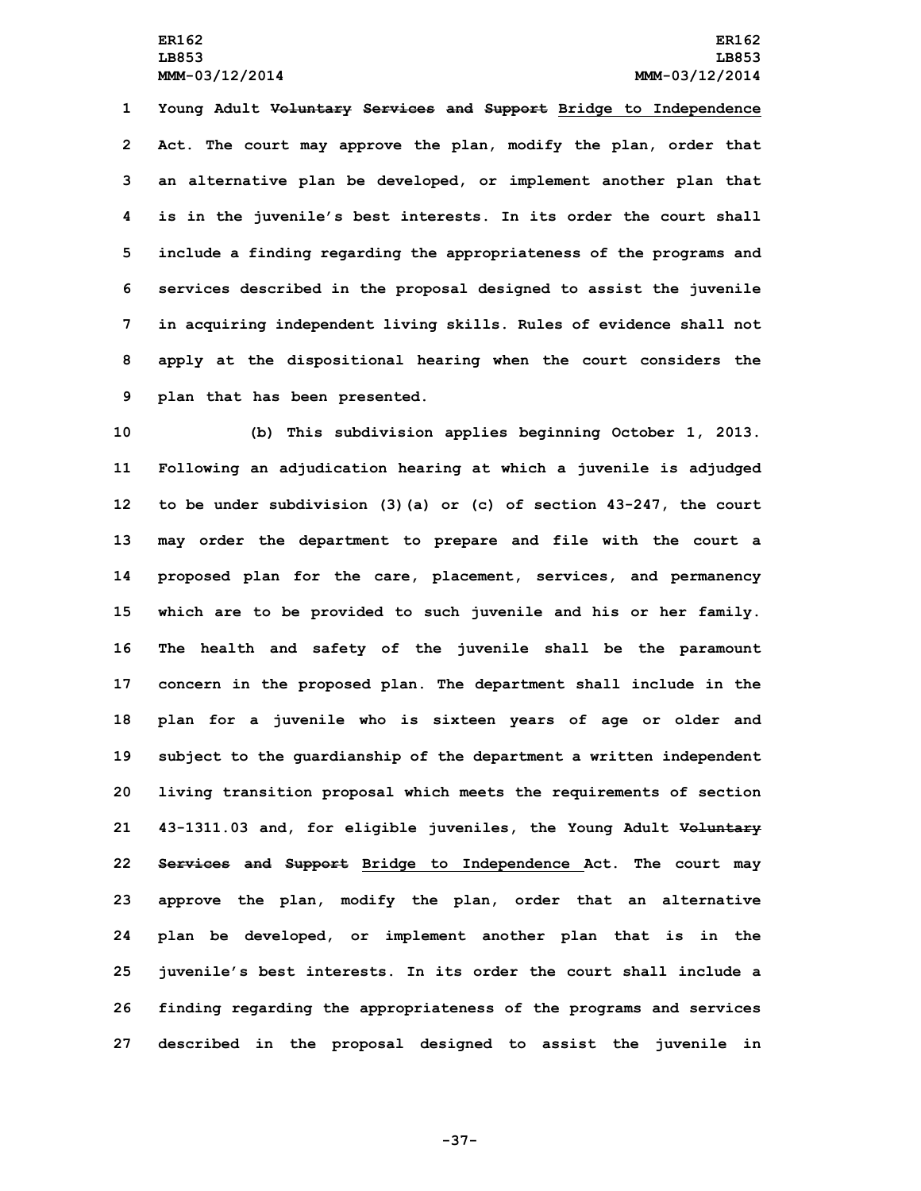Young Adult ~~Voluntary Services and Support~~ Bridge to Independence Act. The court may approve the plan, modify the plan, order that an alternative plan be developed, or implement another plan that is in the juvenile's best interests. In its order the court shall include a finding regarding the appropriateness of the programs and services described in the proposal designed to assist the juvenile in acquiring independent living skills. Rules of evidence shall not apply at the dispositional hearing when the court considers the plan that has been presented.

(b) This subdivision applies beginning October 1, 2013. Following an adjudication hearing at which a juvenile is adjudged to be under subdivision (3)(a) or (c) of section 43-247, the court may order the department to prepare and file with the court a proposed plan for the care, placement, services, and permanency which are to be provided to such juvenile and his or her family. The health and safety of the juvenile shall be the paramount concern in the proposed plan. The department shall include in the plan for a juvenile who is sixteen years of age or older and subject to the guardianship of the department a written independent living transition proposal which meets the requirements of section 43-1311.03 and, for eligible juveniles, the Young Adult ~~Voluntary Services and Support~~ Bridge to Independence Act. The court may approve the plan, modify the plan, order that an alternative plan be developed, or implement another plan that is in the juvenile's best interests. In its order the court shall include a finding regarding the appropriateness of the programs and services described in the proposal designed to assist the juvenile in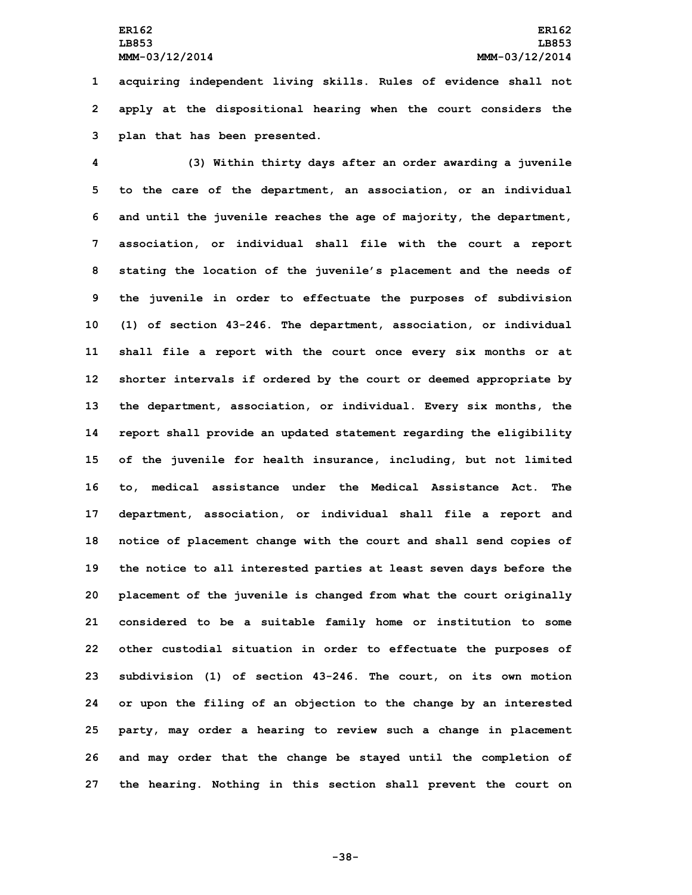acquiring independent living skills. Rules of evidence shall not apply at the dispositional hearing when the court considers the plan that has been presented.

(3) Within thirty days after an order awarding a juvenile to the care of the department, an association, or an individual and until the juvenile reaches the age of majority, the department, association, or individual shall file with the court a report stating the location of the juvenile's placement and the needs of the juvenile in order to effectuate the purposes of subdivision (1) of section 43-246. The department, association, or individual shall file a report with the court once every six months or at shorter intervals if ordered by the court or deemed appropriate by the department, association, or individual. Every six months, the report shall provide an updated statement regarding the eligibility of the juvenile for health insurance, including, but not limited to, medical assistance under the Medical Assistance Act. The department, association, or individual shall file a report and notice of placement change with the court and shall send copies of the notice to all interested parties at least seven days before the placement of the juvenile is changed from what the court originally considered to be a suitable family home or institution to some other custodial situation in order to effectuate the purposes of subdivision (1) of section 43-246. The court, on its own motion or upon the filing of an objection to the change by an interested party, may order a hearing to review such a change in placement and may order that the change be stayed until the completion of the hearing. Nothing in this section shall prevent the court on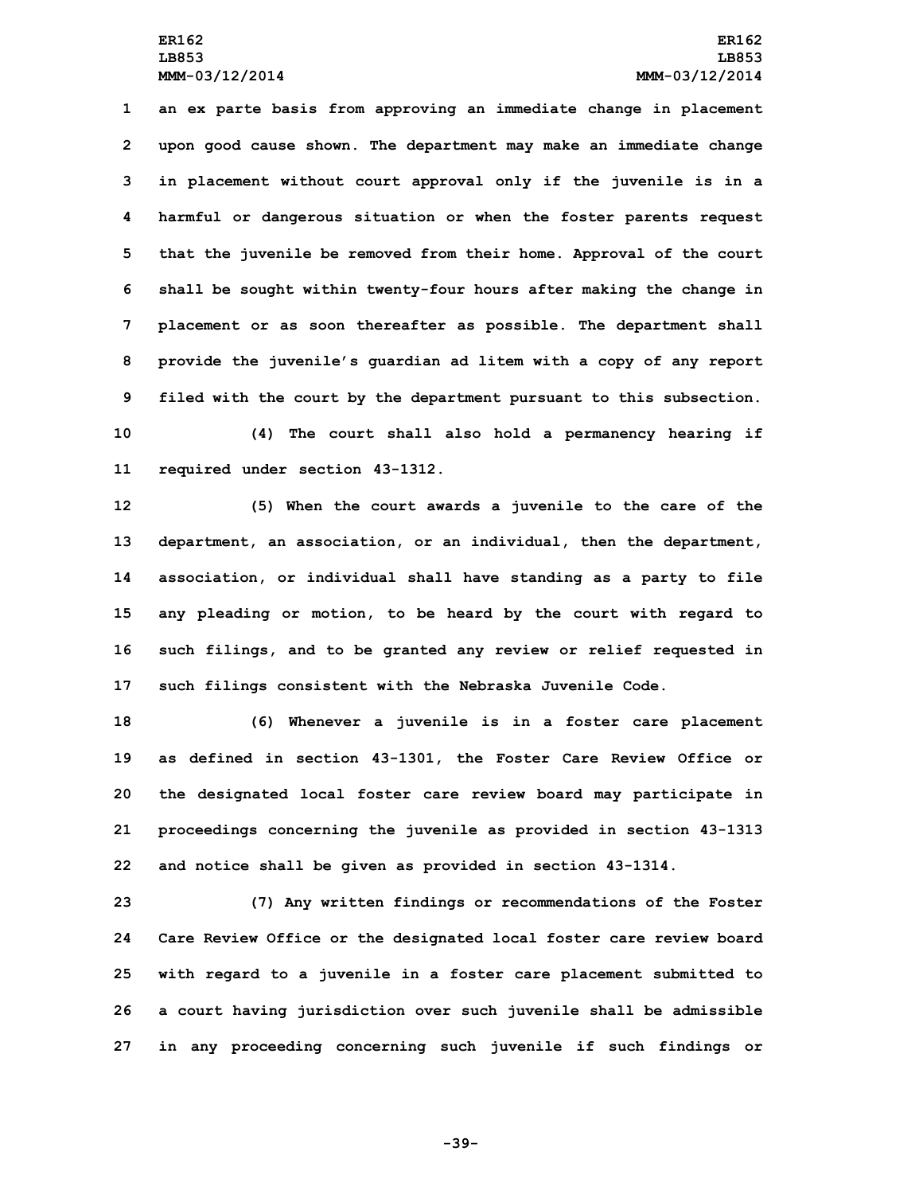an ex parte basis from approving an immediate change in placement upon good cause shown. The department may make an immediate change in placement without court approval only if the juvenile is in a harmful or dangerous situation or when the foster parents request that the juvenile be removed from their home. Approval of the court shall be sought within twenty-four hours after making the change in placement or as soon thereafter as possible. The department shall provide the juvenile's guardian ad litem with a copy of any report filed with the court by the department pursuant to this subsection.

(4) The court shall also hold a permanency hearing if required under section 43-1312.

(5) When the court awards a juvenile to the care of the department, an association, or an individual, then the department, association, or individual shall have standing as a party to file any pleading or motion, to be heard by the court with regard to such filings, and to be granted any review or relief requested in such filings consistent with the Nebraska Juvenile Code.

(6) Whenever a juvenile is in a foster care placement as defined in section 43-1301, the Foster Care Review Office or the designated local foster care review board may participate in proceedings concerning the juvenile as provided in section 43-1313 and notice shall be given as provided in section 43-1314.

(7) Any written findings or recommendations of the Foster Care Review Office or the designated local foster care review board with regard to a juvenile in a foster care placement submitted to a court having jurisdiction over such juvenile shall be admissible in any proceeding concerning such juvenile if such findings or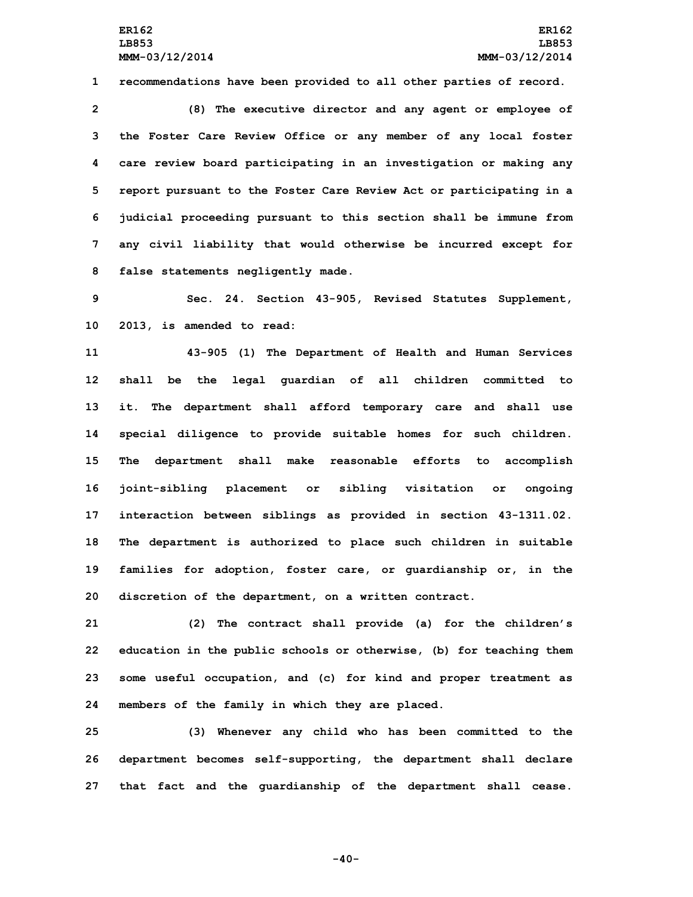recommendations have been provided to all other parties of record.

(8) The executive director and any agent or employee of the Foster Care Review Office or any member of any local foster care review board participating in an investigation or making any report pursuant to the Foster Care Review Act or participating in a judicial proceeding pursuant to this section shall be immune from any civil liability that would otherwise be incurred except for false statements negligently made.

Sec. 24. Section 43-905, Revised Statutes Supplement, 2013, is amended to read:

43-905 (1) The Department of Health and Human Services shall be the legal guardian of all children committed to it. The department shall afford temporary care and shall use special diligence to provide suitable homes for such children. The department shall make reasonable efforts to accomplish joint-sibling placement or sibling visitation or ongoing interaction between siblings as provided in section 43-1311.02. The department is authorized to place such children in suitable families for adoption, foster care, or guardianship or, in the discretion of the department, on a written contract.

(2) The contract shall provide (a) for the children's education in the public schools or otherwise, (b) for teaching them some useful occupation, and (c) for kind and proper treatment as members of the family in which they are placed.

(3) Whenever any child who has been committed to the department becomes self-supporting, the department shall declare that fact and the guardianship of the department shall cease.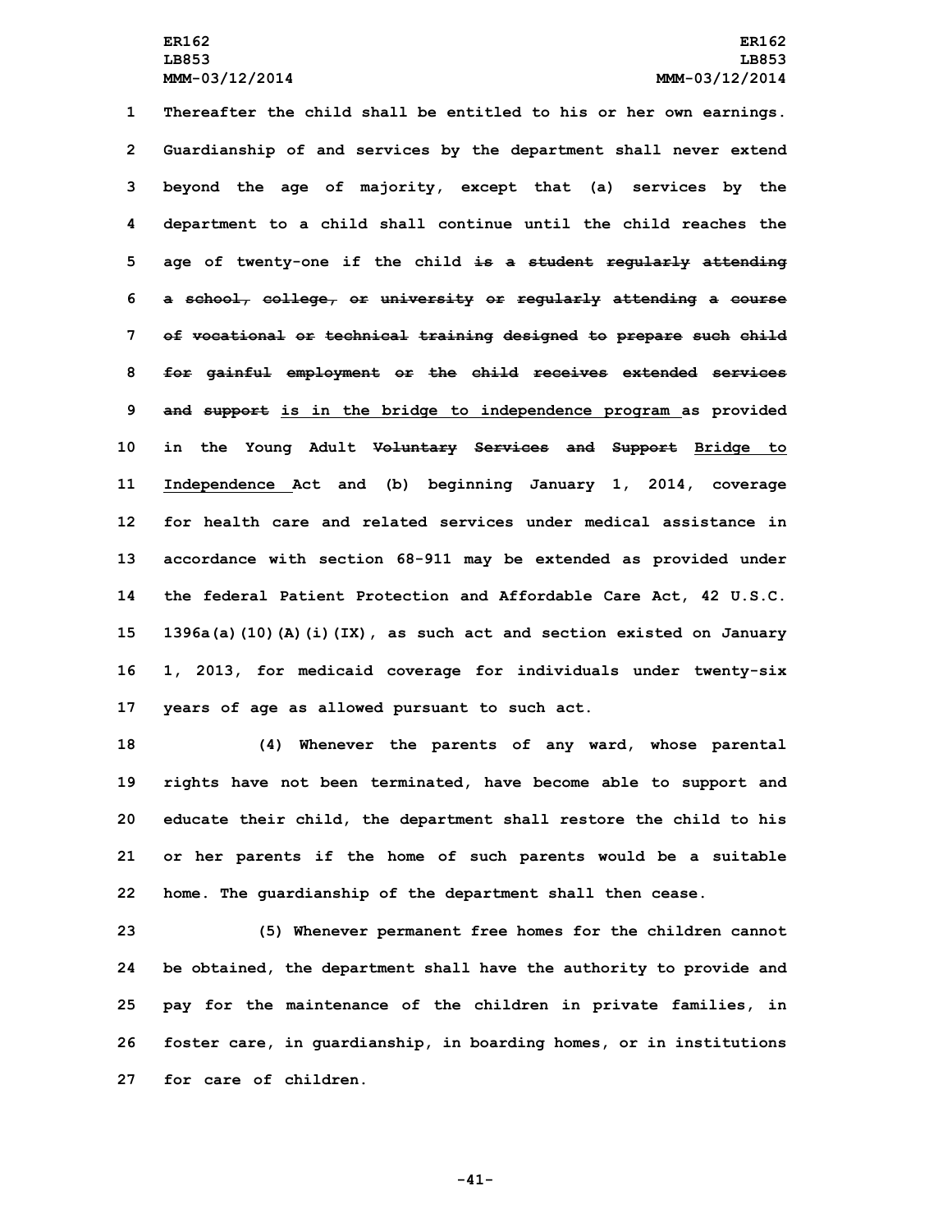Thereafter the child shall be entitled to his or her own earnings. Guardianship of and services by the department shall never extend beyond the age of majority, except that (a) services by the department to a child shall continue until the child reaches the age of twenty-one if the child ~~is a student regularly attending a school, college, or university or regularly attending a course of vocational or technical training designed to prepare such child for gainful employment or the child receives extended services and support~~ <u>is in the bridge to independence program</u> as provided in the Young Adult ~~Voluntary Services and Support~~ <u>Bridge to Independence</u> Act and (b) beginning January 1, 2014, coverage for health care and related services under medical assistance in accordance with section 68-911 may be extended as provided under the federal Patient Protection and Affordable Care Act, 42 U.S.C. 1396a(a)(10)(A)(i)(IX), as such act and section existed on January 1, 2013, for medicaid coverage for individuals under twenty-six years of age as allowed pursuant to such act.

(4) Whenever the parents of any ward, whose parental rights have not been terminated, have become able to support and educate their child, the department shall restore the child to his or her parents if the home of such parents would be a suitable home. The guardianship of the department shall then cease.

(5) Whenever permanent free homes for the children cannot be obtained, the department shall have the authority to provide and pay for the maintenance of the children in private families, in foster care, in guardianship, in boarding homes, or in institutions for care of children.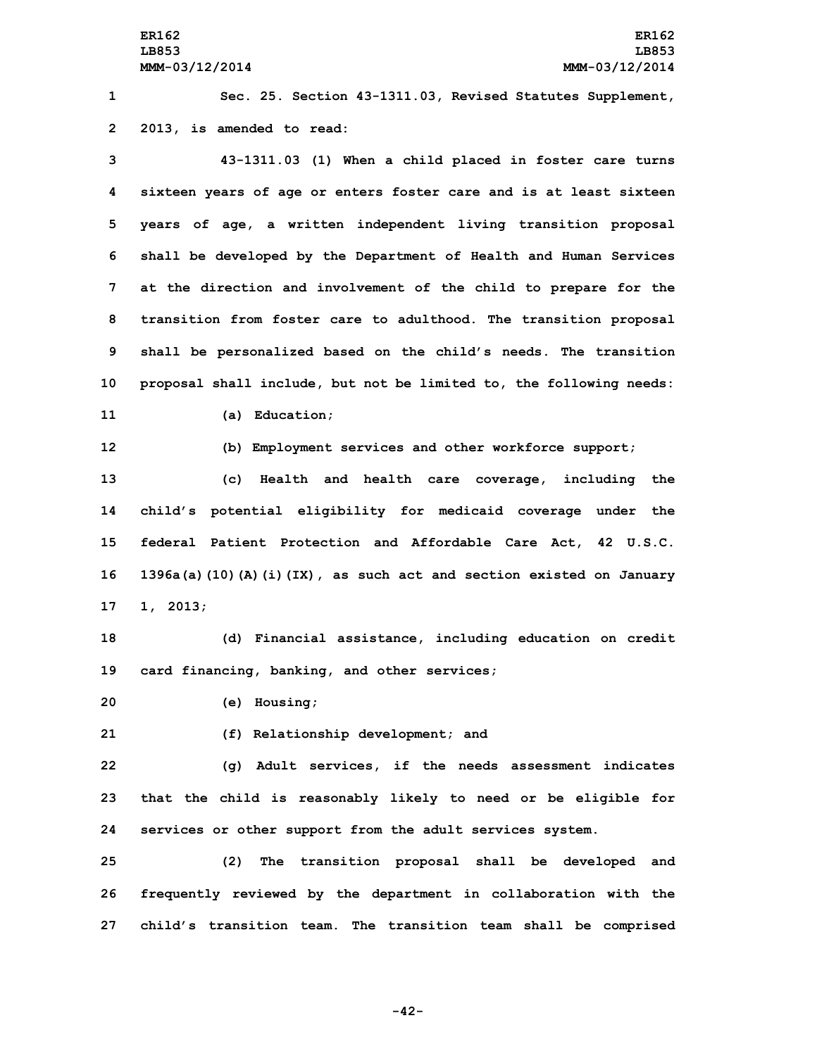Sec. 25. Section 43-1311.03, Revised Statutes Supplement, 2013, is amended to read:

43-1311.03 (1) When a child placed in foster care turns sixteen years of age or enters foster care and is at least sixteen years of age, a written independent living transition proposal shall be developed by the Department of Health and Human Services at the direction and involvement of the child to prepare for the transition from foster care to adulthood. The transition proposal shall be personalized based on the child's needs. The transition proposal shall include, but not be limited to, the following needs:

(a) Education;

(b) Employment services and other workforce support;

(c) Health and health care coverage, including the child's potential eligibility for medicaid coverage under the federal Patient Protection and Affordable Care Act, 42 U.S.C. 1396a(a)(10)(A)(i)(IX), as such act and section existed on January 1, 2013;

(d) Financial assistance, including education on credit card financing, banking, and other services;

(e) Housing;

(f) Relationship development; and

(g) Adult services, if the needs assessment indicates that the child is reasonably likely to need or be eligible for services or other support from the adult services system.

(2) The transition proposal shall be developed and frequently reviewed by the department in collaboration with the child's transition team. The transition team shall be comprised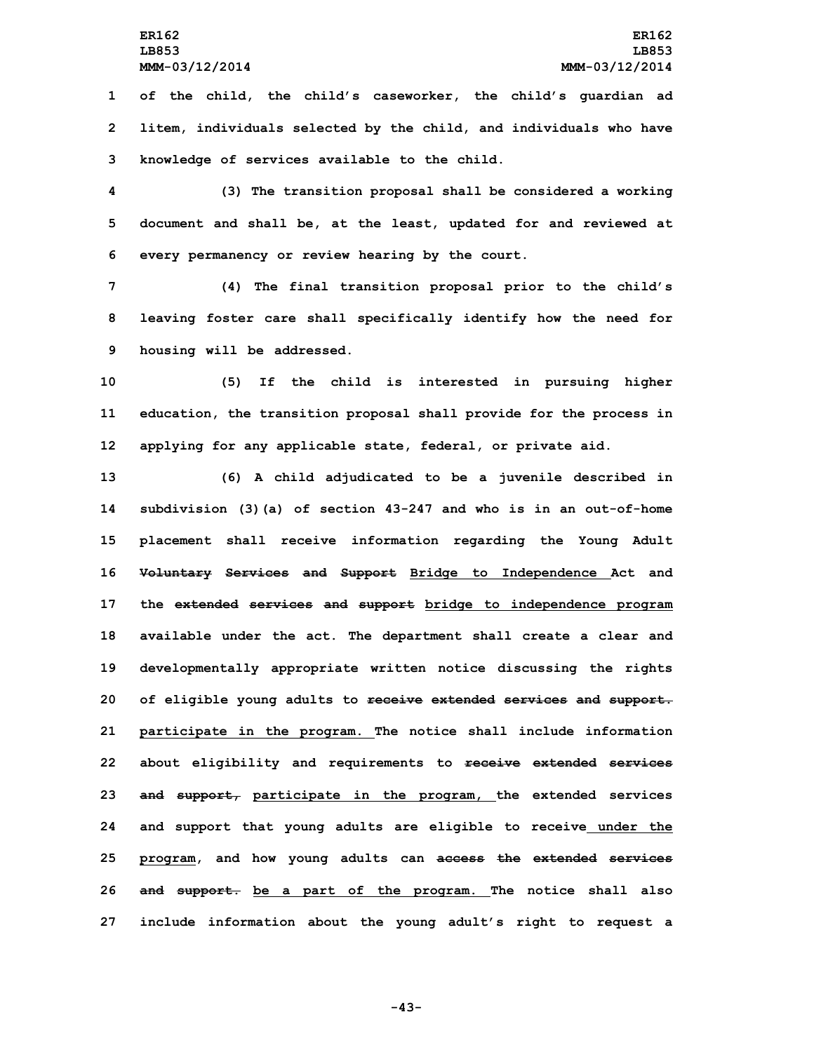of the child, the child's caseworker, the child's guardian ad litem, individuals selected by the child, and individuals who have knowledge of services available to the child.

(3) The transition proposal shall be considered a working document and shall be, at the least, updated for and reviewed at every permanency or review hearing by the court.

(4) The final transition proposal prior to the child's leaving foster care shall specifically identify how the need for housing will be addressed.

(5) If the child is interested in pursuing higher education, the transition proposal shall provide for the process in applying for any applicable state, federal, or private aid.

(6) A child adjudicated to be a juvenile described in subdivision (3)(a) of section 43-247 and who is in an out-of-home placement shall receive information regarding the Young Adult ~~Voluntary Services and Support~~ <u>Bridge to Independence</u> Act and the ~~extended services and support~~ <u>bridge to independence program</u> available under the act. The department shall create a clear and developmentally appropriate written notice discussing the rights of eligible young adults to ~~receive extended services and support.~~ <u>participate in the program.</u> The notice shall include information about eligibility and requirements to ~~receive extended services and support,~~ <u>participate in the program,</u> the extended services and support that young adults are eligible to receive<u> under the program</u>, and how young adults can ~~access the extended services and support.~~ <u>be a part of the program.</u> The notice shall also include information about the young adult's right to request a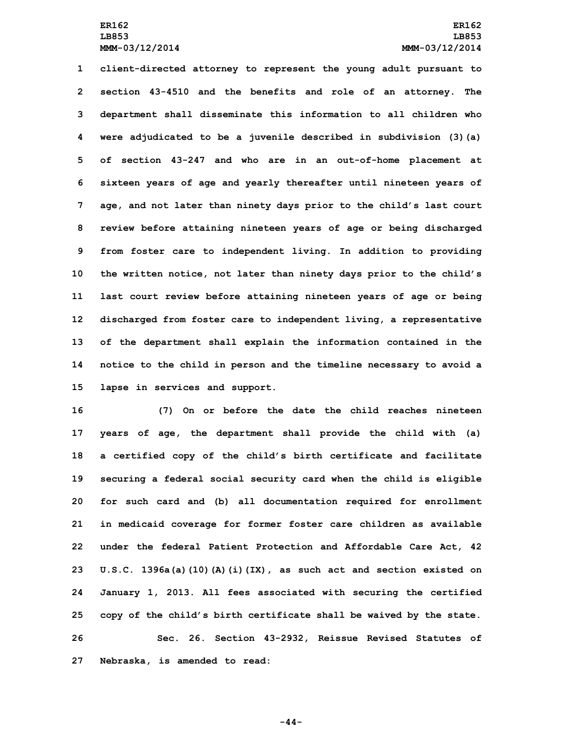client-directed attorney to represent the young adult pursuant to section 43-4510 and the benefits and role of an attorney. The department shall disseminate this information to all children who were adjudicated to be a juvenile described in subdivision (3)(a) of section 43-247 and who are in an out-of-home placement at sixteen years of age and yearly thereafter until nineteen years of age, and not later than ninety days prior to the child's last court review before attaining nineteen years of age or being discharged from foster care to independent living. In addition to providing the written notice, not later than ninety days prior to the child's last court review before attaining nineteen years of age or being discharged from foster care to independent living, a representative of the department shall explain the information contained in the notice to the child in person and the timeline necessary to avoid a lapse in services and support.

(7) On or before the date the child reaches nineteen years of age, the department shall provide the child with (a) a certified copy of the child's birth certificate and facilitate securing a federal social security card when the child is eligible for such card and (b) all documentation required for enrollment in medicaid coverage for former foster care children as available under the federal Patient Protection and Affordable Care Act, 42 U.S.C. 1396a(a)(10)(A)(i)(IX), as such act and section existed on January 1, 2013. All fees associated with securing the certified copy of the child's birth certificate shall be waived by the state.

Sec. 26. Section 43-2932, Reissue Revised Statutes of Nebraska, is amended to read: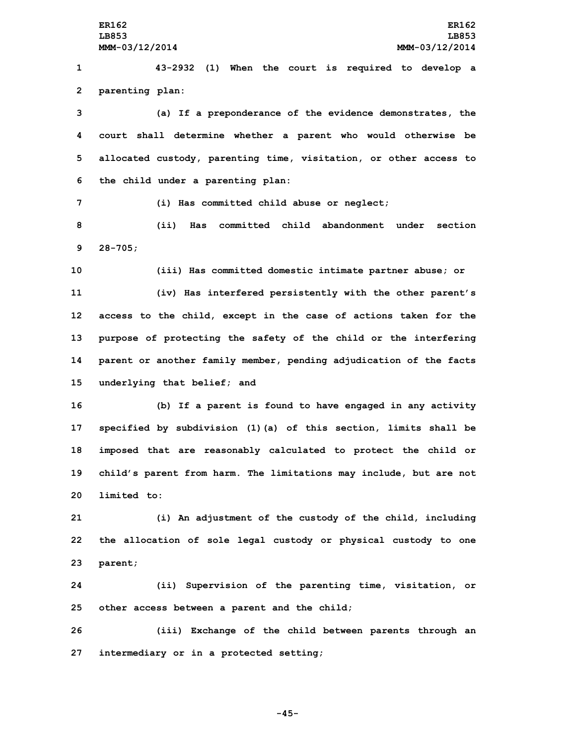43-2932 (1) When the court is required to develop a parenting plan:

(a) If a preponderance of the evidence demonstrates, the court shall determine whether a parent who would otherwise be allocated custody, parenting time, visitation, or other access to the child under a parenting plan:

(i) Has committed child abuse or neglect;

(ii) Has committed child abandonment under section 28-705;

(iii) Has committed domestic intimate partner abuse; or

(iv) Has interfered persistently with the other parent's access to the child, except in the case of actions taken for the purpose of protecting the safety of the child or the interfering parent or another family member, pending adjudication of the facts underlying that belief; and

(b) If a parent is found to have engaged in any activity specified by subdivision (1)(a) of this section, limits shall be imposed that are reasonably calculated to protect the child or child's parent from harm. The limitations may include, but are not limited to:

(i) An adjustment of the custody of the child, including the allocation of sole legal custody or physical custody to one parent;

(ii) Supervision of the parenting time, visitation, or other access between a parent and the child;

(iii) Exchange of the child between parents through an intermediary or in a protected setting;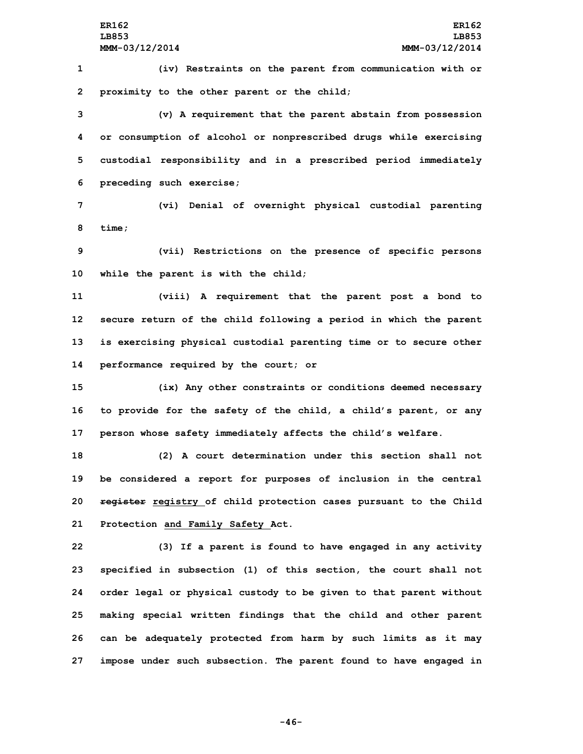(iv) Restraints on the parent from communication with or proximity to the other parent or the child;

(v) A requirement that the parent abstain from possession or consumption of alcohol or nonprescribed drugs while exercising custodial responsibility and in a prescribed period immediately preceding such exercise;

(vi) Denial of overnight physical custodial parenting time;

(vii) Restrictions on the presence of specific persons while the parent is with the child;

(viii) A requirement that the parent post a bond to secure return of the child following a period in which the parent is exercising physical custodial parenting time or to secure other performance required by the court; or

(ix) Any other constraints or conditions deemed necessary to provide for the safety of the child, a child's parent, or any person whose safety immediately affects the child's welfare.

(2) A court determination under this section shall not be considered a report for purposes of inclusion in the central ~~register~~ registry of child protection cases pursuant to the Child Protection and Family Safety Act.

(3) If a parent is found to have engaged in any activity specified in subsection (1) of this section, the court shall not order legal or physical custody to be given to that parent without making special written findings that the child and other parent can be adequately protected from harm by such limits as it may impose under such subsection. The parent found to have engaged in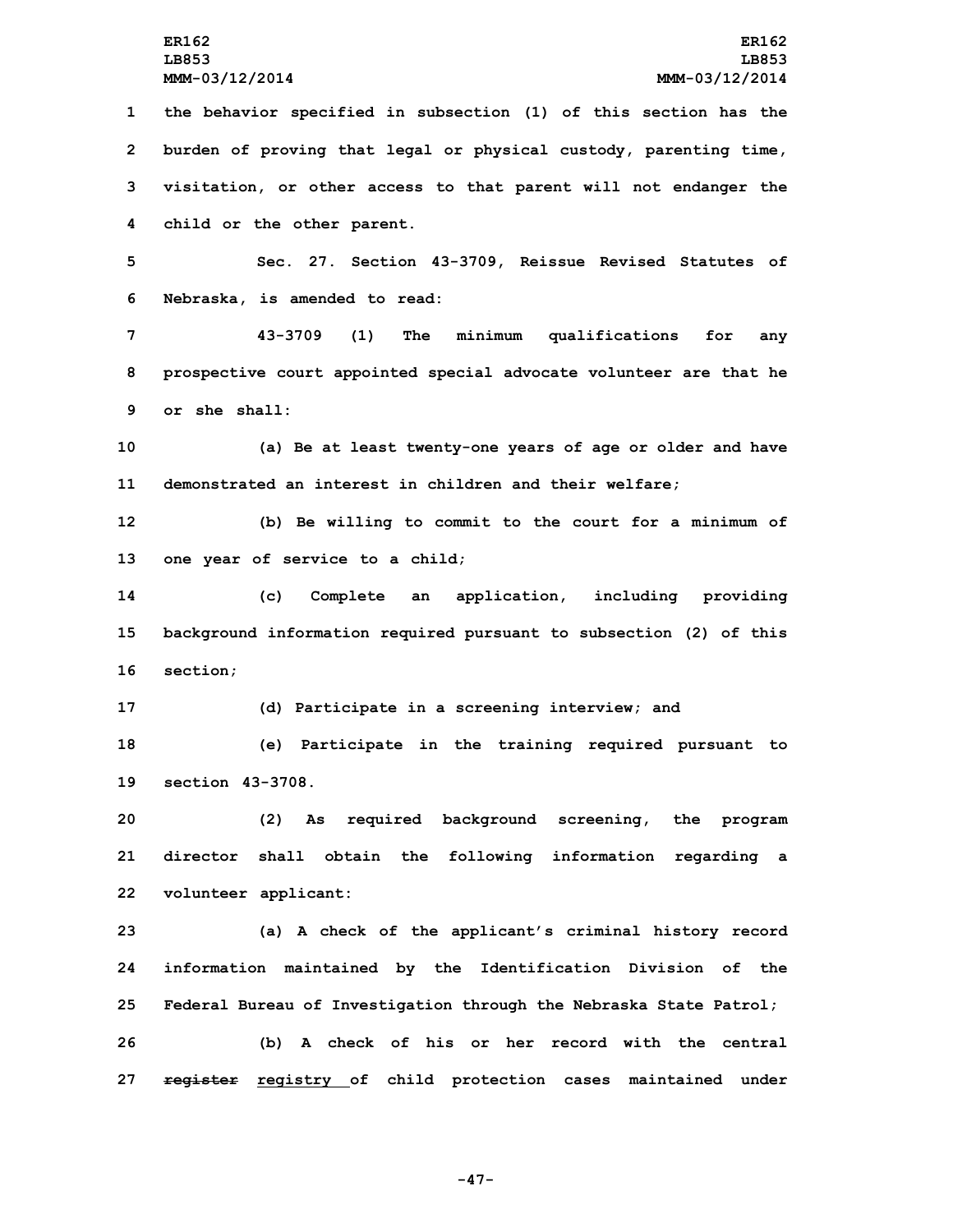the behavior specified in subsection (1) of this section has the burden of proving that legal or physical custody, parenting time, visitation, or other access to that parent will not endanger the child or the other parent.

Sec. 27. Section 43-3709, Reissue Revised Statutes of Nebraska, is amended to read:

43-3709 (1) The minimum qualifications for any prospective court appointed special advocate volunteer are that he or she shall:

(a) Be at least twenty-one years of age or older and have demonstrated an interest in children and their welfare;

(b) Be willing to commit to the court for a minimum of one year of service to a child;

(c) Complete an application, including providing background information required pursuant to subsection (2) of this section;

(d) Participate in a screening interview; and

(e) Participate in the training required pursuant to section 43-3708.

(2) As required background screening, the program director shall obtain the following information regarding a volunteer applicant:

(a) A check of the applicant's criminal history record information maintained by the Identification Division of the Federal Bureau of Investigation through the Nebraska State Patrol;

(b) A check of his or her record with the central ~~register~~ registry of child protection cases maintained under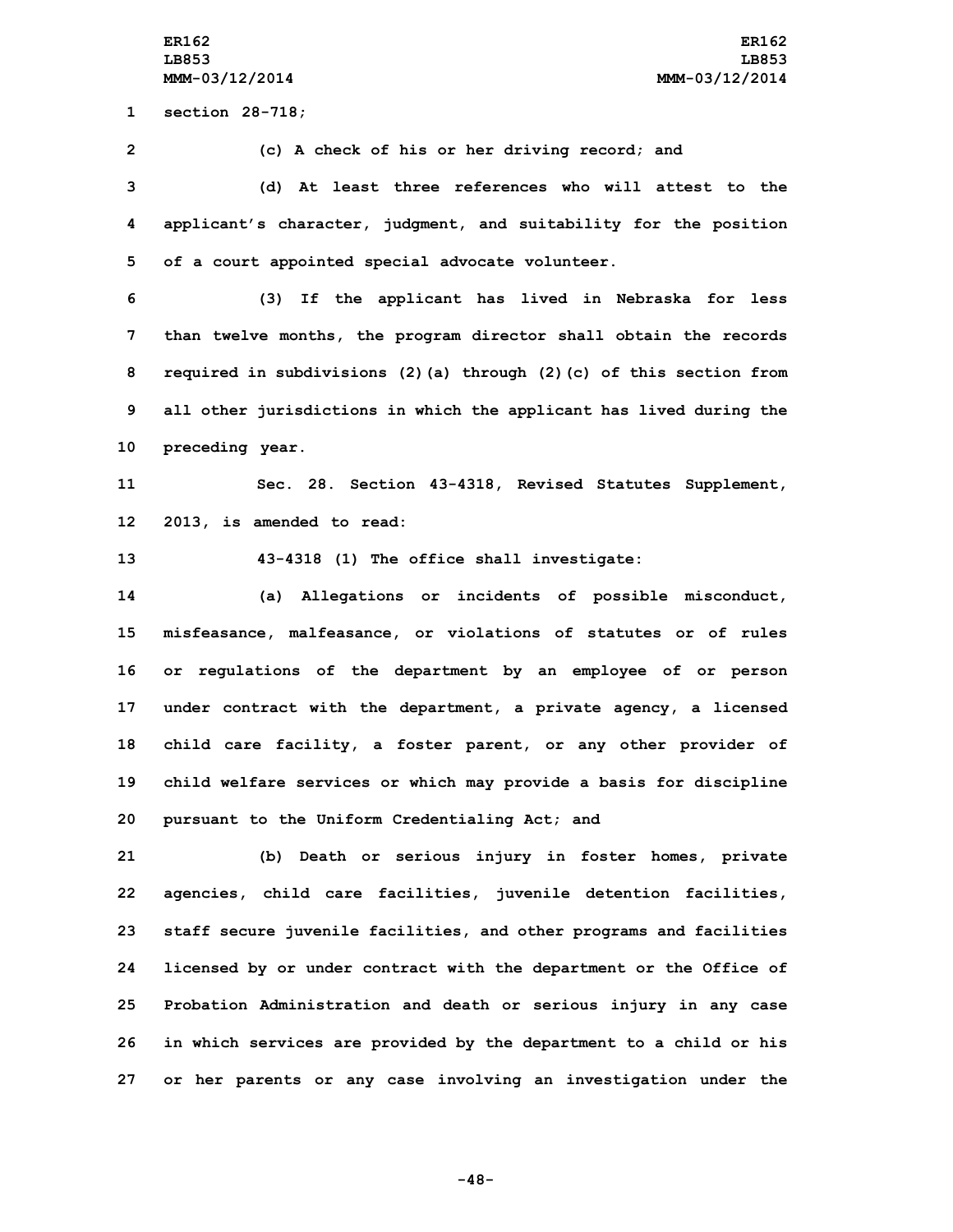section 28-718;

(c) A check of his or her driving record; and

(d) At least three references who will attest to the applicant's character, judgment, and suitability for the position of a court appointed special advocate volunteer.

(3) If the applicant has lived in Nebraska for less than twelve months, the program director shall obtain the records required in subdivisions (2)(a) through (2)(c) of this section from all other jurisdictions in which the applicant has lived during the preceding year.

Sec. 28. Section 43-4318, Revised Statutes Supplement, 2013, is amended to read:

43-4318 (1) The office shall investigate:

(a) Allegations or incidents of possible misconduct, misfeasance, malfeasance, or violations of statutes or of rules or regulations of the department by an employee of or person under contract with the department, a private agency, a licensed child care facility, a foster parent, or any other provider of child welfare services or which may provide a basis for discipline pursuant to the Uniform Credentialing Act; and

(b) Death or serious injury in foster homes, private agencies, child care facilities, juvenile detention facilities, staff secure juvenile facilities, and other programs and facilities licensed by or under contract with the department or the Office of Probation Administration and death or serious injury in any case in which services are provided by the department to a child or his or her parents or any case involving an investigation under the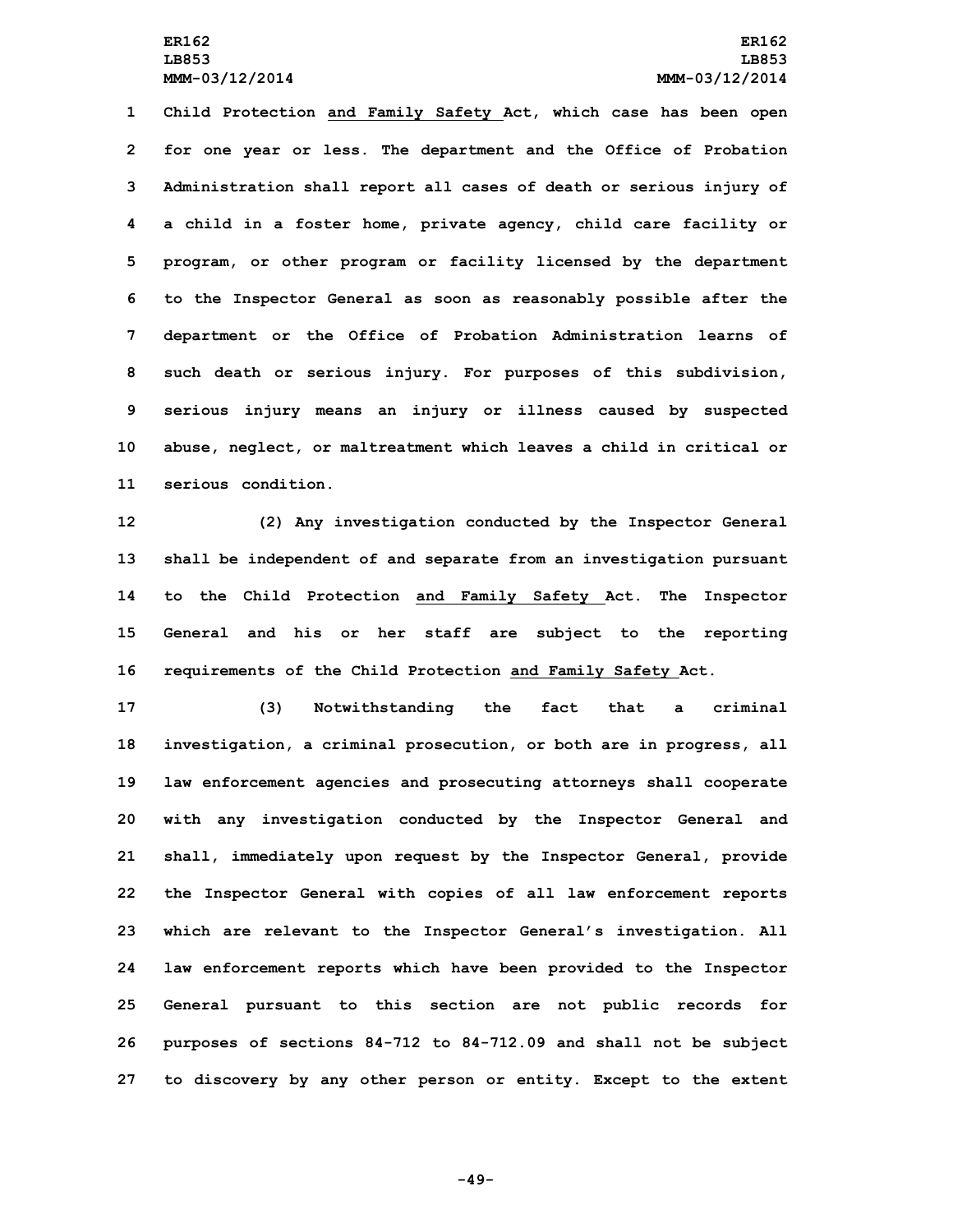Child Protection and Family Safety Act, which case has been open for one year or less. The department and the Office of Probation Administration shall report all cases of death or serious injury of a child in a foster home, private agency, child care facility or program, or other program or facility licensed by the department to the Inspector General as soon as reasonably possible after the department or the Office of Probation Administration learns of such death or serious injury. For purposes of this subdivision, serious injury means an injury or illness caused by suspected abuse, neglect, or maltreatment which leaves a child in critical or serious condition.

(2) Any investigation conducted by the Inspector General shall be independent of and separate from an investigation pursuant to the Child Protection and Family Safety Act. The Inspector General and his or her staff are subject to the reporting requirements of the Child Protection and Family Safety Act.

(3) Notwithstanding the fact that a criminal investigation, a criminal prosecution, or both are in progress, all law enforcement agencies and prosecuting attorneys shall cooperate with any investigation conducted by the Inspector General and shall, immediately upon request by the Inspector General, provide the Inspector General with copies of all law enforcement reports which are relevant to the Inspector General's investigation. All law enforcement reports which have been provided to the Inspector General pursuant to this section are not public records for purposes of sections 84-712 to 84-712.09 and shall not be subject to discovery by any other person or entity. Except to the extent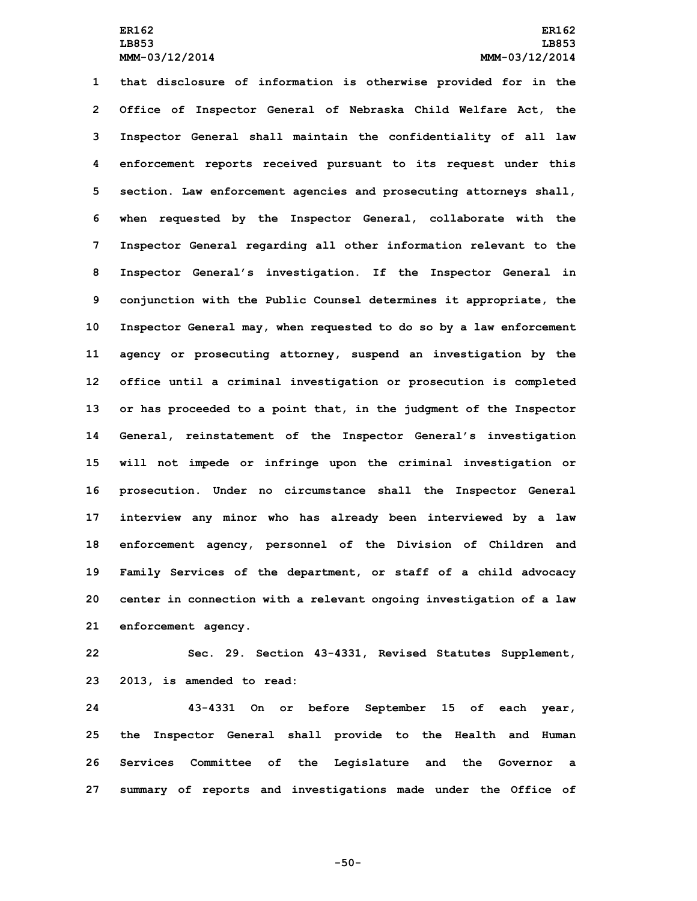that disclosure of information is otherwise provided for in the Office of Inspector General of Nebraska Child Welfare Act, the Inspector General shall maintain the confidentiality of all law enforcement reports received pursuant to its request under this section. Law enforcement agencies and prosecuting attorneys shall, when requested by the Inspector General, collaborate with the Inspector General regarding all other information relevant to the Inspector General's investigation. If the Inspector General in conjunction with the Public Counsel determines it appropriate, the Inspector General may, when requested to do so by a law enforcement agency or prosecuting attorney, suspend an investigation by the office until a criminal investigation or prosecution is completed or has proceeded to a point that, in the judgment of the Inspector General, reinstatement of the Inspector General's investigation will not impede or infringe upon the criminal investigation or prosecution. Under no circumstance shall the Inspector General interview any minor who has already been interviewed by a law enforcement agency, personnel of the Division of Children and Family Services of the department, or staff of a child advocacy center in connection with a relevant ongoing investigation of a law enforcement agency.

Sec. 29. Section 43-4331, Revised Statutes Supplement, 2013, is amended to read:

43-4331 On or before September 15 of each year, the Inspector General shall provide to the Health and Human Services Committee of the Legislature and the Governor a summary of reports and investigations made under the Office of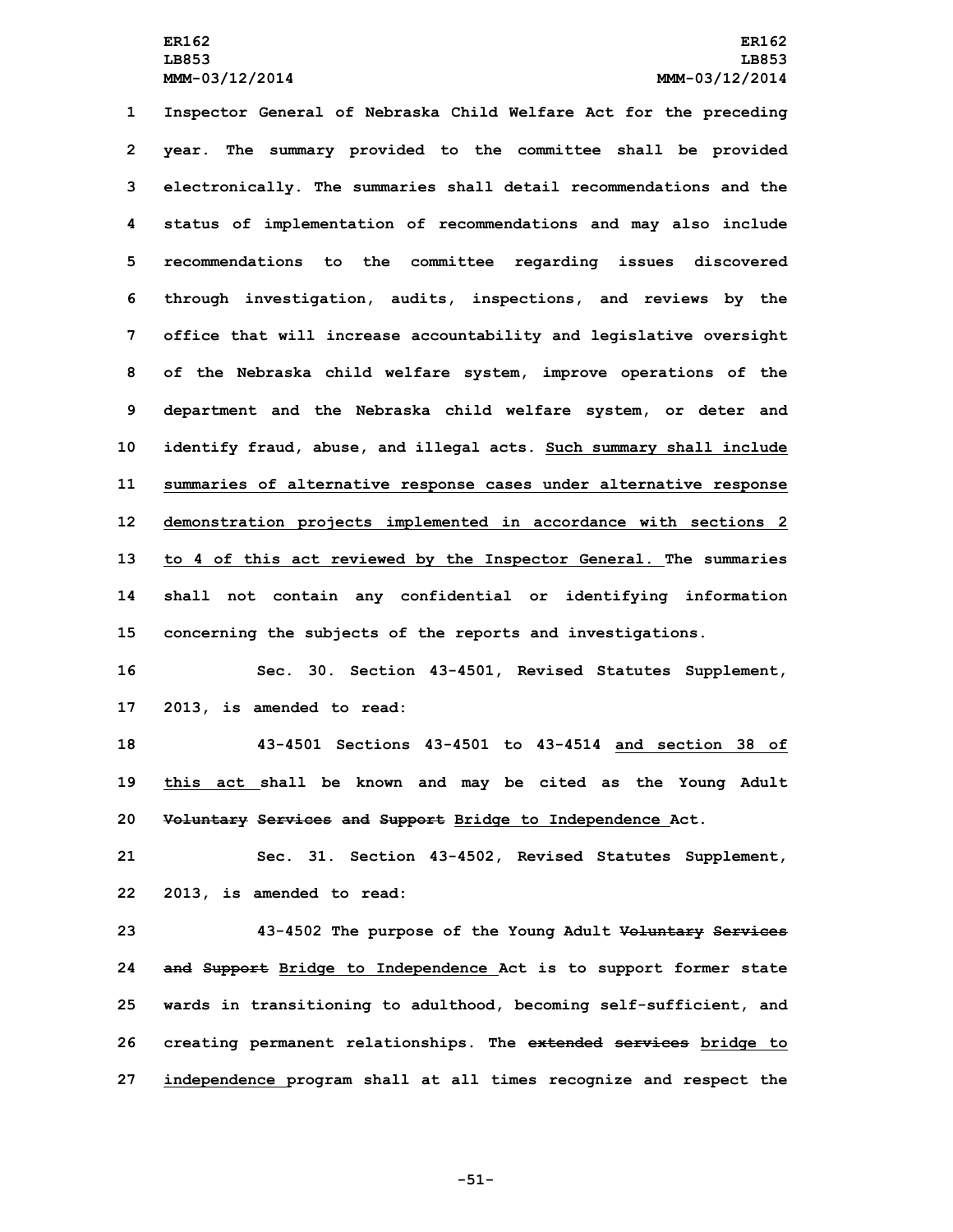Inspector General of Nebraska Child Welfare Act for the preceding year. The summary provided to the committee shall be provided electronically. The summaries shall detail recommendations and the status of implementation of recommendations and may also include recommendations to the committee regarding issues discovered through investigation, audits, inspections, and reviews by the office that will increase accountability and legislative oversight of the Nebraska child welfare system, improve operations of the department and the Nebraska child welfare system, or deter and identify fraud, abuse, and illegal acts. <u>Such summary shall include summaries of alternative response cases under alternative response demonstration projects implemented in accordance with sections 2 to 4 of this act reviewed by the Inspector General.</u> The summaries shall not contain any confidential or identifying information concerning the subjects of the reports and investigations.

Sec. 30. Section 43-4501, Revised Statutes Supplement, 2013, is amended to read:

43-4501 Sections 43-4501 to 43-4514 <u>and section 38 of this act</u> shall be known and may be cited as the Young Adult ~~Voluntary Services and Support~~ <u>Bridge to Independence</u> Act.

Sec. 31. Section 43-4502, Revised Statutes Supplement, 2013, is amended to read:

43-4502 The purpose of the Young Adult ~~Voluntary Services and Support~~ <u>Bridge to Independence</u> Act is to support former state wards in transitioning to adulthood, becoming self-sufficient, and creating permanent relationships. The ~~extended services~~ <u>bridge to independence</u> program shall at all times recognize and respect the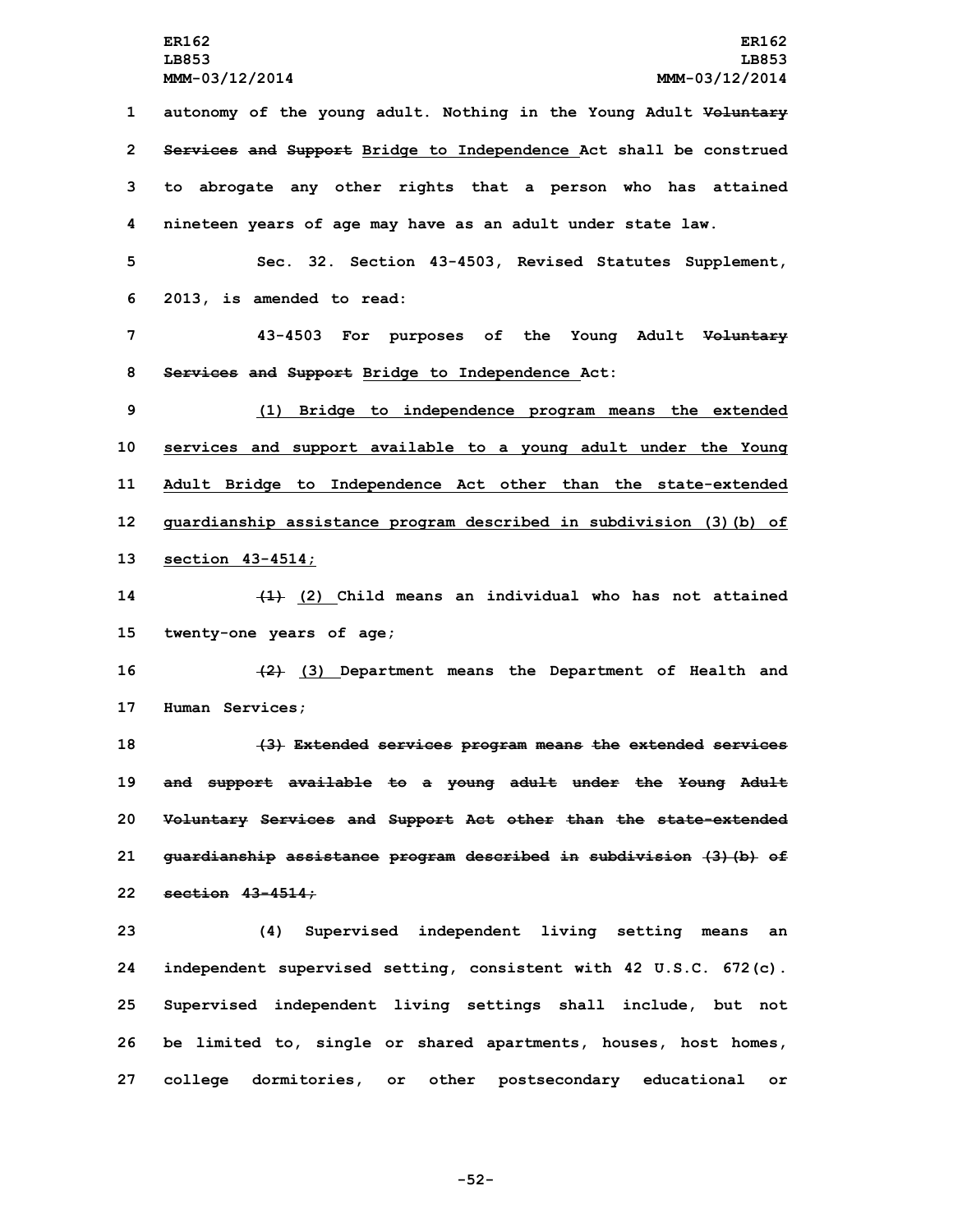1 autonomy of the young adult. Nothing in the Young Adult ~~Voluntary~~

2 ~~Services and Support~~ Bridge to Independence Act shall be construed

3 to abrogate any other rights that a person who has attained

4 nineteen years of age may have as an adult under state law.

5 Sec. 32. Section 43-4503, Revised Statutes Supplement,

6 2013, is amended to read:

7 43-4503 For purposes of the Young Adult ~~Voluntary~~

8 ~~Services and Support~~ Bridge to Independence Act:

9 (1) Bridge to independence program means the extended

10 services and support available to a young adult under the Young

11 Adult Bridge to Independence Act other than the state-extended

12 guardianship assistance program described in subdivision (3)(b) of

13 section 43-4514;

14 ~~(1)~~ (2) Child means an individual who has not attained

15 twenty-one years of age;

16 ~~(2)~~ (3) Department means the Department of Health and

17 Human Services;

18 ~~(3) Extended services program means the extended services~~

19 ~~and support available to a young adult under the Young Adult~~

20 ~~Voluntary Services and Support Act other than the state-extended~~

21 ~~guardianship assistance program described in subdivision (3)(b) of~~

22 ~~section 43-4514;~~

23 (4) Supervised independent living setting means an

24 independent supervised setting, consistent with 42 U.S.C. 672(c).

25 Supervised independent living settings shall include, but not

26 be limited to, single or shared apartments, houses, host homes,

27 college dormitories, or other postsecondary educational or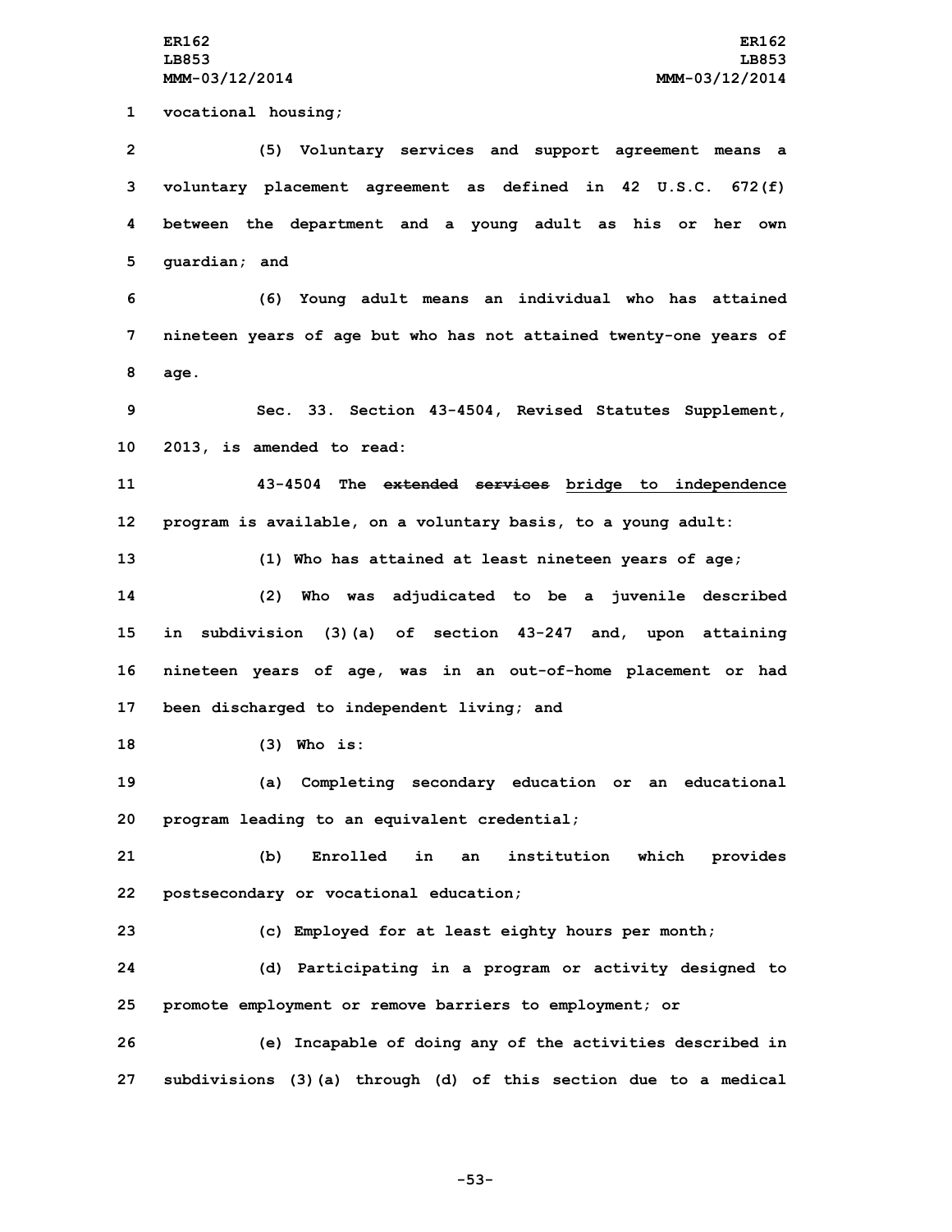vocational housing;

(5) Voluntary services and support agreement means a voluntary placement agreement as defined in 42 U.S.C. 672(f) between the department and a young adult as his or her own guardian; and

(6) Young adult means an individual who has attained nineteen years of age but who has not attained twenty-one years of age.

Sec. 33. Section 43-4504, Revised Statutes Supplement, 2013, is amended to read:

43-4504 The ~~extended services~~ bridge to independence program is available, on a voluntary basis, to a young adult:

(1) Who has attained at least nineteen years of age;

(2) Who was adjudicated to be a juvenile described in subdivision (3)(a) of section 43-247 and, upon attaining nineteen years of age, was in an out-of-home placement or had been discharged to independent living; and

(3) Who is:

(a) Completing secondary education or an educational program leading to an equivalent credential;

(b) Enrolled in an institution which provides postsecondary or vocational education;

(c) Employed for at least eighty hours per month;

(d) Participating in a program or activity designed to promote employment or remove barriers to employment; or

(e) Incapable of doing any of the activities described in subdivisions (3)(a) through (d) of this section due to a medical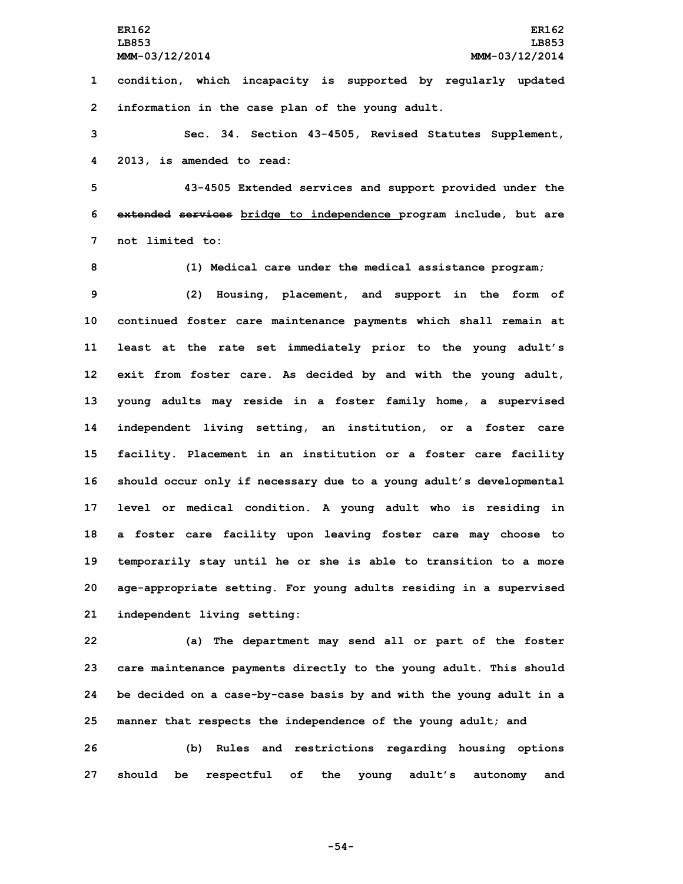condition, which incapacity is supported by regularly updated information in the case plan of the young adult.

Sec. 34. Section 43-4505, Revised Statutes Supplement, 2013, is amended to read:

43-4505 Extended services and support provided under the ~~extended services~~ bridge to independence program include, but are not limited to:

(1) Medical care under the medical assistance program;

(2) Housing, placement, and support in the form of continued foster care maintenance payments which shall remain at least at the rate set immediately prior to the young adult's exit from foster care. As decided by and with the young adult, young adults may reside in a foster family home, a supervised independent living setting, an institution, or a foster care facility. Placement in an institution or a foster care facility should occur only if necessary due to a young adult's developmental level or medical condition. A young adult who is residing in a foster care facility upon leaving foster care may choose to temporarily stay until he or she is able to transition to a more age-appropriate setting. For young adults residing in a supervised independent living setting:

(a) The department may send all or part of the foster care maintenance payments directly to the young adult. This should be decided on a case-by-case basis by and with the young adult in a manner that respects the independence of the young adult; and

(b) Rules and restrictions regarding housing options should be respectful of the young adult's autonomy and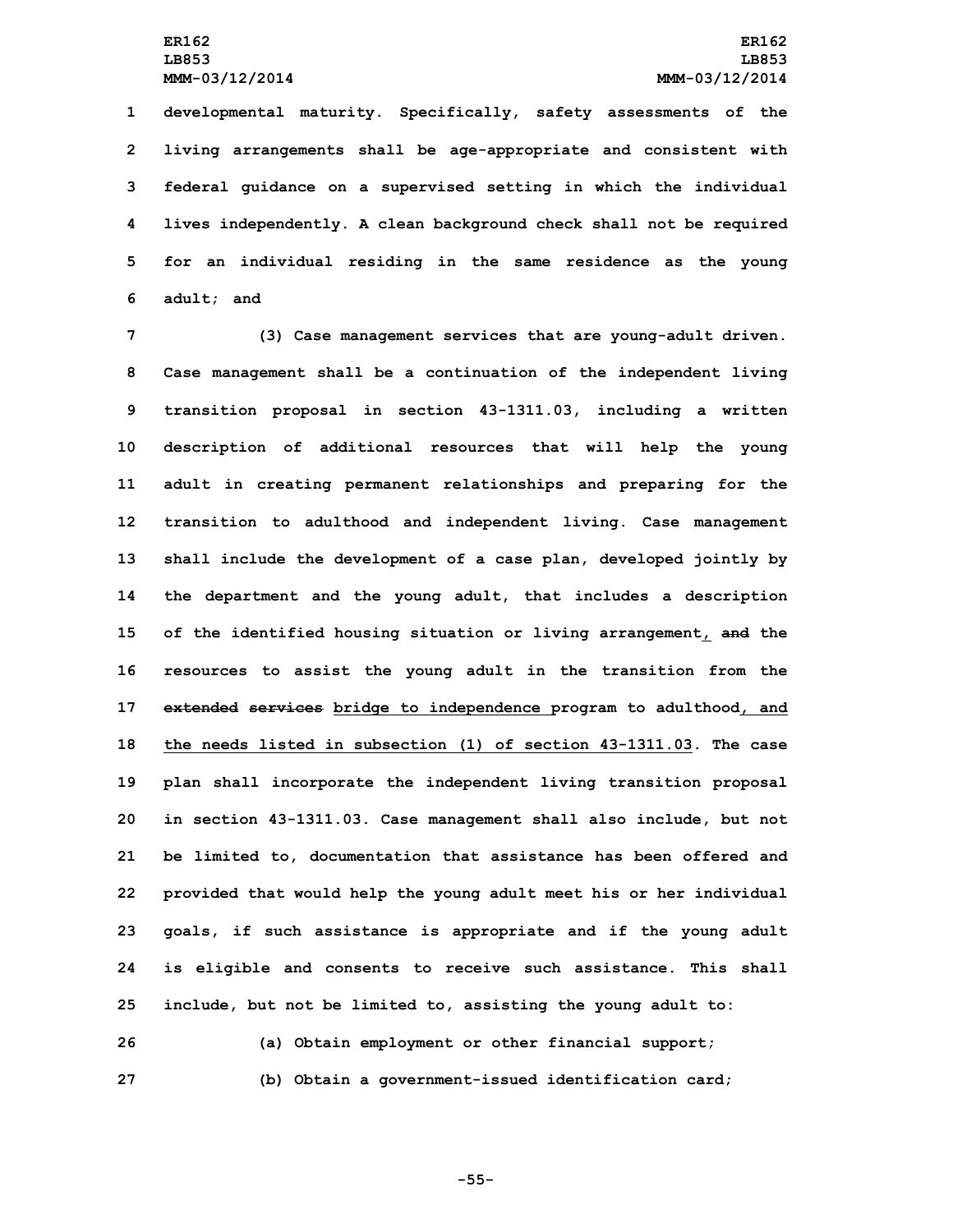developmental maturity. Specifically, safety assessments of the living arrangements shall be age-appropriate and consistent with federal guidance on a supervised setting in which the individual lives independently. A clean background check shall not be required for an individual residing in the same residence as the young adult; and

(3) Case management services that are young-adult driven. Case management shall be a continuation of the independent living transition proposal in section 43-1311.03, including a written description of additional resources that will help the young adult in creating permanent relationships and preparing for the transition to adulthood and independent living. Case management shall include the development of a case plan, developed jointly by the department and the young adult, that includes a description of the identified housing situation or living arrangement, ~~and~~ the resources to assist the young adult in the transition from the ~~extended services~~ bridge to independence program to adulthood, and the needs listed in subsection (1) of section 43-1311.03. The case plan shall incorporate the independent living transition proposal in section 43-1311.03. Case management shall also include, but not be limited to, documentation that assistance has been offered and provided that would help the young adult meet his or her individual goals, if such assistance is appropriate and if the young adult is eligible and consents to receive such assistance. This shall include, but not be limited to, assisting the young adult to:

(a) Obtain employment or other financial support;

(b) Obtain a government-issued identification card;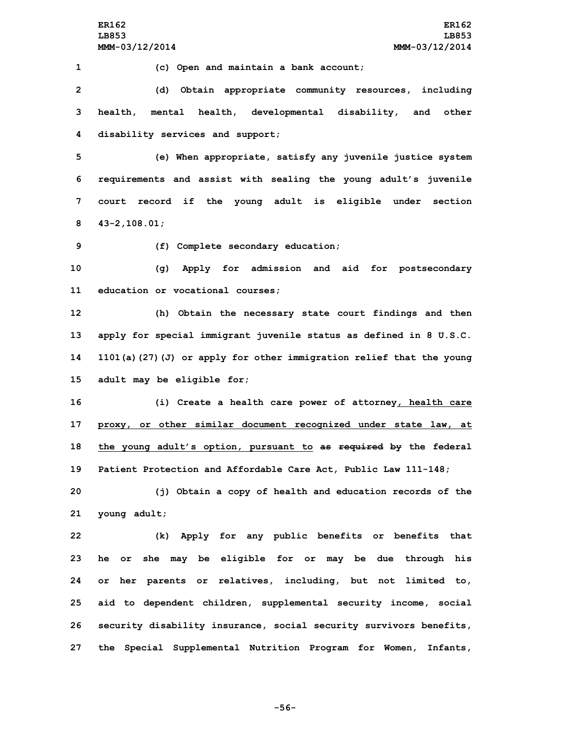(c) Open and maintain a bank account;

(d) Obtain appropriate community resources, including health, mental health, developmental disability, and other disability services and support;

(e) When appropriate, satisfy any juvenile justice system requirements and assist with sealing the young adult's juvenile court record if the young adult is eligible under section 43-2,108.01;

(f) Complete secondary education;

(g) Apply for admission and aid for postsecondary education or vocational courses;

(h) Obtain the necessary state court findings and then apply for special immigrant juvenile status as defined in 8 U.S.C. 1101(a)(27)(J) or apply for other immigration relief that the young adult may be eligible for;

(i) Create a health care power of attorney, health care proxy, or other similar document recognized under state law, at the young adult's option, pursuant to ~~as required by~~ the federal Patient Protection and Affordable Care Act, Public Law 111-148;

(j) Obtain a copy of health and education records of the young adult;

(k) Apply for any public benefits or benefits that he or she may be eligible for or may be due through his or her parents or relatives, including, but not limited to, aid to dependent children, supplemental security income, social security disability insurance, social security survivors benefits, the Special Supplemental Nutrition Program for Women, Infants,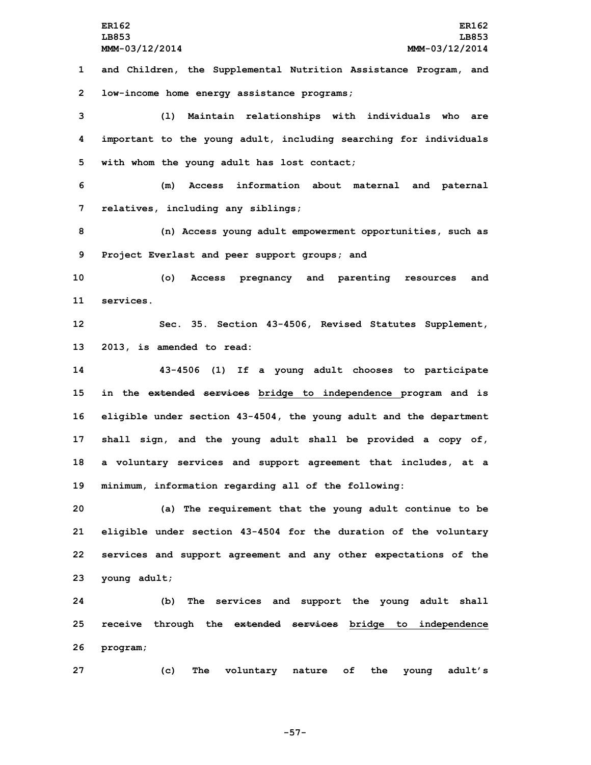and Children, the Supplemental Nutrition Assistance Program, and low-income home energy assistance programs;

(l) Maintain relationships with individuals who are important to the young adult, including searching for individuals with whom the young adult has lost contact;

(m) Access information about maternal and paternal relatives, including any siblings;

(n) Access young adult empowerment opportunities, such as Project Everlast and peer support groups; and

(o) Access pregnancy and parenting resources and services.

Sec. 35. Section 43-4506, Revised Statutes Supplement, 2013, is amended to read:

43-4506 (1) If a young adult chooses to participate in the ~~extended services~~ bridge to independence program and is eligible under section 43-4504, the young adult and the department shall sign, and the young adult shall be provided a copy of, a voluntary services and support agreement that includes, at a minimum, information regarding all of the following:

(a) The requirement that the young adult continue to be eligible under section 43-4504 for the duration of the voluntary services and support agreement and any other expectations of the young adult;

(b) The services and support the young adult shall receive through the ~~extended services~~ bridge to independence program;

(c) The voluntary nature of the young adult's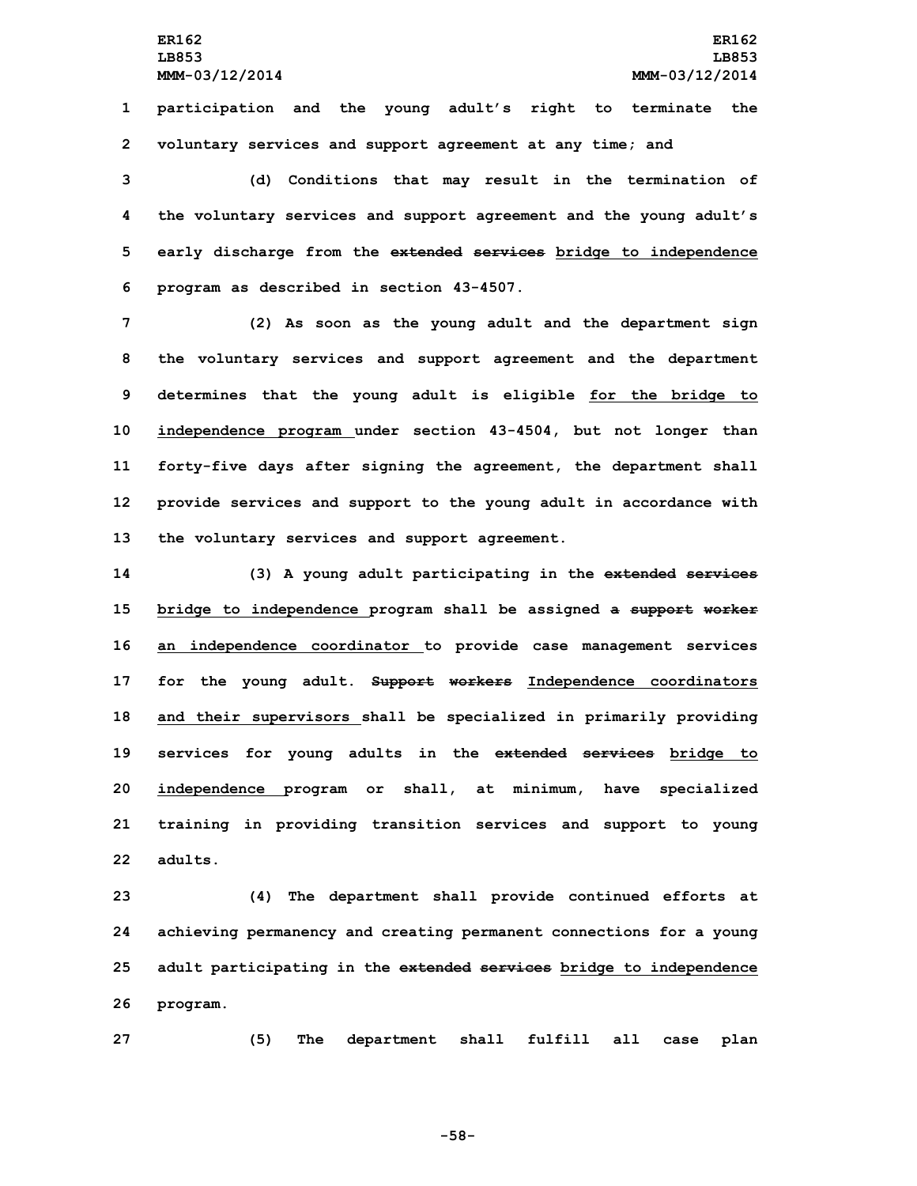participation and the young adult's right to terminate the voluntary services and support agreement at any time; and

(d) Conditions that may result in the termination of the voluntary services and support agreement and the young adult's early discharge from the ~~extended services~~ bridge to independence program as described in section 43-4507.

(2) As soon as the young adult and the department sign the voluntary services and support agreement and the department determines that the young adult is eligible for the bridge to independence program under section 43-4504, but not longer than forty-five days after signing the agreement, the department shall provide services and support to the young adult in accordance with the voluntary services and support agreement.

(3) A young adult participating in the ~~extended services~~ bridge to independence program shall be assigned ~~a support worker~~ an independence coordinator to provide case management services for the young adult. ~~Support workers~~ Independence coordinators and their supervisors shall be specialized in primarily providing services for young adults in the ~~extended services~~ bridge to independence program or shall, at minimum, have specialized training in providing transition services and support to young adults.

(4) The department shall provide continued efforts at achieving permanency and creating permanent connections for a young adult participating in the ~~extended services~~ bridge to independence program.

(5) The department shall fulfill all case plan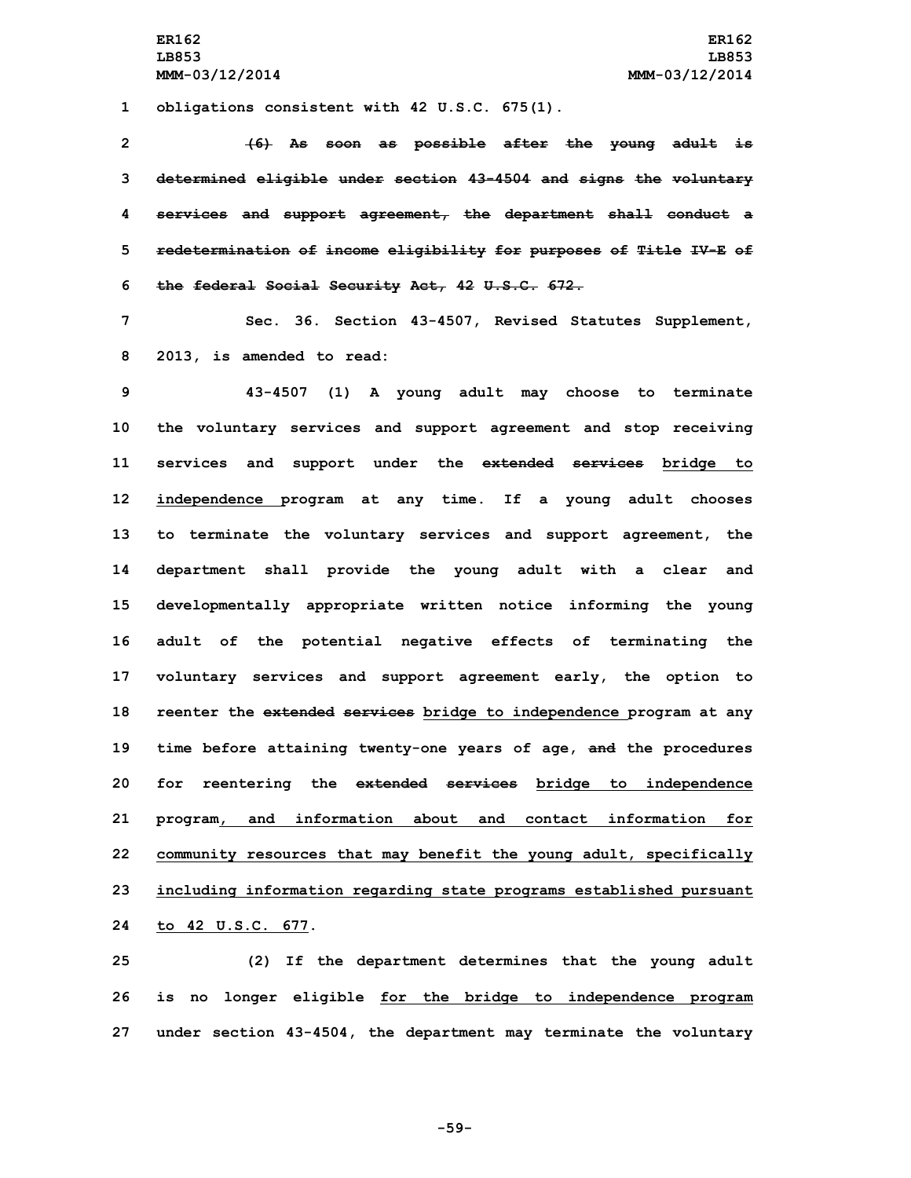obligations consistent with 42 U.S.C. 675(1).

~~(6) As soon as possible after the young adult is determined eligible under section 43-4504 and signs the voluntary services and support agreement, the department shall conduct a redetermination of income eligibility for purposes of Title IV-E of the federal Social Security Act, 42 U.S.C. 672.~~

Sec. 36. Section 43-4507, Revised Statutes Supplement, 2013, is amended to read:

43-4507 (1) A young adult may choose to terminate the voluntary services and support agreement and stop receiving services and support under the ~~extended services~~ bridge to independence program at any time. If a young adult chooses to terminate the voluntary services and support agreement, the department shall provide the young adult with a clear and developmentally appropriate written notice informing the young adult of the potential negative effects of terminating the voluntary services and support agreement early, the option to reenter the ~~extended services~~ bridge to independence program at any time before attaining twenty-one years of age, ~~and~~ the procedures for reentering the ~~extended services~~ bridge to independence program, and information about and contact information for community resources that may benefit the young adult, specifically including information regarding state programs established pursuant to 42 U.S.C. 677.

(2) If the department determines that the young adult is no longer eligible for the bridge to independence program under section 43-4504, the department may terminate the voluntary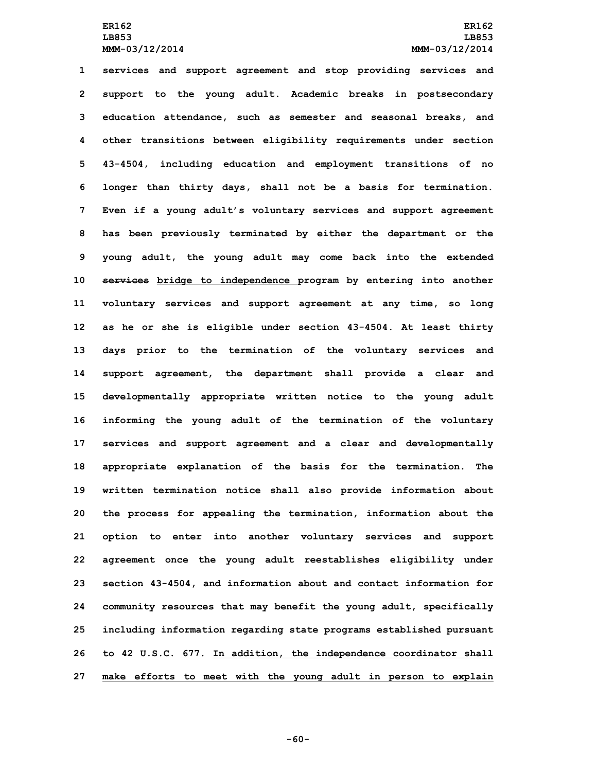services and support agreement and stop providing services and support to the young adult. Academic breaks in postsecondary education attendance, such as semester and seasonal breaks, and other transitions between eligibility requirements under section 43-4504, including education and employment transitions of no longer than thirty days, shall not be a basis for termination. Even if a young adult's voluntary services and support agreement has been previously terminated by either the department or the young adult, the young adult may come back into the ~~extended services~~ <u>bridge to independence</u> program by entering into another voluntary services and support agreement at any time, so long as he or she is eligible under section 43-4504. At least thirty days prior to the termination of the voluntary services and support agreement, the department shall provide a clear and developmentally appropriate written notice to the young adult informing the young adult of the termination of the voluntary services and support agreement and a clear and developmentally appropriate explanation of the basis for the termination. The written termination notice shall also provide information about the process for appealing the termination, information about the option to enter into another voluntary services and support agreement once the young adult reestablishes eligibility under section 43-4504, and information about and contact information for community resources that may benefit the young adult, specifically including information regarding state programs established pursuant to 42 U.S.C. 677. <u>In addition, the independence coordinator shall make efforts to meet with the young adult in person to explain</u>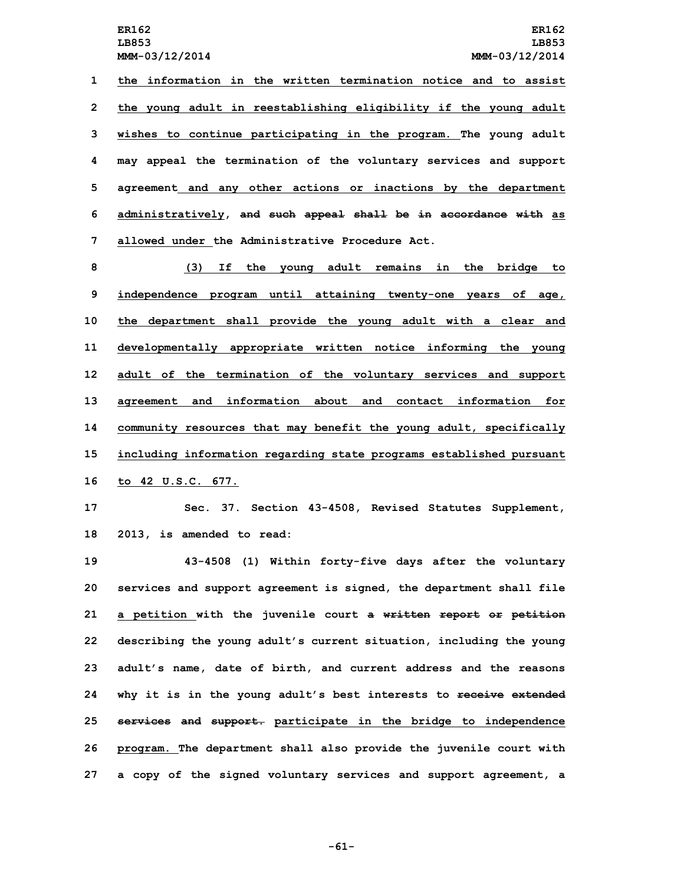the information in the written termination notice and to assist the young adult in reestablishing eligibility if the young adult wishes to continue participating in the program. The young adult may appeal the termination of the voluntary services and support agreement and any other actions or inactions by the department administratively, and such appeal shall be in accordance with as allowed under the Administrative Procedure Act.

(3) If the young adult remains in the bridge to independence program until attaining twenty-one years of age, the department shall provide the young adult with a clear and developmentally appropriate written notice informing the young adult of the termination of the voluntary services and support agreement and information about and contact information for community resources that may benefit the young adult, specifically including information regarding state programs established pursuant to 42 U.S.C. 677.

Sec. 37. Section 43-4508, Revised Statutes Supplement, 2013, is amended to read:

43-4508 (1) Within forty-five days after the voluntary services and support agreement is signed, the department shall file a petition with the juvenile court a written report or petition describing the young adult's current situation, including the young adult's name, date of birth, and current address and the reasons why it is in the young adult's best interests to receive extended services and support. participate in the bridge to independence program. The department shall also provide the juvenile court with a copy of the signed voluntary services and support agreement, a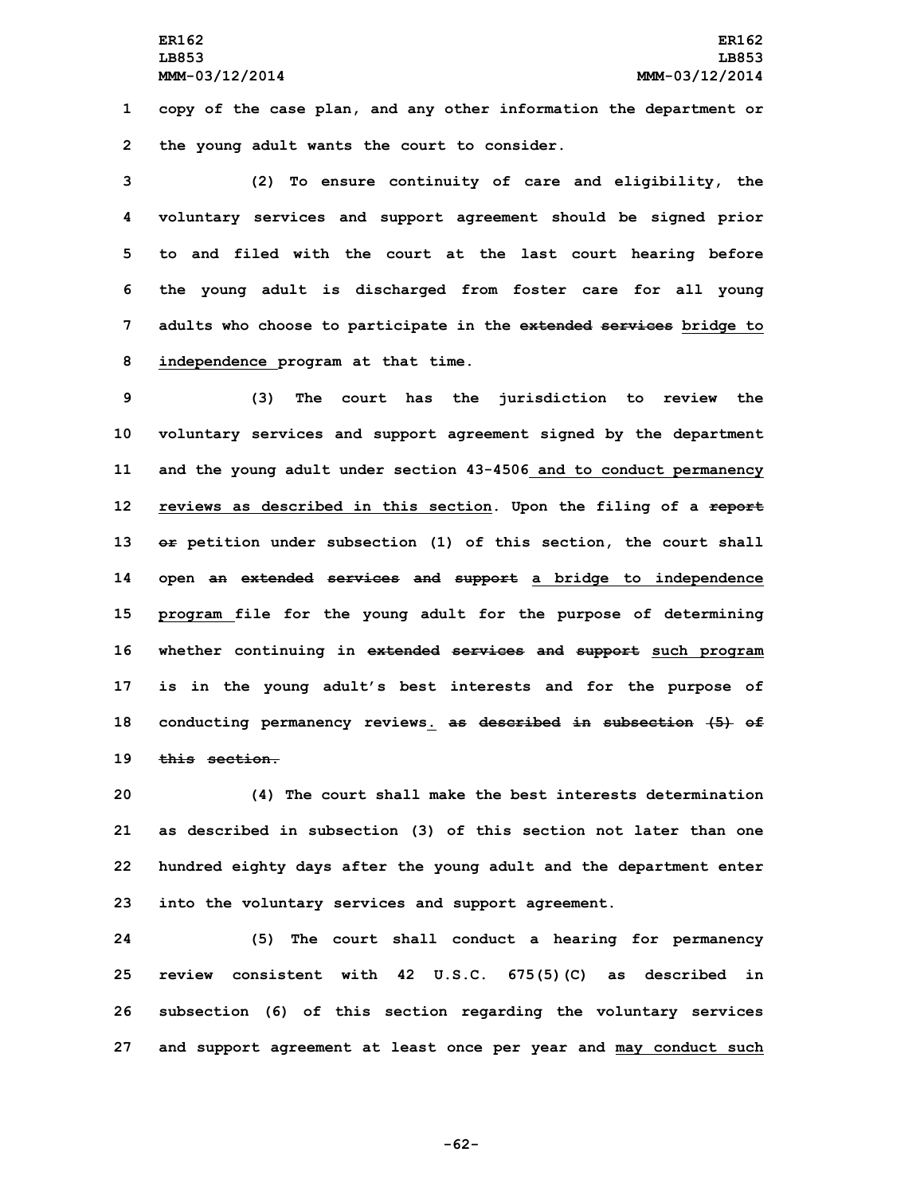copy of the case plan, and any other information the department or the young adult wants the court to consider.

(2) To ensure continuity of care and eligibility, the voluntary services and support agreement should be signed prior to and filed with the court at the last court hearing before the young adult is discharged from foster care for all young adults who choose to participate in the ~~extended services~~ bridge to independence program at that time.

(3) The court has the jurisdiction to review the voluntary services and support agreement signed by the department and the young adult under section 43-4506 and to conduct permanency reviews as described in this section. Upon the filing of a ~~report or~~ petition under subsection (1) of this section, the court shall open ~~an extended services and support~~ a bridge to independence program file for the young adult for the purpose of determining whether continuing in ~~extended services and support~~ such program is in the young adult's best interests and for the purpose of conducting permanency reviews. ~~as described in subsection (5) of this section.~~

(4) The court shall make the best interests determination as described in subsection (3) of this section not later than one hundred eighty days after the young adult and the department enter into the voluntary services and support agreement.

(5) The court shall conduct a hearing for permanency review consistent with 42 U.S.C. 675(5)(C) as described in subsection (6) of this section regarding the voluntary services and support agreement at least once per year and may conduct such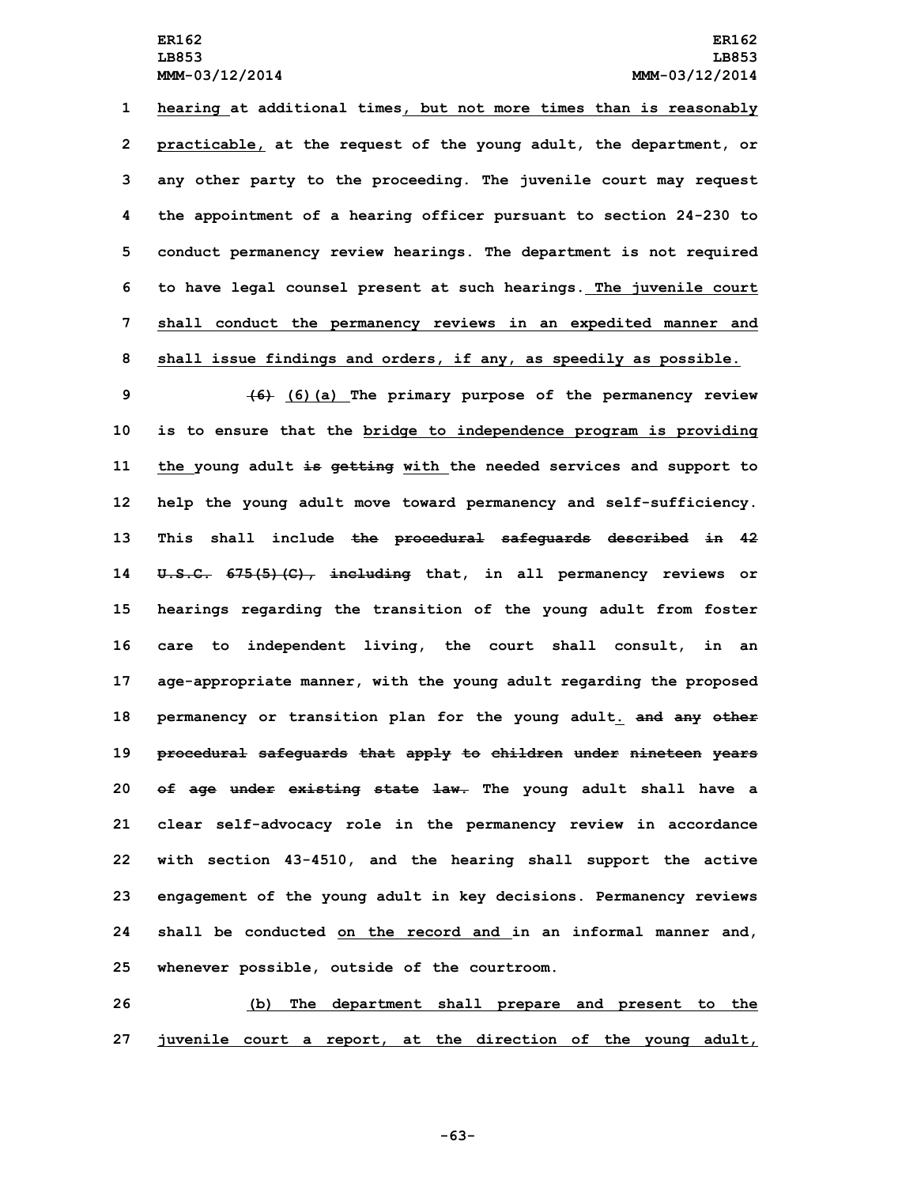hearing at additional times, but not more times than is reasonably practicable, at the request of the young adult, the department, or any other party to the proceeding. The juvenile court may request the appointment of a hearing officer pursuant to section 24-230 to conduct permanency review hearings. The department is not required to have legal counsel present at such hearings. The juvenile court shall conduct the permanency reviews in an expedited manner and shall issue findings and orders, if any, as speedily as possible.

~~(6)~~ (6)(a) The primary purpose of the permanency review is to ensure that the bridge to independence program is providing the young adult ~~is getting~~ with the needed services and support to help the young adult move toward permanency and self-sufficiency. This shall include ~~the procedural safeguards described in 42 U.S.C. 675(5)(C), including~~ that, in all permanency reviews or hearings regarding the transition of the young adult from foster care to independent living, the court shall consult, in an age-appropriate manner, with the young adult regarding the proposed permanency or transition plan for the young adult. ~~and any other procedural safeguards that apply to children under nineteen years of age under existing state law.~~ The young adult shall have a clear self-advocacy role in the permanency review in accordance with section 43-4510, and the hearing shall support the active engagement of the young adult in key decisions. Permanency reviews shall be conducted on the record and in an informal manner and, whenever possible, outside of the courtroom.

(b) The department shall prepare and present to the juvenile court a report, at the direction of the young adult,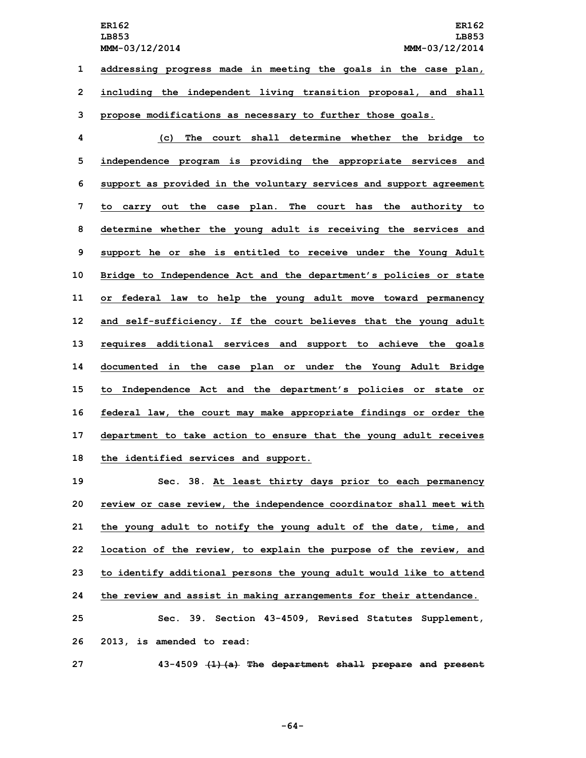addressing progress made in meeting the goals in the case plan, including the independent living transition proposal, and shall propose modifications as necessary to further those goals.

(c) The court shall determine whether the bridge to independence program is providing the appropriate services and support as provided in the voluntary services and support agreement to carry out the case plan. The court has the authority to determine whether the young adult is receiving the services and support he or she is entitled to receive under the Young Adult Bridge to Independence Act and the department's policies or state or federal law to help the young adult move toward permanency and self-sufficiency. If the court believes that the young adult requires additional services and support to achieve the goals documented in the case plan or under the Young Adult Bridge to Independence Act and the department's policies or state or federal law, the court may make appropriate findings or order the department to take action to ensure that the young adult receives the identified services and support.

Sec. 38. At least thirty days prior to each permanency review or case review, the independence coordinator shall meet with the young adult to notify the young adult of the date, time, and location of the review, to explain the purpose of the review, and to identify additional persons the young adult would like to attend the review and assist in making arrangements for their attendance.

Sec. 39. Section 43-4509, Revised Statutes Supplement, 2013, is amended to read:

43-4509 ~~(1)(a) The department shall prepare and present~~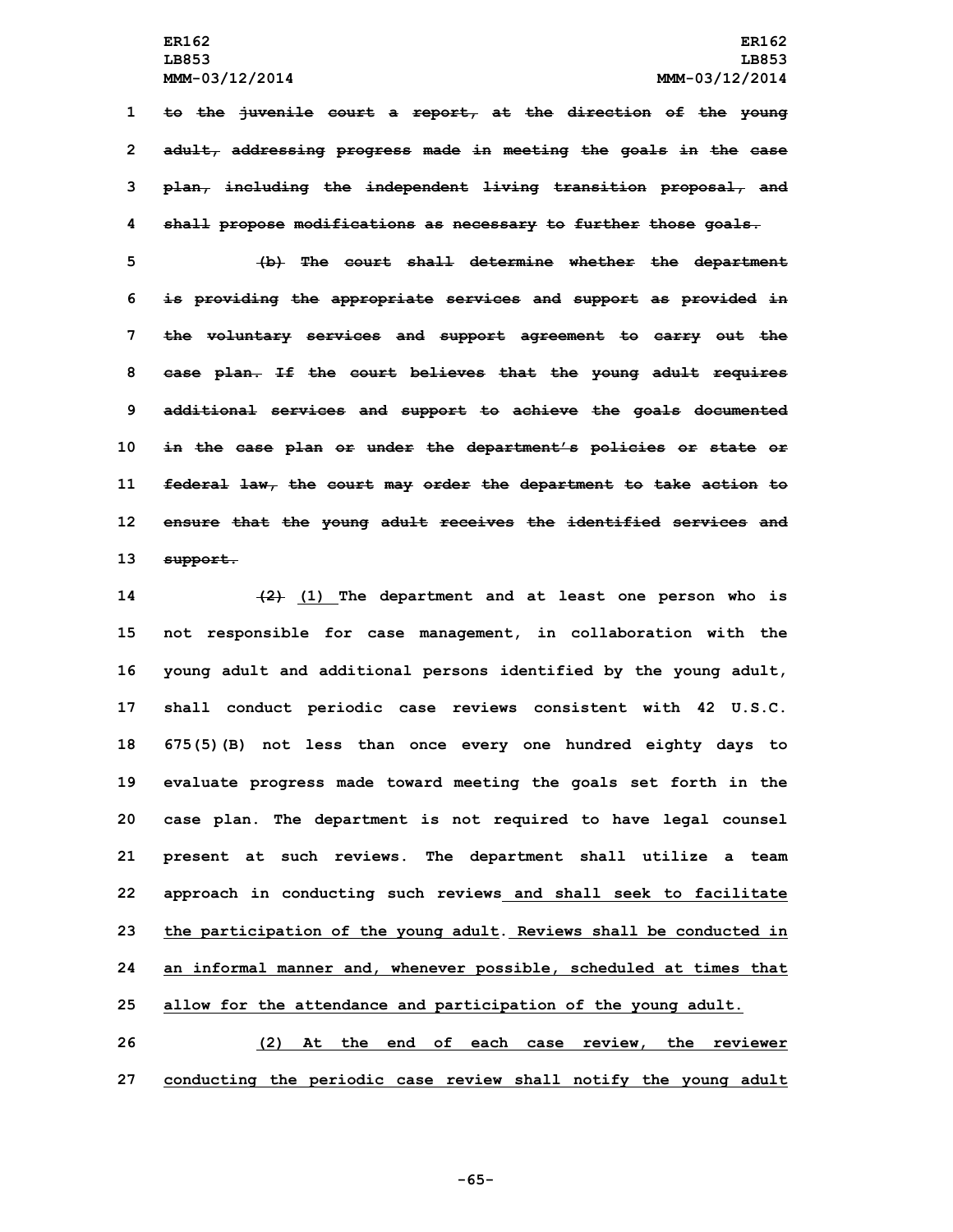~~to the juvenile court a report, at the direction of the young adult, addressing progress made in meeting the goals in the case plan, including the independent living transition proposal, and shall propose modifications as necessary to further those goals.~~

~~(b) The court shall determine whether the department is providing the appropriate services and support as provided in the voluntary services and support agreement to carry out the case plan. If the court believes that the young adult requires additional services and support to achieve the goals documented in the case plan or under the department's policies or state or federal law, the court may order the department to take action to ensure that the young adult receives the identified services and support.~~

~~(2)~~ (1) The department and at least one person who is not responsible for case management, in collaboration with the young adult and additional persons identified by the young adult, shall conduct periodic case reviews consistent with 42 U.S.C. 675(5)(B) not less than once every one hundred eighty days to evaluate progress made toward meeting the goals set forth in the case plan. The department is not required to have legal counsel present at such reviews. The department shall utilize a team approach in conducting such reviews and shall seek to facilitate the participation of the young adult. Reviews shall be conducted in an informal manner and, whenever possible, scheduled at times that allow for the attendance and participation of the young adult.

(2) At the end of each case review, the reviewer conducting the periodic case review shall notify the young adult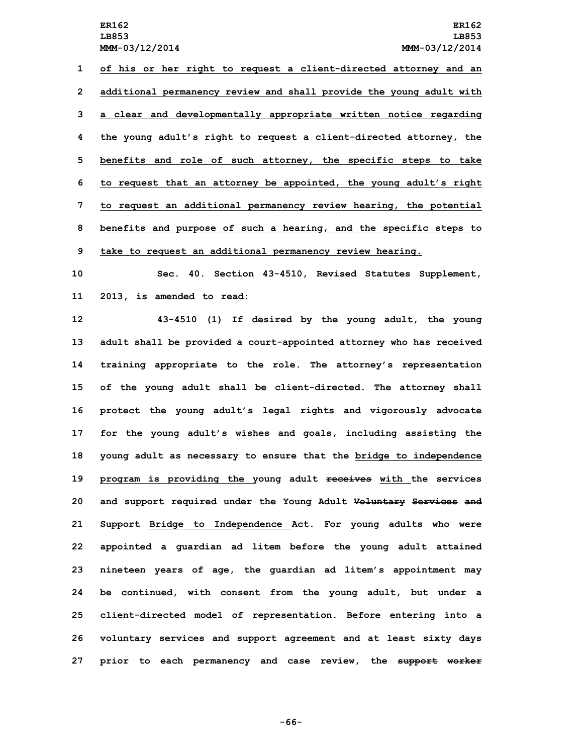of his or her right to request a client-directed attorney and an additional permanency review and shall provide the young adult with a clear and developmentally appropriate written notice regarding the young adult's right to request a client-directed attorney, the benefits and role of such attorney, the specific steps to take to request that an attorney be appointed, the young adult's right to request an additional permanency review hearing, the potential benefits and purpose of such a hearing, and the specific steps to take to request an additional permanency review hearing.

Sec. 40. Section 43-4510, Revised Statutes Supplement, 2013, is amended to read:

43-4510 (1) If desired by the young adult, the young adult shall be provided a court-appointed attorney who has received training appropriate to the role. The attorney's representation of the young adult shall be client-directed. The attorney shall protect the young adult's legal rights and vigorously advocate for the young adult's wishes and goals, including assisting the young adult as necessary to ensure that the bridge to independence program is providing the young adult ~~receives~~ with the services and support required under the Young Adult ~~Voluntary Services and Support~~ Bridge to Independence Act. For young adults who were appointed a guardian ad litem before the young adult attained nineteen years of age, the guardian ad litem's appointment may be continued, with consent from the young adult, but under a client-directed model of representation. Before entering into a voluntary services and support agreement and at least sixty days prior to each permanency and case review, the ~~support worker~~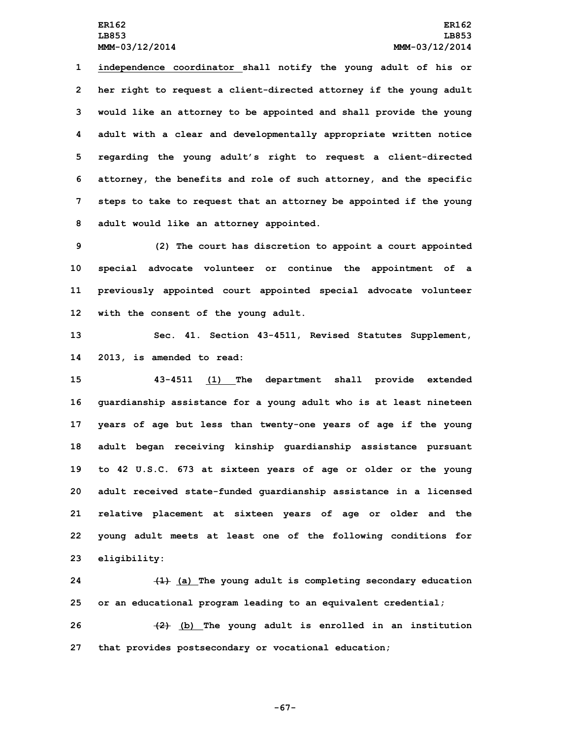independence coordinator shall notify the young adult of his or her right to request a client-directed attorney if the young adult would like an attorney to be appointed and shall provide the young adult with a clear and developmentally appropriate written notice regarding the young adult's right to request a client-directed attorney, the benefits and role of such attorney, and the specific steps to take to request that an attorney be appointed if the young adult would like an attorney appointed.

(2) The court has discretion to appoint a court appointed special advocate volunteer or continue the appointment of a previously appointed court appointed special advocate volunteer with the consent of the young adult.

Sec. 41. Section 43-4511, Revised Statutes Supplement, 2013, is amended to read:

43-4511 (1) The department shall provide extended guardianship assistance for a young adult who is at least nineteen years of age but less than twenty-one years of age if the young adult began receiving kinship guardianship assistance pursuant to 42 U.S.C. 673 at sixteen years of age or older or the young adult received state-funded guardianship assistance in a licensed relative placement at sixteen years of age or older and the young adult meets at least one of the following conditions for eligibility:

~~(1)~~ (a) The young adult is completing secondary education or an educational program leading to an equivalent credential;

~~(2)~~ (b) The young adult is enrolled in an institution that provides postsecondary or vocational education;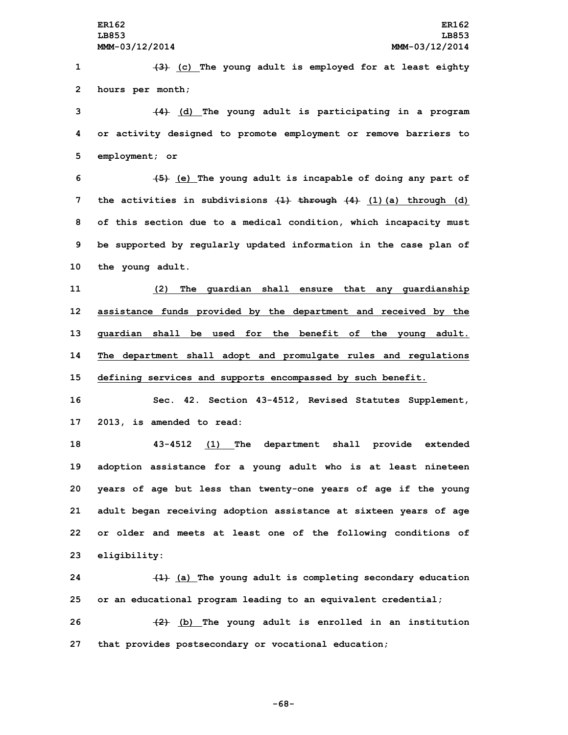~~(3)~~ (c) The young adult is employed for at least eighty hours per month;

~~(4)~~ (d) The young adult is participating in a program or activity designed to promote employment or remove barriers to employment; or

~~(5)~~ (e) The young adult is incapable of doing any part of the activities in subdivisions ~~(1) through (4)~~ (1)(a) through (d) of this section due to a medical condition, which incapacity must be supported by regularly updated information in the case plan of the young adult.

(2) The guardian shall ensure that any guardianship assistance funds provided by the department and received by the guardian shall be used for the benefit of the young adult. The department shall adopt and promulgate rules and regulations defining services and supports encompassed by such benefit.

Sec. 42. Section 43-4512, Revised Statutes Supplement, 2013, is amended to read:

43-4512 (1) The department shall provide extended adoption assistance for a young adult who is at least nineteen years of age but less than twenty-one years of age if the young adult began receiving adoption assistance at sixteen years of age or older and meets at least one of the following conditions of eligibility:

~~(1)~~ (a) The young adult is completing secondary education or an educational program leading to an equivalent credential;

~~(2)~~ (b) The young adult is enrolled in an institution that provides postsecondary or vocational education;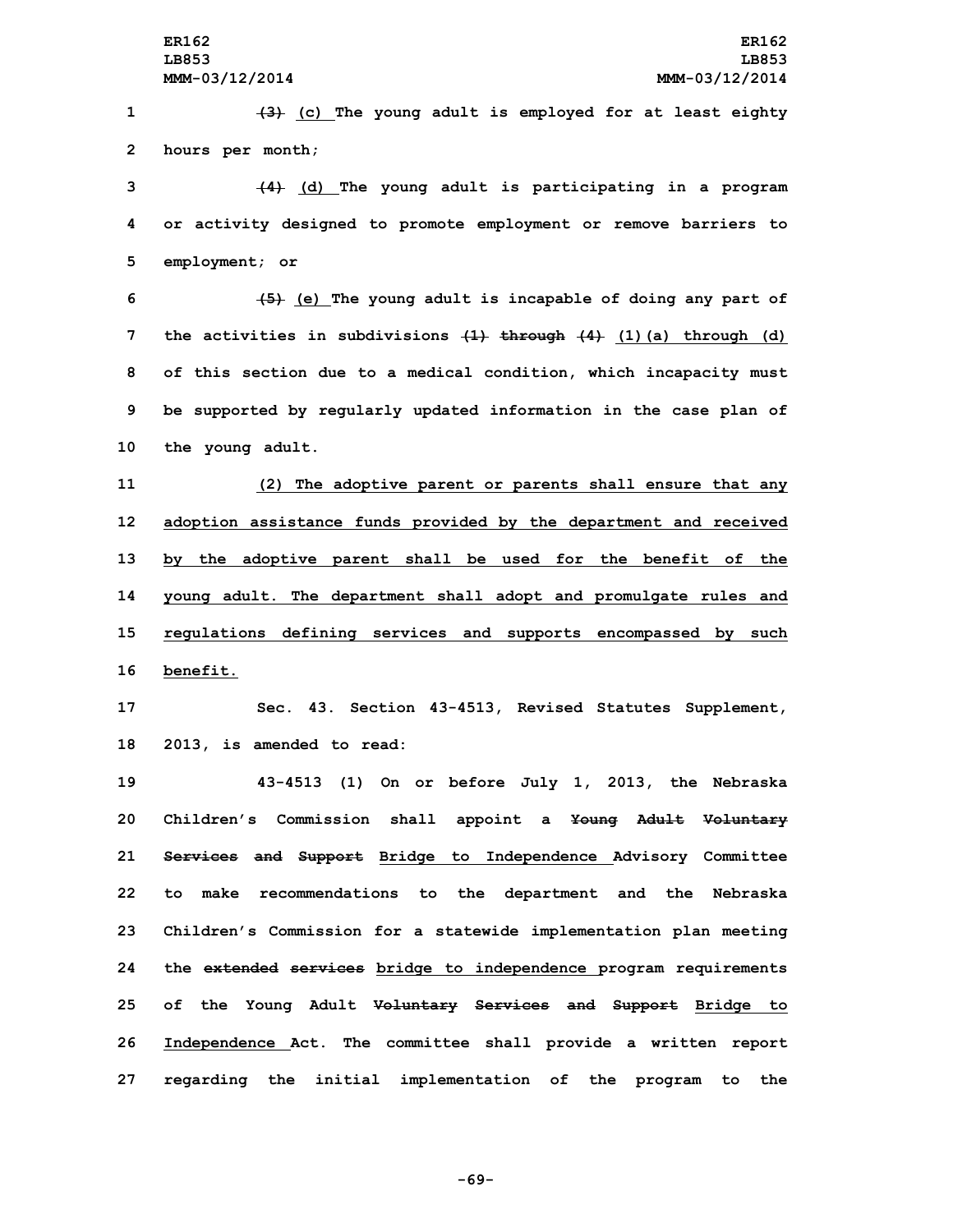(3) (c) The young adult is employed for at least eighty hours per month;

(4) (d) The young adult is participating in a program or activity designed to promote employment or remove barriers to employment; or

(5) (e) The young adult is incapable of doing any part of the activities in subdivisions (1) through (4) (1)(a) through (d) of this section due to a medical condition, which incapacity must be supported by regularly updated information in the case plan of the young adult.

(2) The adoptive parent or parents shall ensure that any adoption assistance funds provided by the department and received by the adoptive parent shall be used for the benefit of the young adult. The department shall adopt and promulgate rules and regulations defining services and supports encompassed by such benefit.

Sec. 43. Section 43-4513, Revised Statutes Supplement, 2013, is amended to read:

43-4513 (1) On or before July 1, 2013, the Nebraska Children's Commission shall appoint a Young Adult Voluntary Services and Support Bridge to Independence Advisory Committee to make recommendations to the department and the Nebraska Children's Commission for a statewide implementation plan meeting the extended services bridge to independence program requirements of the Young Adult Voluntary Services and Support Bridge to Independence Act. The committee shall provide a written report regarding the initial implementation of the program to the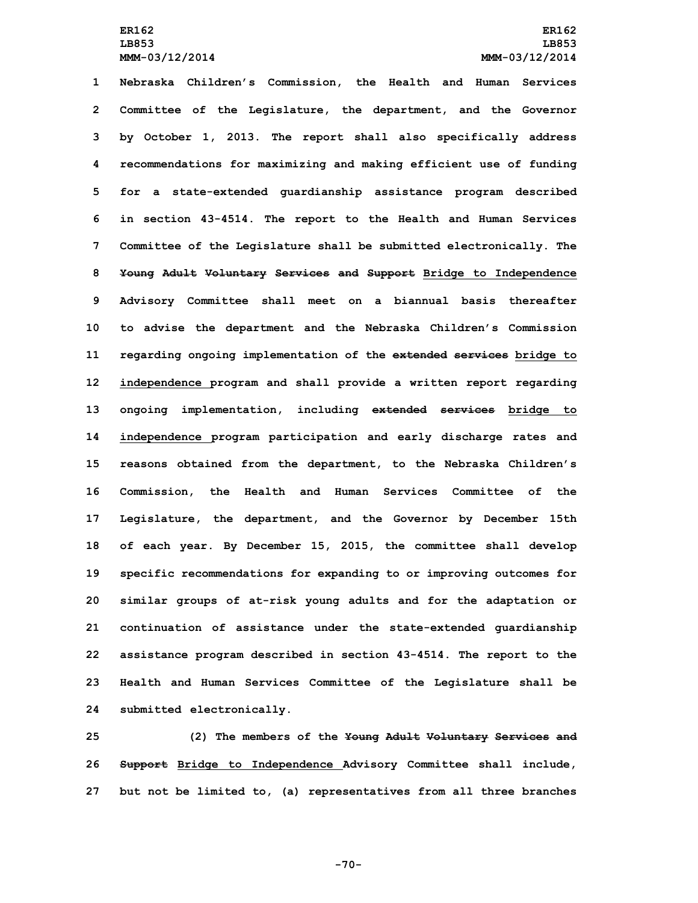Nebraska Children's Commission, the Health and Human Services Committee of the Legislature, the department, and the Governor by October 1, 2013. The report shall also specifically address recommendations for maximizing and making efficient use of funding for a state-extended guardianship assistance program described in section 43-4514. The report to the Health and Human Services Committee of the Legislature shall be submitted electronically. The ~~Young Adult Voluntary Services and Support~~ Bridge to Independence Advisory Committee shall meet on a biannual basis thereafter to advise the department and the Nebraska Children's Commission regarding ongoing implementation of the ~~extended services~~ bridge to independence program and shall provide a written report regarding ongoing implementation, including ~~extended services~~ bridge to independence program participation and early discharge rates and reasons obtained from the department, to the Nebraska Children's Commission, the Health and Human Services Committee of the Legislature, the department, and the Governor by December 15th of each year. By December 15, 2015, the committee shall develop specific recommendations for expanding to or improving outcomes for similar groups of at-risk young adults and for the adaptation or continuation of assistance under the state-extended guardianship assistance program described in section 43-4514. The report to the Health and Human Services Committee of the Legislature shall be submitted electronically.

(2) The members of the ~~Young Adult Voluntary Services and Support~~ Bridge to Independence Advisory Committee shall include, but not be limited to, (a) representatives from all three branches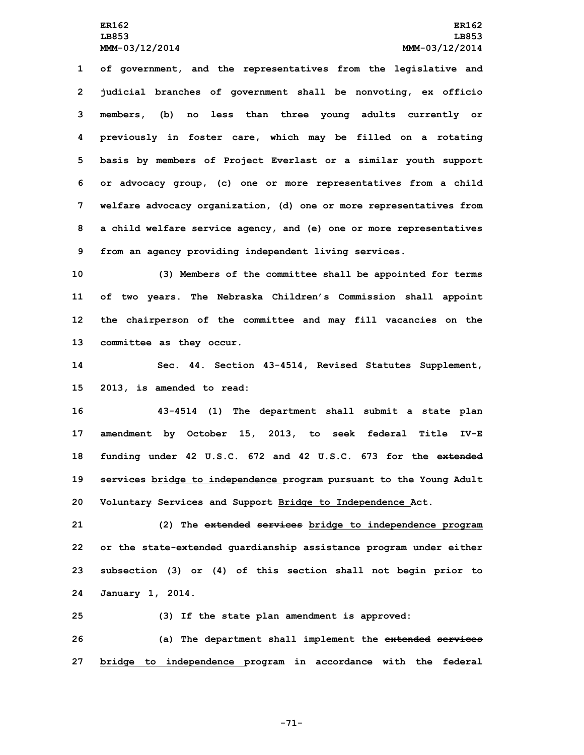of government, and the representatives from the legislative and judicial branches of government shall be nonvoting, ex officio members, (b) no less than three young adults currently or previously in foster care, which may be filled on a rotating basis by members of Project Everlast or a similar youth support or advocacy group, (c) one or more representatives from a child welfare advocacy organization, (d) one or more representatives from a child welfare service agency, and (e) one or more representatives from an agency providing independent living services.

(3) Members of the committee shall be appointed for terms of two years. The Nebraska Children's Commission shall appoint the chairperson of the committee and may fill vacancies on the committee as they occur.

Sec. 44. Section 43-4514, Revised Statutes Supplement, 2013, is amended to read:

43-4514 (1) The department shall submit a state plan amendment by October 15, 2013, to seek federal Title IV-E funding under 42 U.S.C. 672 and 42 U.S.C. 673 for the ~~extended services~~ bridge to independence program pursuant to the Young Adult ~~Voluntary Services and Support~~ Bridge to Independence Act.

(2) The ~~extended services~~ bridge to independence program or the state-extended guardianship assistance program under either subsection (3) or (4) of this section shall not begin prior to January 1, 2014.

(3) If the state plan amendment is approved:

(a) The department shall implement the ~~extended services~~ bridge to independence program in accordance with the federal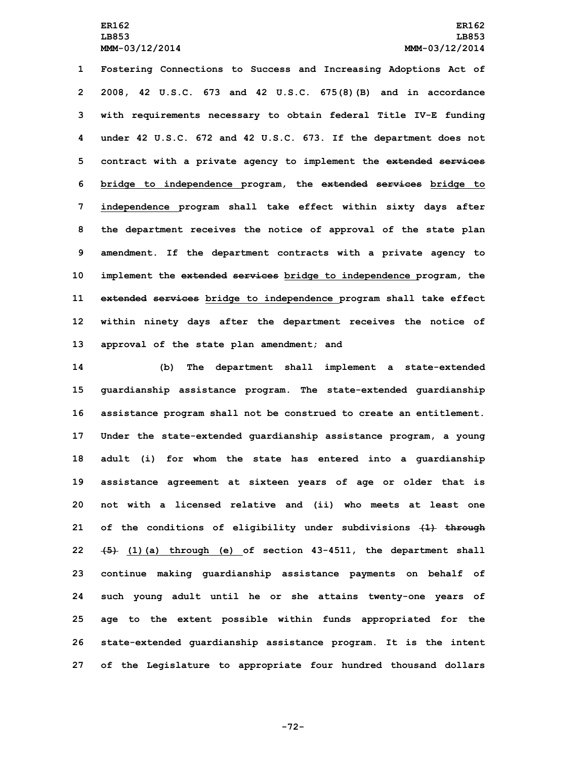Fostering Connections to Success and Increasing Adoptions Act of 2008, 42 U.S.C. 673 and 42 U.S.C. 675(8)(B) and in accordance with requirements necessary to obtain federal Title IV-E funding under 42 U.S.C. 672 and 42 U.S.C. 673. If the department does not contract with a private agency to implement the ~~extended services~~ <u>bridge to independence</u> program, the ~~extended services~~ <u>bridge to independence</u> program shall take effect within sixty days after the department receives the notice of approval of the state plan amendment. If the department contracts with a private agency to implement the ~~extended services~~ <u>bridge to independence</u> program, the ~~extended services~~ <u>bridge to independence</u> program shall take effect within ninety days after the department receives the notice of approval of the state plan amendment; and

(b) The department shall implement a state-extended guardianship assistance program. The state-extended guardianship assistance program shall not be construed to create an entitlement. Under the state-extended guardianship assistance program, a young adult (i) for whom the state has entered into a guardianship assistance agreement at sixteen years of age or older that is not with a licensed relative and (ii) who meets at least one of the conditions of eligibility under subdivisions ~~(1) through (5)~~ <u>(1)(a) through (e)</u> of section 43-4511, the department shall continue making guardianship assistance payments on behalf of such young adult until he or she attains twenty-one years of age to the extent possible within funds appropriated for the state-extended guardianship assistance program. It is the intent of the Legislature to appropriate four hundred thousand dollars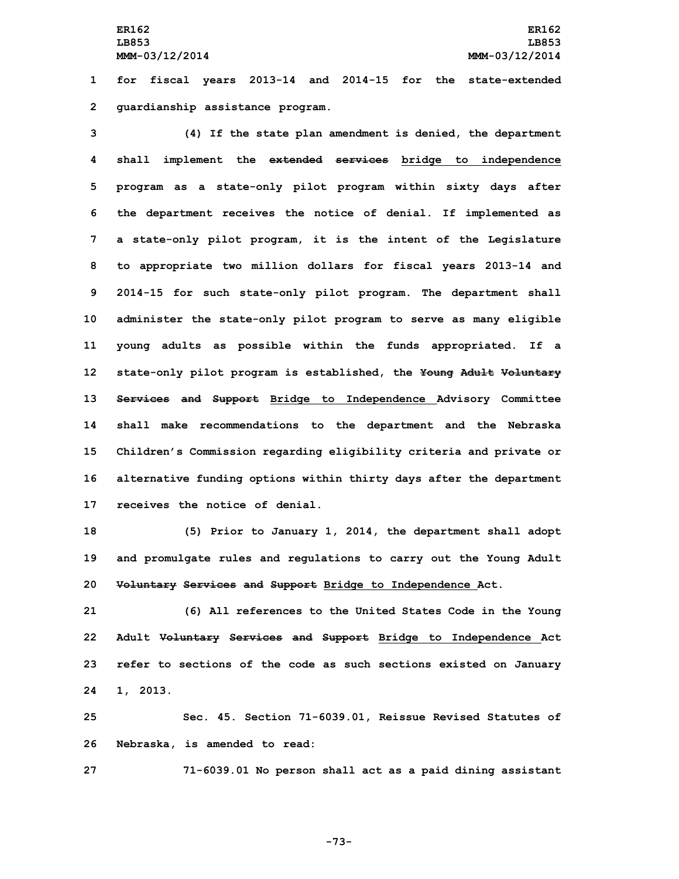for fiscal years 2013-14 and 2014-15 for the state-extended guardianship assistance program.

(4) If the state plan amendment is denied, the department shall implement the ~~extended services~~ bridge to independence program as a state-only pilot program within sixty days after the department receives the notice of denial. If implemented as a state-only pilot program, it is the intent of the Legislature to appropriate two million dollars for fiscal years 2013-14 and 2014-15 for such state-only pilot program. The department shall administer the state-only pilot program to serve as many eligible young adults as possible within the funds appropriated. If a state-only pilot program is established, the ~~Young Adult Voluntary Services and Support~~ Bridge to Independence Advisory Committee shall make recommendations to the department and the Nebraska Children's Commission regarding eligibility criteria and private or alternative funding options within thirty days after the department receives the notice of denial.

(5) Prior to January 1, 2014, the department shall adopt and promulgate rules and regulations to carry out the Young Adult ~~Voluntary Services and Support~~ Bridge to Independence Act.

(6) All references to the United States Code in the Young Adult ~~Voluntary Services and Support~~ Bridge to Independence Act refer to sections of the code as such sections existed on January 1, 2013.

Sec. 45. Section 71-6039.01, Reissue Revised Statutes of Nebraska, is amended to read:

71-6039.01 No person shall act as a paid dining assistant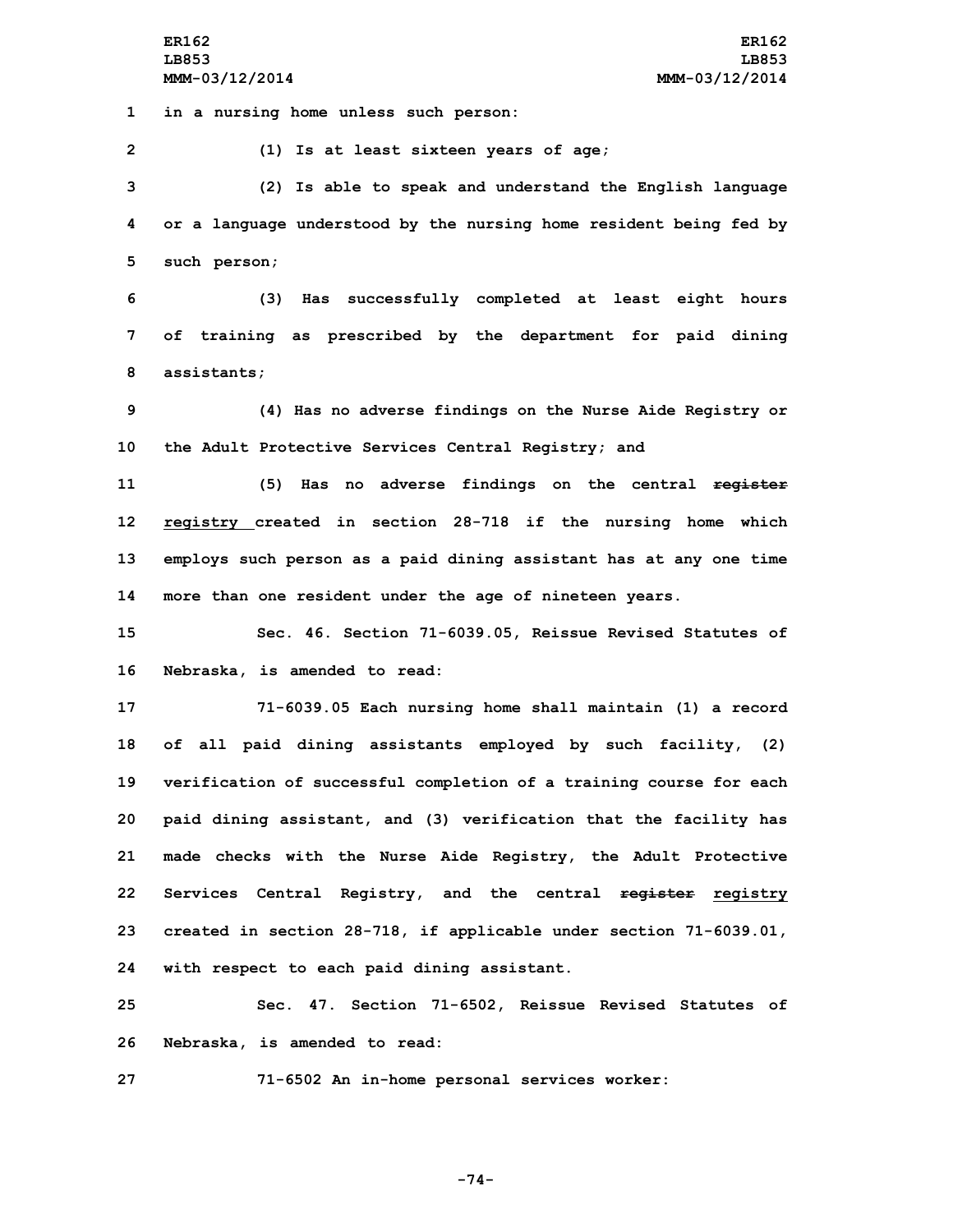in a nursing home unless such person:

(1) Is at least sixteen years of age;

(2) Is able to speak and understand the English language or a language understood by the nursing home resident being fed by such person;

(3) Has successfully completed at least eight hours of training as prescribed by the department for paid dining assistants;

(4) Has no adverse findings on the Nurse Aide Registry or the Adult Protective Services Central Registry; and

(5) Has no adverse findings on the central ~~register~~ registry created in section 28-718 if the nursing home which employs such person as a paid dining assistant has at any one time more than one resident under the age of nineteen years.

Sec. 46. Section 71-6039.05, Reissue Revised Statutes of Nebraska, is amended to read:

71-6039.05 Each nursing home shall maintain (1) a record of all paid dining assistants employed by such facility, (2) verification of successful completion of a training course for each paid dining assistant, and (3) verification that the facility has made checks with the Nurse Aide Registry, the Adult Protective Services Central Registry, and the central ~~register~~ registry created in section 28-718, if applicable under section 71-6039.01, with respect to each paid dining assistant.

Sec. 47. Section 71-6502, Reissue Revised Statutes of Nebraska, is amended to read:

71-6502 An in-home personal services worker: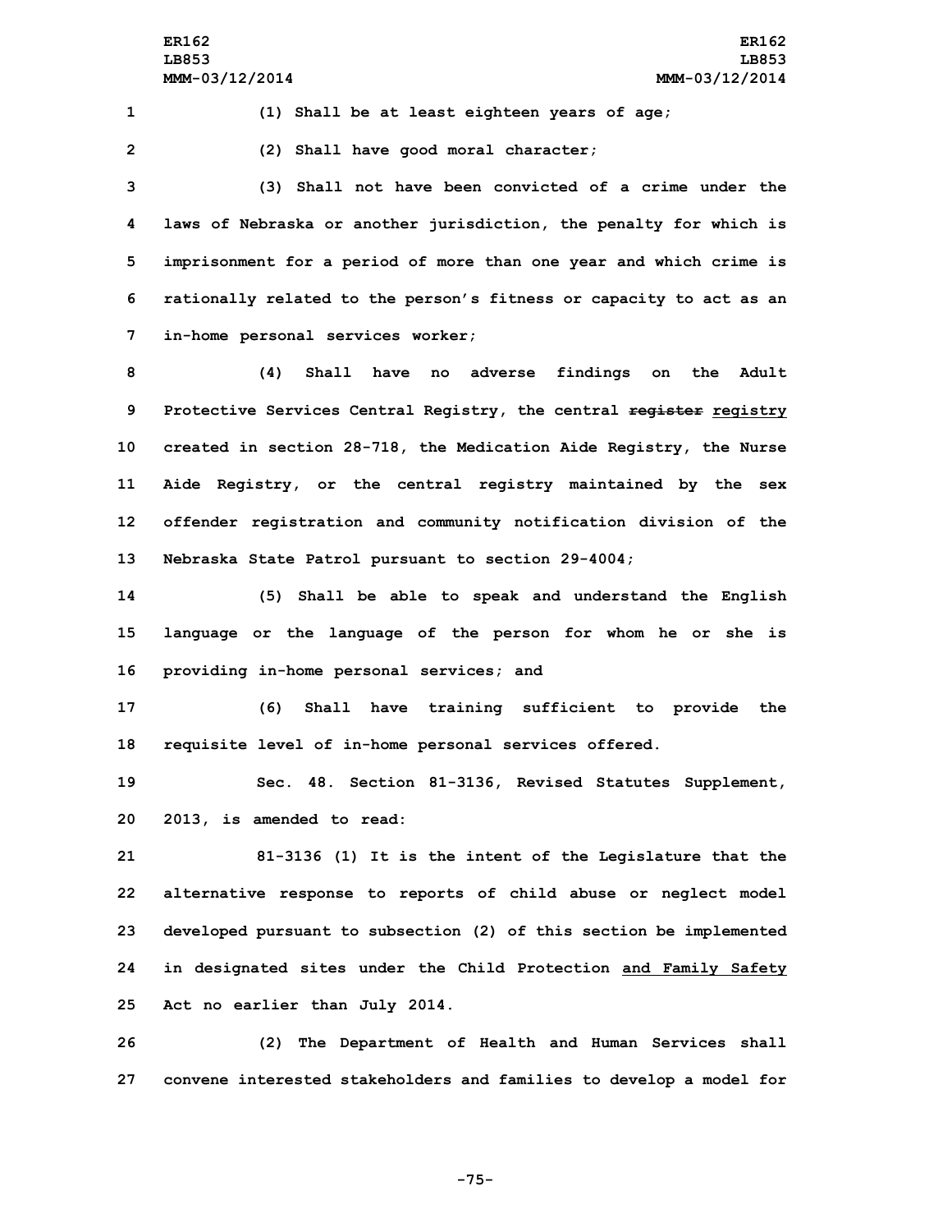(1) Shall be at least eighteen years of age;

(2) Shall have good moral character;

(3) Shall not have been convicted of a crime under the laws of Nebraska or another jurisdiction, the penalty for which is imprisonment for a period of more than one year and which crime is rationally related to the person's fitness or capacity to act as an in-home personal services worker;

(4) Shall have no adverse findings on the Adult Protective Services Central Registry, the central ~~register~~ registry created in section 28-718, the Medication Aide Registry, the Nurse Aide Registry, or the central registry maintained by the sex offender registration and community notification division of the Nebraska State Patrol pursuant to section 29-4004;

(5) Shall be able to speak and understand the English language or the language of the person for whom he or she is providing in-home personal services; and

(6) Shall have training sufficient to provide the requisite level of in-home personal services offered.

Sec. 48. Section 81-3136, Revised Statutes Supplement, 2013, is amended to read:

81-3136 (1) It is the intent of the Legislature that the alternative response to reports of child abuse or neglect model developed pursuant to subsection (2) of this section be implemented in designated sites under the Child Protection and Family Safety Act no earlier than July 2014.

(2) The Department of Health and Human Services shall convene interested stakeholders and families to develop a model for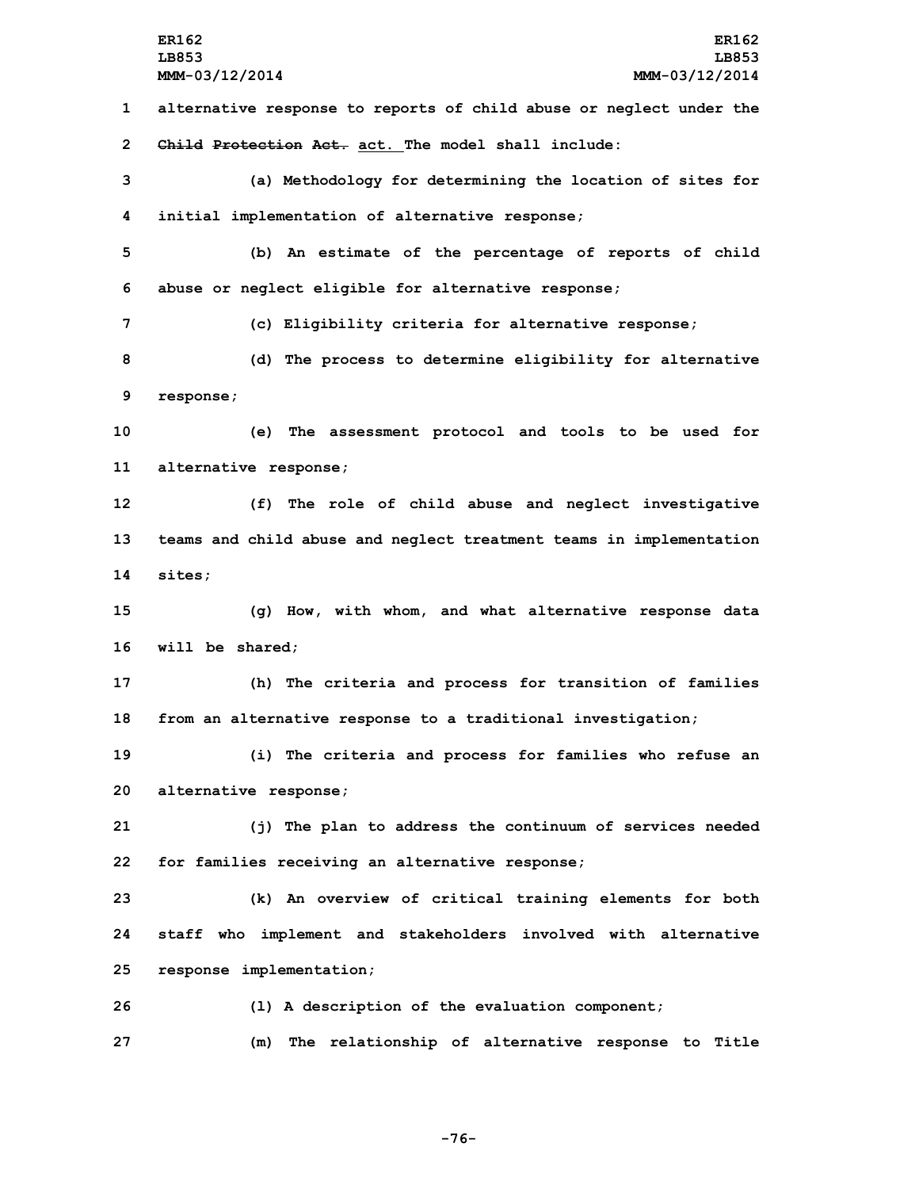alternative response to reports of child abuse or neglect under the ~~Child Protection Act.~~ act. The model shall include:

(a) Methodology for determining the location of sites for initial implementation of alternative response;

(b) An estimate of the percentage of reports of child abuse or neglect eligible for alternative response;

(c) Eligibility criteria for alternative response;

(d) The process to determine eligibility for alternative response;

(e) The assessment protocol and tools to be used for alternative response;

(f) The role of child abuse and neglect investigative teams and child abuse and neglect treatment teams in implementation sites;

(g) How, with whom, and what alternative response data will be shared;

(h) The criteria and process for transition of families from an alternative response to a traditional investigation;

(i) The criteria and process for families who refuse an alternative response;

(j) The plan to address the continuum of services needed for families receiving an alternative response;

(k) An overview of critical training elements for both staff who implement and stakeholders involved with alternative response implementation;

(l) A description of the evaluation component;

(m) The relationship of alternative response to Title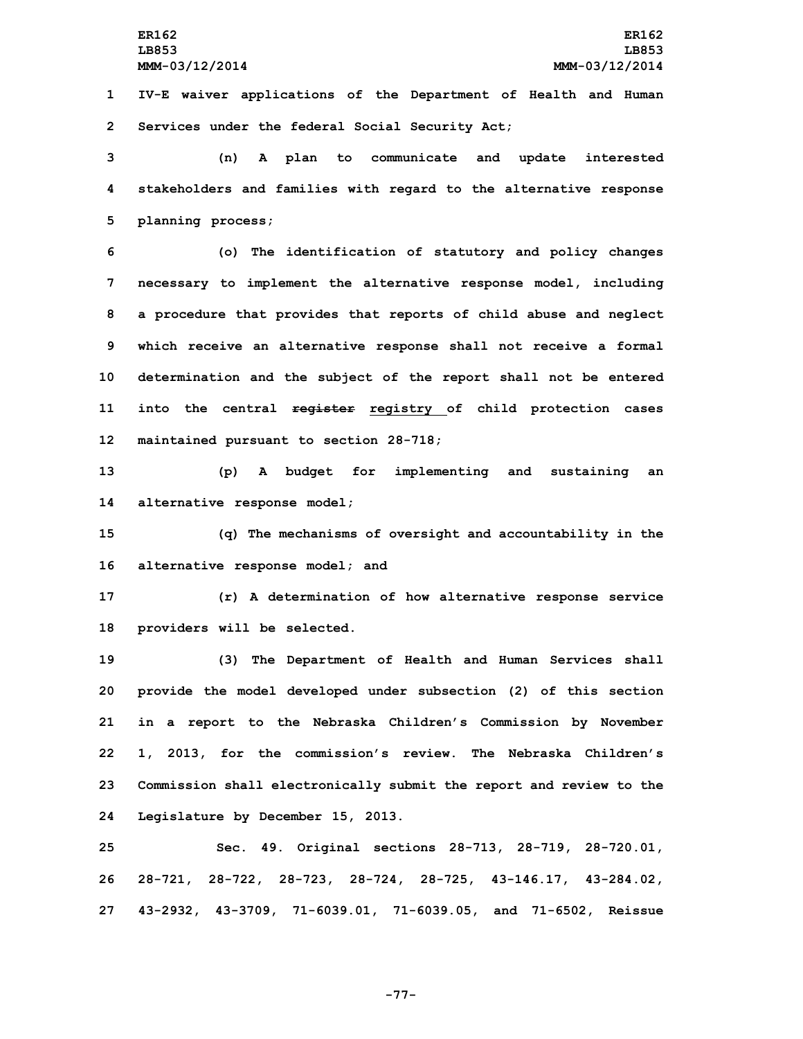IV-E waiver applications of the Department of Health and Human Services under the federal Social Security Act;

(n) A plan to communicate and update interested stakeholders and families with regard to the alternative response planning process;

(o) The identification of statutory and policy changes necessary to implement the alternative response model, including a procedure that provides that reports of child abuse and neglect which receive an alternative response shall not receive a formal determination and the subject of the report shall not be entered into the central ~~register~~ registry of child protection cases maintained pursuant to section 28-718;

(p) A budget for implementing and sustaining an alternative response model;

(q) The mechanisms of oversight and accountability in the alternative response model; and

(r) A determination of how alternative response service providers will be selected.

(3) The Department of Health and Human Services shall provide the model developed under subsection (2) of this section in a report to the Nebraska Children's Commission by November 1, 2013, for the commission's review. The Nebraska Children's Commission shall electronically submit the report and review to the Legislature by December 15, 2013.

Sec. 49. Original sections 28-713, 28-719, 28-720.01, 28-721, 28-722, 28-723, 28-724, 28-725, 43-146.17, 43-284.02, 43-2932, 43-3709, 71-6039.01, 71-6039.05, and 71-6502, Reissue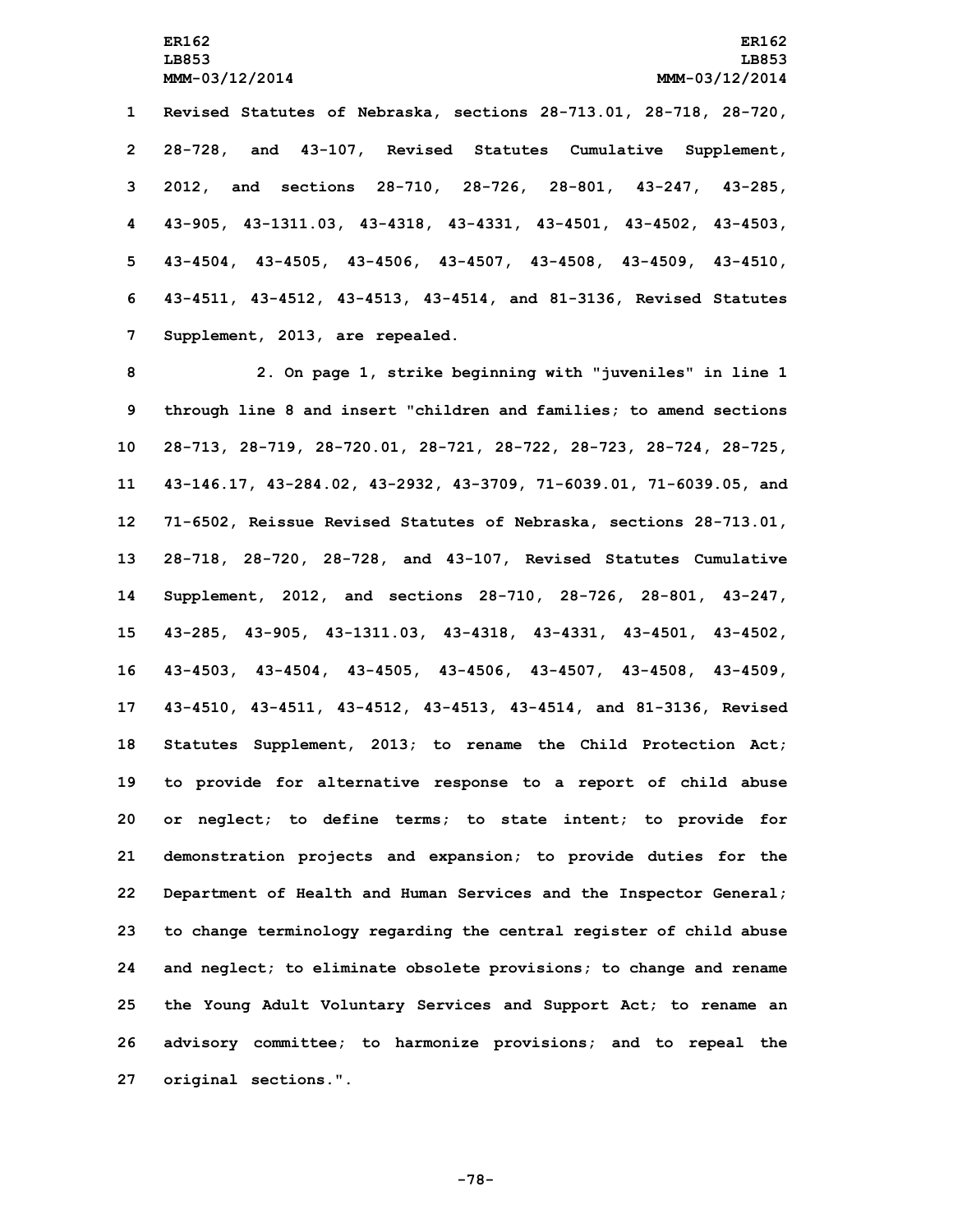Revised Statutes of Nebraska, sections 28-713.01, 28-718, 28-720, 28-728, and 43-107, Revised Statutes Cumulative Supplement, 2012, and sections 28-710, 28-726, 28-801, 43-247, 43-285, 43-905, 43-1311.03, 43-4318, 43-4331, 43-4501, 43-4502, 43-4503, 43-4504, 43-4505, 43-4506, 43-4507, 43-4508, 43-4509, 43-4510, 43-4511, 43-4512, 43-4513, 43-4514, and 81-3136, Revised Statutes Supplement, 2013, are repealed.

2. On page 1, strike beginning with "juveniles" in line 1 through line 8 and insert "children and families; to amend sections 28-713, 28-719, 28-720.01, 28-721, 28-722, 28-723, 28-724, 28-725, 43-146.17, 43-284.02, 43-2932, 43-3709, 71-6039.01, 71-6039.05, and 71-6502, Reissue Revised Statutes of Nebraska, sections 28-713.01, 28-718, 28-720, 28-728, and 43-107, Revised Statutes Cumulative Supplement, 2012, and sections 28-710, 28-726, 28-801, 43-247, 43-285, 43-905, 43-1311.03, 43-4318, 43-4331, 43-4501, 43-4502, 43-4503, 43-4504, 43-4505, 43-4506, 43-4507, 43-4508, 43-4509, 43-4510, 43-4511, 43-4512, 43-4513, 43-4514, and 81-3136, Revised Statutes Supplement, 2013; to rename the Child Protection Act; to provide for alternative response to a report of child abuse or neglect; to define terms; to state intent; to provide for demonstration projects and expansion; to provide duties for the Department of Health and Human Services and the Inspector General; to change terminology regarding the central register of child abuse and neglect; to eliminate obsolete provisions; to change and rename the Young Adult Voluntary Services and Support Act; to rename an advisory committee; to harmonize provisions; and to repeal the original sections.".